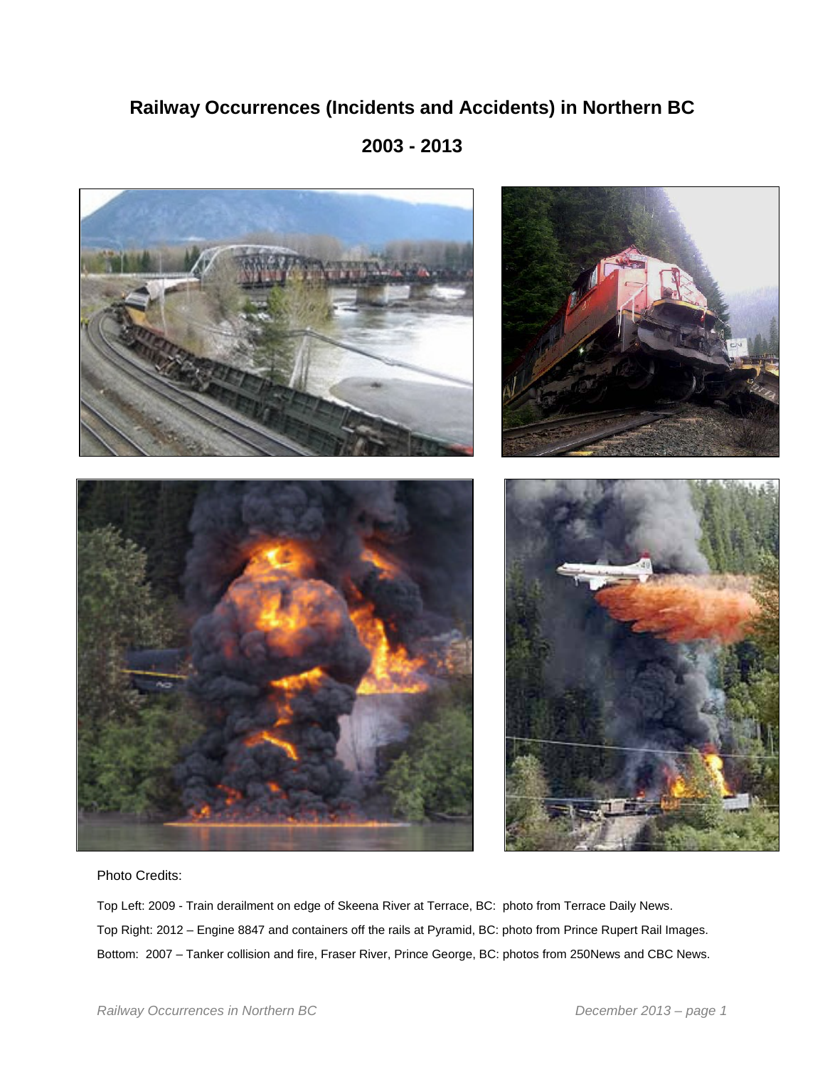# Railway Occurrences (Incidents and Accidents) in Northern BC

## 2003 - 2013

Photo Credits:

Top Left: 2009 - Train derailment on edge of Skeena River at Terrace, BC: photo from Terrace Daily News.

Top Right: 2012 – Engine 8847 and containers off the rails at Pyramid, BC: photo from Prince Rupert Rail Images.

Bottom: 2007 – Tanker collision and fire, Fraser River, Prince George, BC: photos from 250News and CBC News.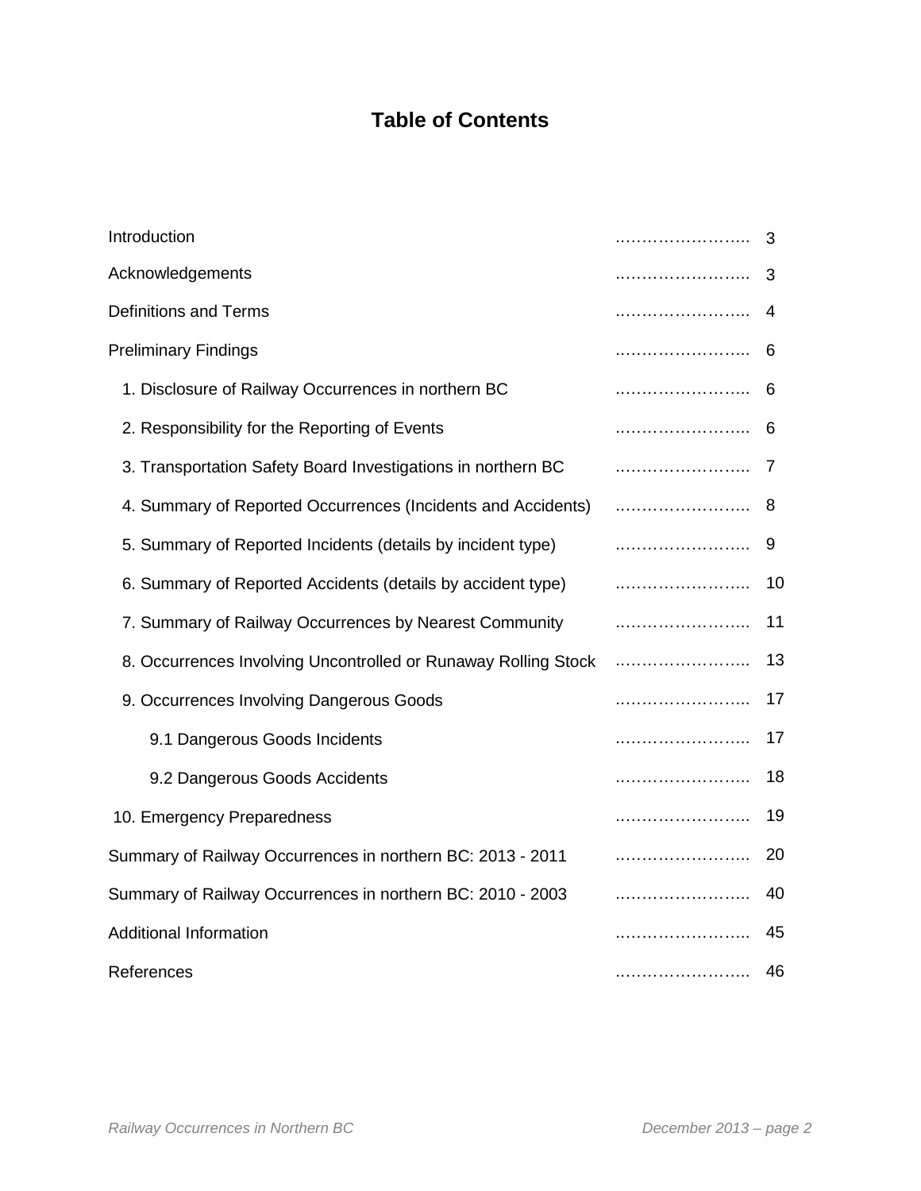# Table of Contents

| | |
|---|---|
| Introduction | 3 |
| Acknowledgements | 3 |
| Definitions and Terms | 4 |
| Preliminary Findings | 6 |
| 1. Disclosure of Railway Occurrences in northern BC | 6 |
| 2. Responsibility for the Reporting of Events | 6 |
| 3. Transportation Safety Board Investigations in northern BC | 7 |
| 4. Summary of Reported Occurrences (Incidents and Accidents) | 8 |
| 5. Summary of Reported Incidents (details by incident type) | 9 |
| 6. Summary of Reported Accidents (details by accident type) | 10 |
| 7. Summary of Railway Occurrences by Nearest Community | 11 |
| 8. Occurrences Involving Uncontrolled or Runaway Rolling Stock | 13 |
| 9. Occurrences Involving Dangerous Goods | 17 |
| 9.1 Dangerous Goods Incidents | 17 |
| 9.2 Dangerous Goods Accidents | 18 |
| 10. Emergency Preparedness | 19 |
| Summary of Railway Occurrences in northern BC: 2013 - 2011 | 20 |
| Summary of Railway Occurrences in northern BC: 2010 - 2003 | 40 |
| Additional Information | 45 |
| References | 46 |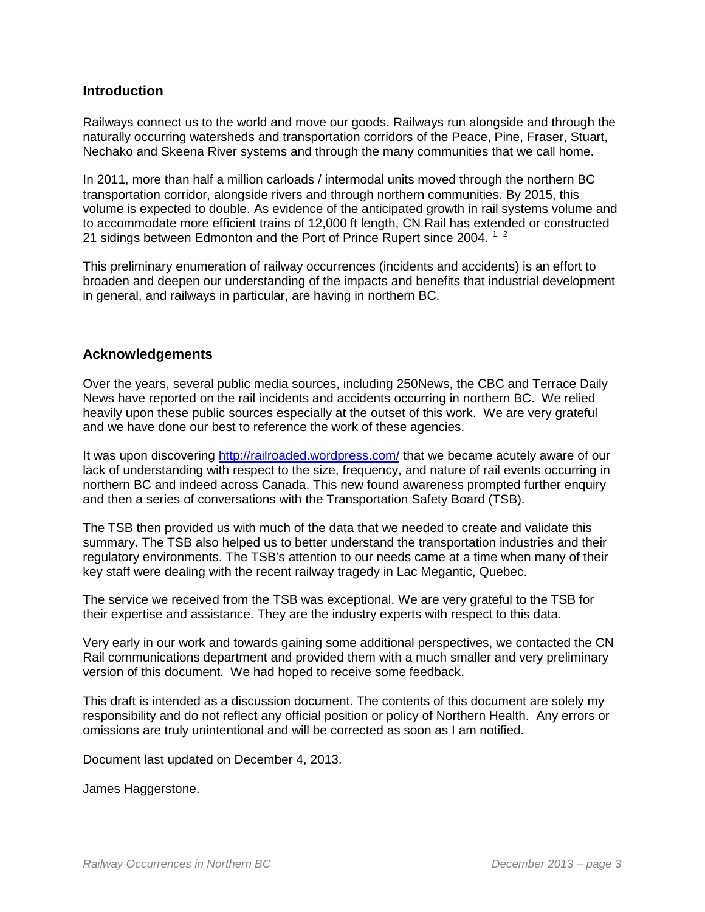## Introduction

Railways connect us to the world and move our goods. Railways run alongside and through the naturally occurring watersheds and transportation corridors of the Peace, Pine, Fraser, Stuart, Nechako and Skeena River systems and through the many communities that we call home.

In 2011, more than half a million carloads / intermodal units moved through the northern BC transportation corridor, alongside rivers and through northern communities. By 2015, this volume is expected to double. As evidence of the anticipated growth in rail systems volume and to accommodate more efficient trains of 12,000 ft length, CN Rail has extended or constructed 21 sidings between Edmonton and the Port of Prince Rupert since 2004. [1, 2]

This preliminary enumeration of railway occurrences (incidents and accidents) is an effort to broaden and deepen our understanding of the impacts and benefits that industrial development in general, and railways in particular, are having in northern BC.

## Acknowledgements

Over the years, several public media sources, including 250News, the CBC and Terrace Daily News have reported on the rail incidents and accidents occurring in northern BC. We relied heavily upon these public sources especially at the outset of this work. We are very grateful and we have done our best to reference the work of these agencies.

It was upon discovering http://railroaded.wordpress.com/ that we became acutely aware of our lack of understanding with respect to the size, frequency, and nature of rail events occurring in northern BC and indeed across Canada. This new found awareness prompted further enquiry and then a series of conversations with the Transportation Safety Board (TSB).

The TSB then provided us with much of the data that we needed to create and validate this summary. The TSB also helped us to better understand the transportation industries and their regulatory environments. The TSB's attention to our needs came at a time when many of their key staff were dealing with the recent railway tragedy in Lac Megantic, Quebec.

The service we received from the TSB was exceptional. We are very grateful to the TSB for their expertise and assistance. They are the industry experts with respect to this data.

Very early in our work and towards gaining some additional perspectives, we contacted the CN Rail communications department and provided them with a much smaller and very preliminary version of this document. We had hoped to receive some feedback.

This draft is intended as a discussion document. The contents of this document are solely my responsibility and do not reflect any official position or policy of Northern Health. Any errors or omissions are truly unintentional and will be corrected as soon as I am notified.

Document last updated on December 4, 2013.

James Haggerstone.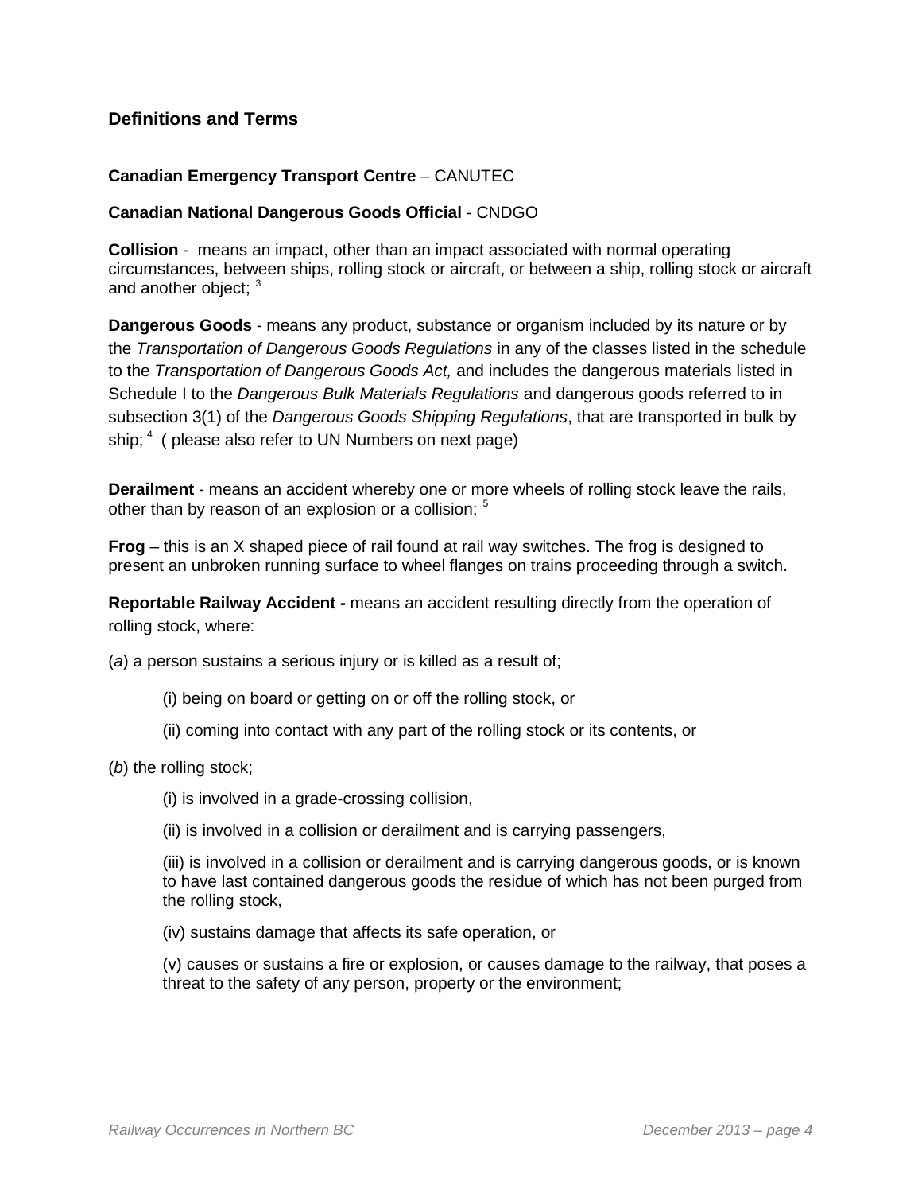## Definitions and Terms

**Canadian Emergency Transport Centre** – CANUTEC

**Canadian National Dangerous Goods Official** - CNDGO

**Collision** - means an impact, other than an impact associated with normal operating circumstances, between ships, rolling stock or aircraft, or between a ship, rolling stock or aircraft and another object; [3]

**Dangerous Goods** - means any product, substance or organism included by its nature or by the *Transportation of Dangerous Goods Regulations* in any of the classes listed in the schedule to the *Transportation of Dangerous Goods Act,* and includes the dangerous materials listed in Schedule I to the *Dangerous Bulk Materials Regulations* and dangerous goods referred to in subsection 3(1) of the *Dangerous Goods Shipping Regulations*, that are transported in bulk by ship; [4] ( please also refer to UN Numbers on next page)

**Derailment** - means an accident whereby one or more wheels of rolling stock leave the rails, other than by reason of an explosion or a collision; [5]

**Frog** – this is an X shaped piece of rail found at rail way switches. The frog is designed to present an unbroken running surface to wheel flanges on trains proceeding through a switch.

**Reportable Railway Accident -** means an accident resulting directly from the operation of rolling stock, where:

(*a*) a person sustains a serious injury or is killed as a result of;

> (i) being on board or getting on or off the rolling stock, or
>
> (ii) coming into contact with any part of the rolling stock or its contents, or

(*b*) the rolling stock;

> (i) is involved in a grade-crossing collision,
>
> (ii) is involved in a collision or derailment and is carrying passengers,
>
> (iii) is involved in a collision or derailment and is carrying dangerous goods, or is known to have last contained dangerous goods the residue of which has not been purged from the rolling stock,
>
> (iv) sustains damage that affects its safe operation, or
>
> (v) causes or sustains a fire or explosion, or causes damage to the railway, that poses a threat to the safety of any person, property or the environment;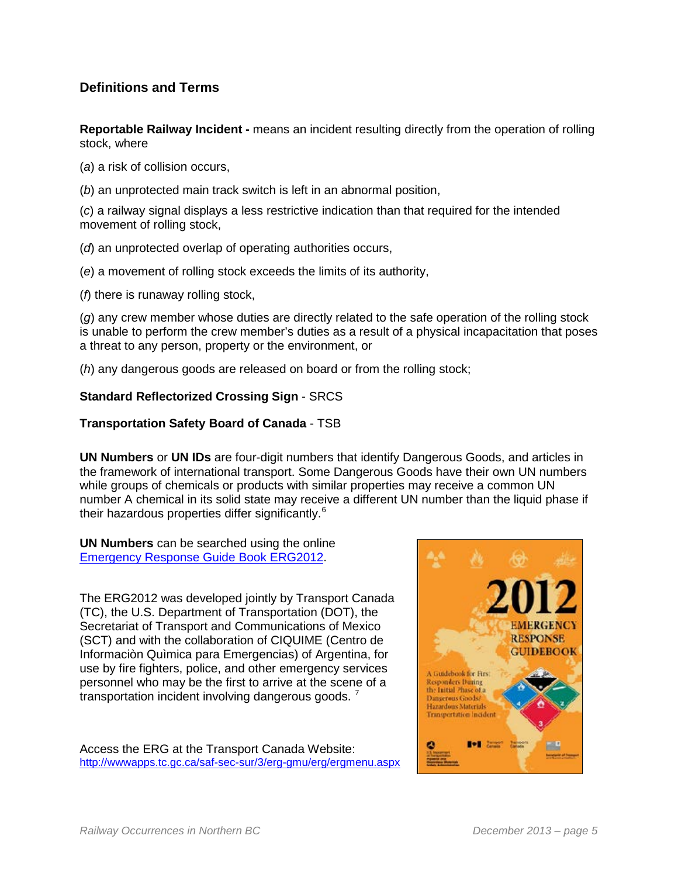### Definitions and Terms

**Reportable Railway Incident -** means an incident resulting directly from the operation of rolling stock, where

(*a*) a risk of collision occurs,

(*b*) an unprotected main track switch is left in an abnormal position,

(*c*) a railway signal displays a less restrictive indication than that required for the intended movement of rolling stock,

(*d*) an unprotected overlap of operating authorities occurs,

(*e*) a movement of rolling stock exceeds the limits of its authority,

(*f*) there is runaway rolling stock,

(*g*) any crew member whose duties are directly related to the safe operation of the rolling stock is unable to perform the crew member's duties as a result of a physical incapacitation that poses a threat to any person, property or the environment, or

(*h*) any dangerous goods are released on board or from the rolling stock;

**Standard Reflectorized Crossing Sign** - SRCS

**Transportation Safety Board of Canada** - TSB

**UN Numbers** or **UN IDs** are four-digit numbers that identify Dangerous Goods, and articles in the framework of international transport. Some Dangerous Goods have their own UN numbers while groups of chemicals or products with similar properties may receive a common UN number A chemical in its solid state may receive a different UN number than the liquid phase if their hazardous properties differ significantly.[6]

**UN Numbers** can be searched using the online [Emergency Response Guide Book ERG2012](http://wwwapps.tc.gc.ca/saf-sec-sur/3/erg-gmu/erg/ergmenu.aspx).

The ERG2012 was developed jointly by Transport Canada (TC), the U.S. Department of Transportation (DOT), the Secretariat of Transport and Communications of Mexico (SCT) and with the collaboration of CIQUIME (Centro de Informaciòn Quìmica para Emergencias) of Argentina, for use by fire fighters, police, and other emergency services personnel who may be the first to arrive at the scene of a transportation incident involving dangerous goods. [7]

Access the ERG at the Transport Canada Website:
http://wwwapps.tc.gc.ca/saf-sec-sur/3/erg-gmu/erg/ergmenu.aspx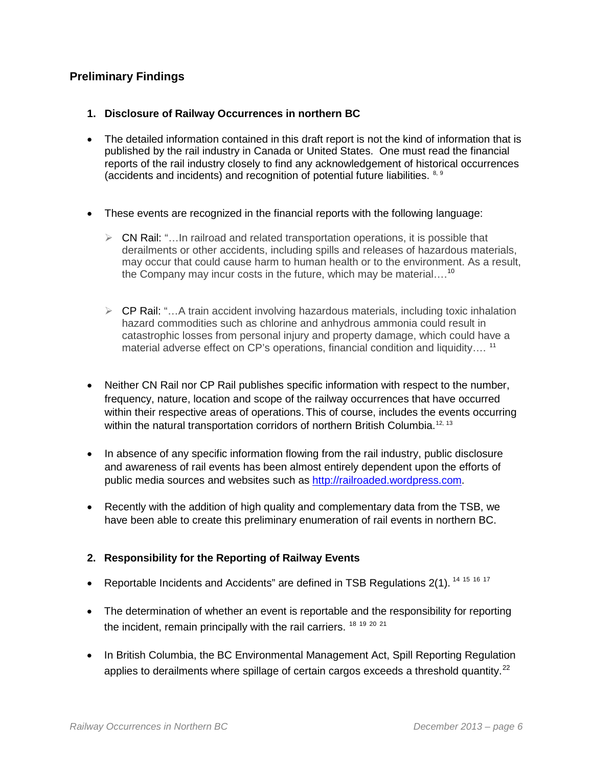## Preliminary Findings

### 1. Disclosure of Railway Occurrences in northern BC

- The detailed information contained in this draft report is not the kind of information that is published by the rail industry in Canada or United States. One must read the financial reports of the rail industry closely to find any acknowledgement of historical occurrences (accidents and incidents) and recognition of potential future liabilities. [8, 9]

- These events are recognized in the financial reports with the following language:

  - CN Rail: "…In railroad and related transportation operations, it is possible that derailments or other accidents, including spills and releases of hazardous materials, may occur that could cause harm to human health or to the environment. As a result, the Company may incur costs in the future, which may be material.…[10]

  - CP Rail: "…A train accident involving hazardous materials, including toxic inhalation hazard commodities such as chlorine and anhydrous ammonia could result in catastrophic losses from personal injury and property damage, which could have a material adverse effect on CP's operations, financial condition and liquidity…. [11]

- Neither CN Rail nor CP Rail publishes specific information with respect to the number, frequency, nature, location and scope of the railway occurrences that have occurred within their respective areas of operations. This of course, includes the events occurring within the natural transportation corridors of northern British Columbia.[12, 13]

- In absence of any specific information flowing from the rail industry, public disclosure and awareness of rail events has been almost entirely dependent upon the efforts of public media sources and websites such as http://railroaded.wordpress.com.

- Recently with the addition of high quality and complementary data from the TSB, we have been able to create this preliminary enumeration of rail events in northern BC.

### 2. Responsibility for the Reporting of Railway Events

- Reportable Incidents and Accidents" are defined in TSB Regulations 2(1). [14] [15] [16] [17]

- The determination of whether an event is reportable and the responsibility for reporting the incident, remain principally with the rail carriers. [18] [19] [20] [21]

- In British Columbia, the BC Environmental Management Act, Spill Reporting Regulation applies to derailments where spillage of certain cargos exceeds a threshold quantity.[22]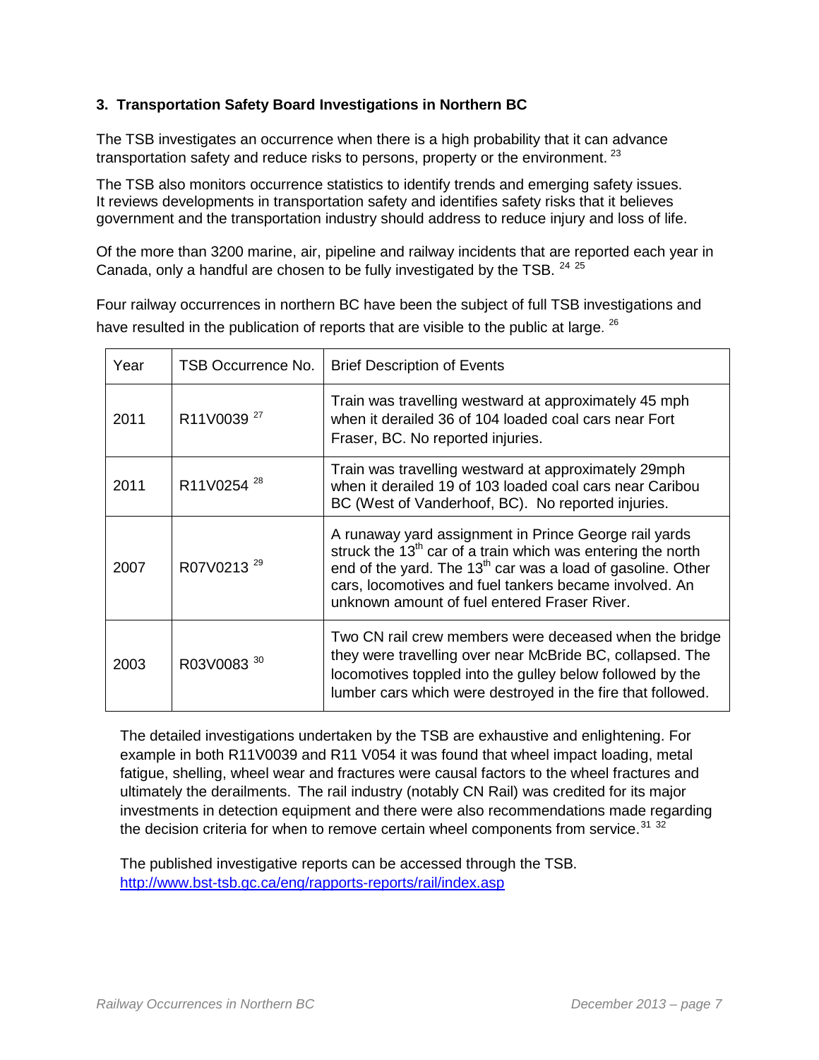### 3. Transportation Safety Board Investigations in Northern BC

The TSB investigates an occurrence when there is a high probability that it can advance transportation safety and reduce risks to persons, property or the environment. [23]

The TSB also monitors occurrence statistics to identify trends and emerging safety issues. It reviews developments in transportation safety and identifies safety risks that it believes government and the transportation industry should address to reduce injury and loss of life.

Of the more than 3200 marine, air, pipeline and railway incidents that are reported each year in Canada, only a handful are chosen to be fully investigated by the TSB. [24] [25]

Four railway occurrences in northern BC have been the subject of full TSB investigations and have resulted in the publication of reports that are visible to the public at large. [26]

| Year | TSB Occurrence No. | Brief Description of Events |
|---|---|---|
| 2011 | R11V0039 [27] | Train was travelling westward at approximately 45 mph when it derailed 36 of 104 loaded coal cars near Fort Fraser, BC. No reported injuries. |
| 2011 | R11V0254 [28] | Train was travelling westward at approximately 29mph when it derailed 19 of 103 loaded coal cars near Caribou BC (West of Vanderhoof, BC). No reported injuries. |
| 2007 | R07V0213 [29] | A runaway yard assignment in Prince George rail yards struck the 13th car of a train which was entering the north end of the yard. The 13th car was a load of gasoline. Other cars, locomotives and fuel tankers became involved. An unknown amount of fuel entered Fraser River. |
| 2003 | R03V0083 [30] | Two CN rail crew members were deceased when the bridge they were travelling over near McBride BC, collapsed. The locomotives toppled into the gulley below followed by the lumber cars which were destroyed in the fire that followed. |

The detailed investigations undertaken by the TSB are exhaustive and enlightening. For example in both R11V0039 and R11 V054 it was found that wheel impact loading, metal fatigue, shelling, wheel wear and fractures were causal factors to the wheel fractures and ultimately the derailments. The rail industry (notably CN Rail) was credited for its major investments in detection equipment and there were also recommendations made regarding the decision criteria for when to remove certain wheel components from service. [31] [32]

The published investigative reports can be accessed through the TSB.
http://www.bst-tsb.gc.ca/eng/rapports-reports/rail/index.asp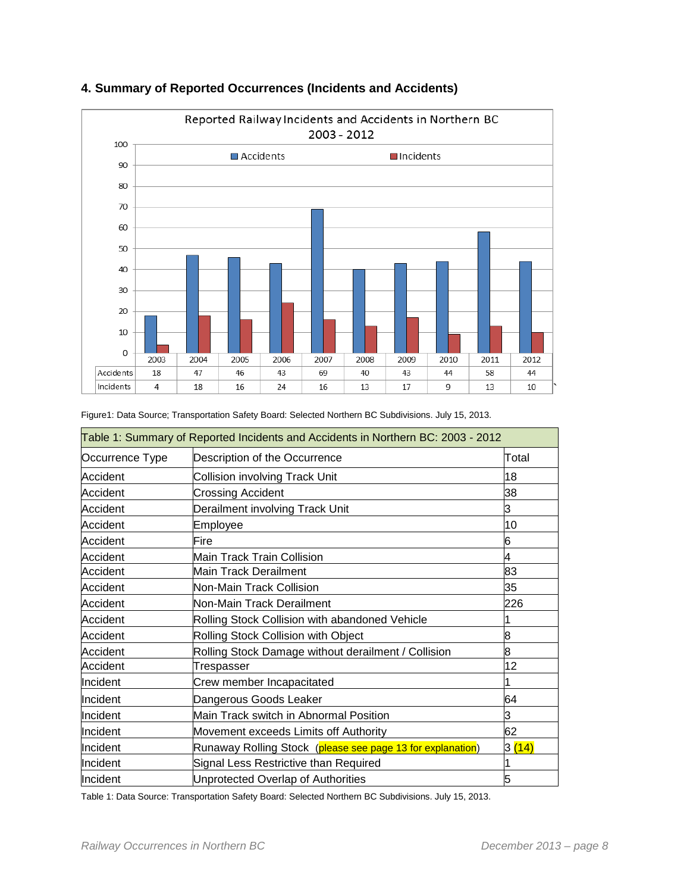## 4. Summary of Reported Occurrences (Incidents and Accidents)

Reported Railway Incidents and Accidents in Northern BC 2003 - 2012

| | 2003 | 2004 | 2005 | 2006 | 2007 | 2008 | 2009 | 2010 | 2011 | 2012 |
|---|---|---|---|---|---|---|---|---|---|---|
| Accidents | 18 | 47 | 46 | 43 | 69 | 40 | 43 | 44 | 58 | 44 |
| Incidents | 4 | 18 | 16 | 24 | 16 | 13 | 17 | 9 | 13 | 10 |

Figure1: Data Source; Transportation Safety Board: Selected Northern BC Subdivisions. July 15, 2013.

| Table 1: Summary of Reported Incidents and Accidents in Northern BC: 2003 - 2012 | | |
|---|---|---|
| Occurrence Type | Description of the Occurrence | Total |
| Accident | Collision involving Track Unit | 18 |
| Accident | Crossing Accident | 38 |
| Accident | Derailment involving Track Unit | 3 |
| Accident | Employee | 10 |
| Accident | Fire | 6 |
| Accident | Main Track Train Collision | 4 |
| Accident | Main Track Derailment | 83 |
| Accident | Non-Main Track Collision | 35 |
| Accident | Non-Main Track Derailment | 226 |
| Accident | Rolling Stock Collision with abandoned Vehicle | 1 |
| Accident | Rolling Stock Collision with Object | 8 |
| Accident | Rolling Stock Damage without derailment / Collision | 8 |
| Accident | Trespasser | 12 |
| Incident | Crew member Incapacitated | 1 |
| Incident | Dangerous Goods Leaker | 64 |
| Incident | Main Track switch in Abnormal Position | 3 |
| Incident | Movement exceeds Limits off Authority | 62 |
| Incident | Runaway Rolling Stock (please see page 13 for explanation) | 3 (14) |
| Incident | Signal Less Restrictive than Required | 1 |
| Incident | Unprotected Overlap of Authorities | 5 |

Table 1: Data Source: Transportation Safety Board: Selected Northern BC Subdivisions. July 15, 2013.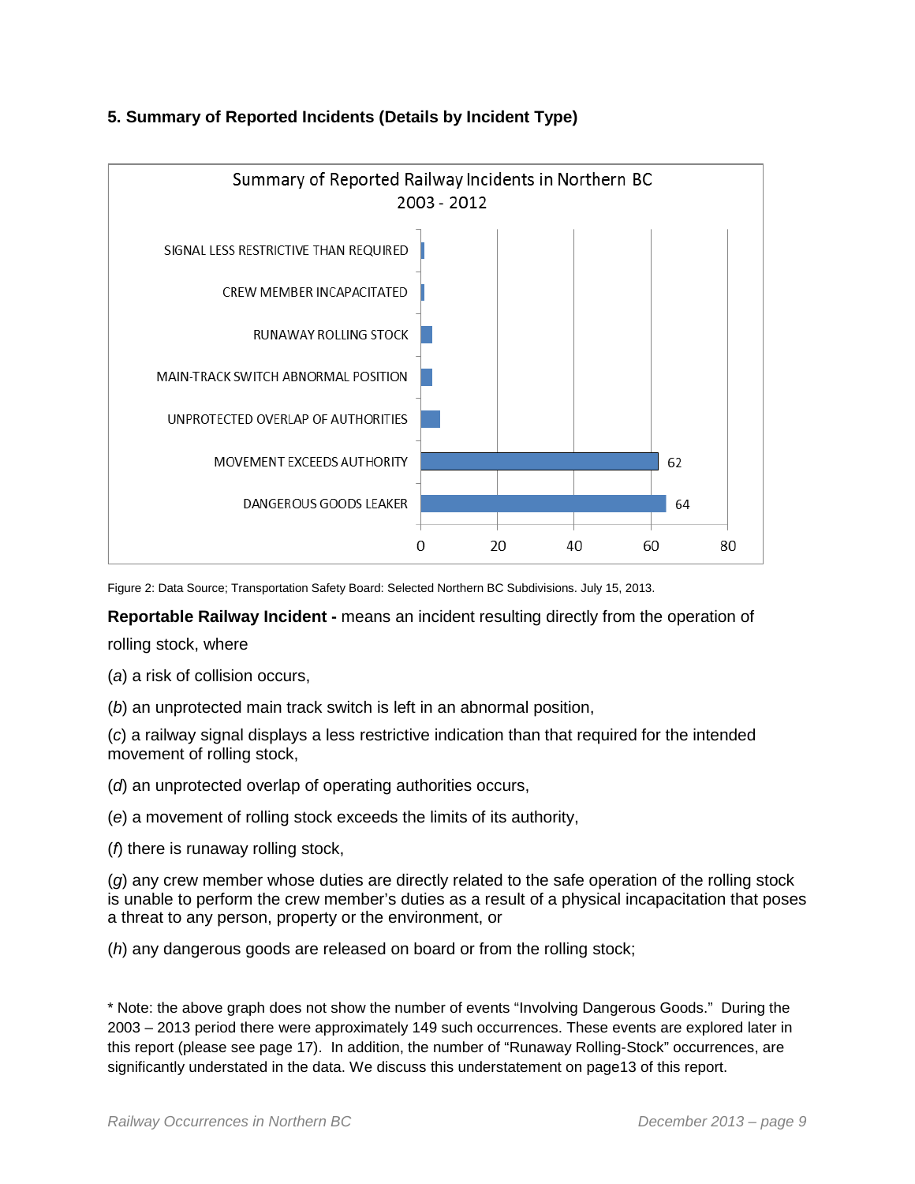## 5. Summary of Reported Incidents (Details by Incident Type)

Summary of Reported Railway Incidents in Northern BC
2003 - 2012

| Incident Type | Count |
|---|---|
| SIGNAL LESS RESTRICTIVE THAN REQUIRED | |
| CREW MEMBER INCAPACITATED | |
| RUNAWAY ROLLING STOCK | |
| MAIN-TRACK SWITCH ABNORMAL POSITION | |
| UNPROTECTED OVERLAP OF AUTHORITIES | |
| MOVEMENT EXCEEDS AUTHORITY | 62 |
| DANGEROUS GOODS LEAKER | 64 |

Figure 2: Data Source; Transportation Safety Board: Selected Northern BC Subdivisions. July 15, 2013.

**Reportable Railway Incident -** means an incident resulting directly from the operation of rolling stock, where

(*a*) a risk of collision occurs,

(*b*) an unprotected main track switch is left in an abnormal position,

(*c*) a railway signal displays a less restrictive indication than that required for the intended movement of rolling stock,

(*d*) an unprotected overlap of operating authorities occurs,

(*e*) a movement of rolling stock exceeds the limits of its authority,

(*f*) there is runaway rolling stock,

(*g*) any crew member whose duties are directly related to the safe operation of the rolling stock is unable to perform the crew member's duties as a result of a physical incapacitation that poses a threat to any person, property or the environment, or

(*h*) any dangerous goods are released on board or from the rolling stock;

* Note: the above graph does not show the number of events "Involving Dangerous Goods." During the 2003 – 2013 period there were approximately 149 such occurrences. These events are explored later in this report (please see page 17). In addition, the number of "Runaway Rolling-Stock" occurrences, are significantly understated in the data. We discuss this understatement on page13 of this report.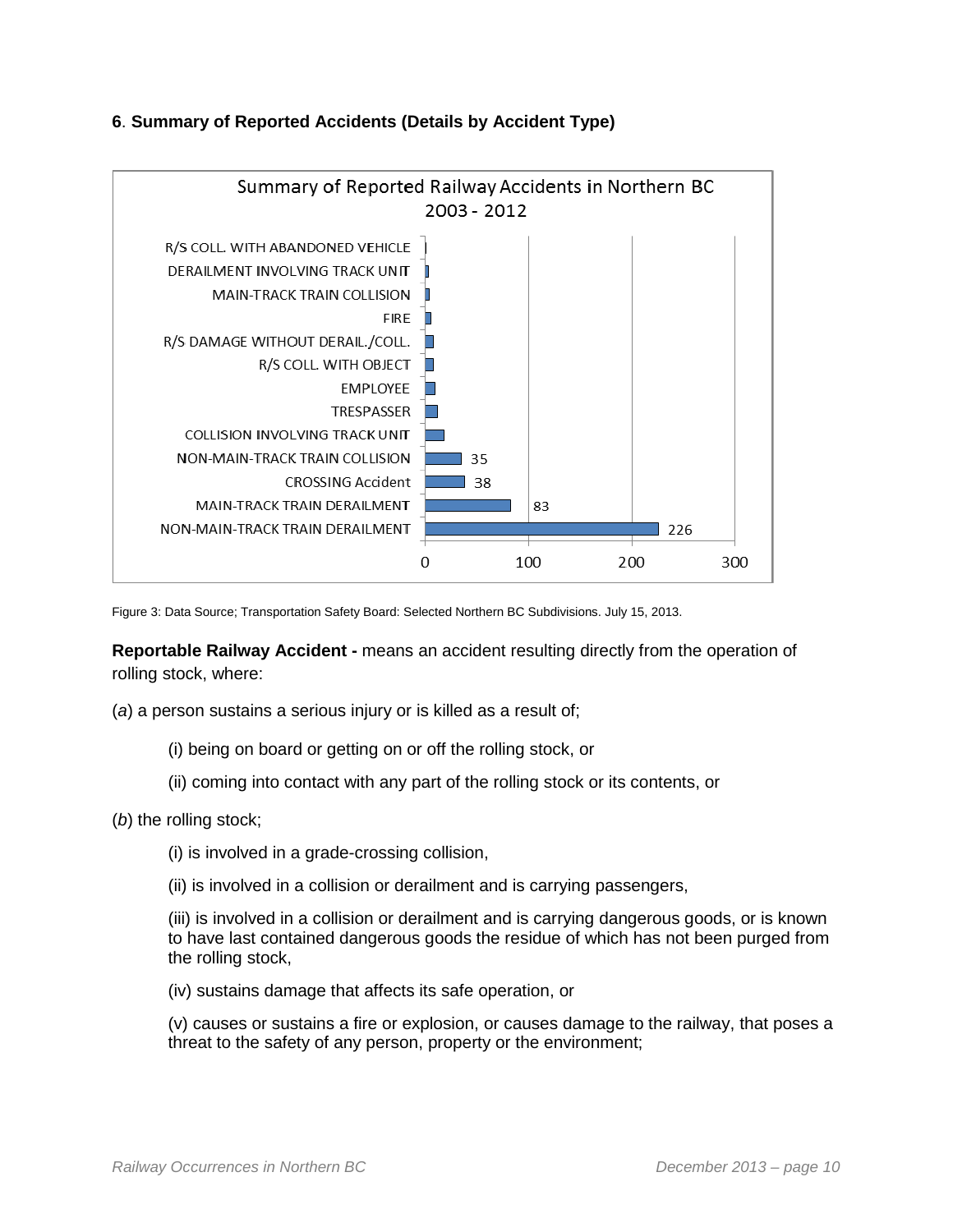## 6. Summary of Reported Accidents (Details by Accident Type)

Summary of Reported Railway Accidents in Northern BC 2003 - 2012

| Accident Type | Count |
|---|---|
| R/S COLL. WITH ABANDONED VEHICLE | |
| DERAILMENT INVOLVING TRACK UNIT | |
| MAIN-TRACK TRAIN COLLISION | |
| FIRE | |
| R/S DAMAGE WITHOUT DERAIL./COLL. | |
| R/S COLL. WITH OBJECT | |
| EMPLOYEE | |
| TRESPASSER | |
| COLLISION INVOLVING TRACK UNIT | |
| NON-MAIN-TRACK TRAIN COLLISION | 35 |
| CROSSING Accident | 38 |
| MAIN-TRACK TRAIN DERAILMENT | 83 |
| NON-MAIN-TRACK TRAIN DERAILMENT | 226 |

Figure 3: Data Source; Transportation Safety Board: Selected Northern BC Subdivisions. July 15, 2013.

**Reportable Railway Accident -** means an accident resulting directly from the operation of rolling stock, where:

(*a*) a person sustains a serious injury or is killed as a result of;

(i) being on board or getting on or off the rolling stock, or

(ii) coming into contact with any part of the rolling stock or its contents, or

(*b*) the rolling stock;

(i) is involved in a grade-crossing collision,

(ii) is involved in a collision or derailment and is carrying passengers,

(iii) is involved in a collision or derailment and is carrying dangerous goods, or is known to have last contained dangerous goods the residue of which has not been purged from the rolling stock,

(iv) sustains damage that affects its safe operation, or

(v) causes or sustains a fire or explosion, or causes damage to the railway, that poses a threat to the safety of any person, property or the environment;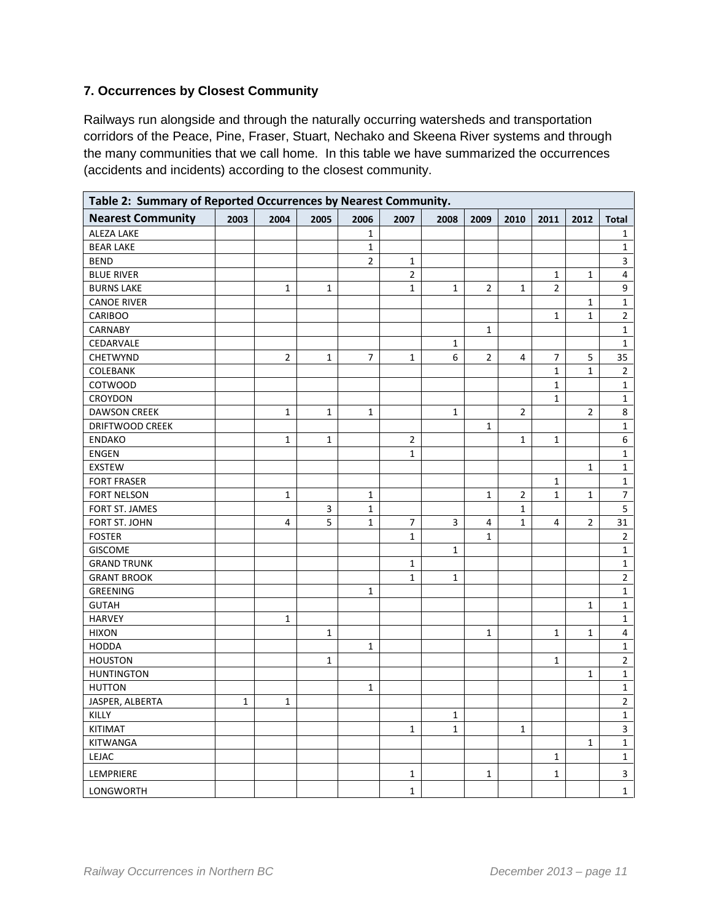### 7. Occurrences by Closest Community

Railways run alongside and through the naturally occurring watersheds and transportation corridors of the Peace, Pine, Fraser, Stuart, Nechako and Skeena River systems and through the many communities that we call home. In this table we have summarized the occurrences (accidents and incidents) according to the closest community.

**Table 2: Summary of Reported Occurrences by Nearest Community.**

| Nearest Community | 2003 | 2004 | 2005 | 2006 | 2007 | 2008 | 2009 | 2010 | 2011 | 2012 | Total |
|---|---|---|---|---|---|---|---|---|---|---|---|
| ALEZA LAKE | | | | 1 | | | | | | | 1 |
| BEAR LAKE | | | | 1 | | | | | | | 1 |
| BEND | | | | 2 | 1 | | | | | | 3 |
| BLUE RIVER | | | | | 2 | | | | 1 | 1 | 4 |
| BURNS LAKE | | 1 | 1 | | 1 | 1 | 2 | 1 | 2 | | 9 |
| CANOE RIVER | | | | | | | | | | 1 | 1 |
| CARIBOO | | | | | | | | | 1 | 1 | 2 |
| CARNABY | | | | | | | 1 | | | | 1 |
| CEDARVALE | | | | | | 1 | | | | | 1 |
| CHETWYND | | 2 | 1 | 7 | 1 | 6 | 2 | 4 | 7 | 5 | 35 |
| COLEBANK | | | | | | | | | 1 | 1 | 2 |
| COTWOOD | | | | | | | | | 1 | | 1 |
| CROYDON | | | | | | | | | 1 | | 1 |
| DAWSON CREEK | | 1 | 1 | 1 | | 1 | | 2 | | 2 | 8 |
| DRIFTWOOD CREEK | | | | | | | 1 | | | | 1 |
| ENDAKO | | 1 | 1 | | 2 | | | 1 | 1 | | 6 |
| ENGEN | | | | | 1 | | | | | | 1 |
| EXSTEW | | | | | | | | | | 1 | 1 |
| FORT FRASER | | | | | | | | | 1 | | 1 |
| FORT NELSON | | 1 | | 1 | | | 1 | 2 | 1 | 1 | 7 |
| FORT ST. JAMES | | | 3 | 1 | | | | 1 | | | 5 |
| FORT ST. JOHN | | 4 | 5 | 1 | 7 | 3 | 4 | 1 | 4 | 2 | 31 |
| FOSTER | | | | | 1 | | 1 | | | | 2 |
| GISCOME | | | | | | 1 | | | | | 1 |
| GRAND TRUNK | | | | | 1 | | | | | | 1 |
| GRANT BROOK | | | | | 1 | 1 | | | | | 2 |
| GREENING | | | | 1 | | | | | | | 1 |
| GUTAH | | | | | | | | | | 1 | 1 |
| HARVEY | | 1 | | | | | | | | | 1 |
| HIXON | | | 1 | | | | 1 | | 1 | 1 | 4 |
| HODDA | | | | 1 | | | | | | | 1 |
| HOUSTON | | | 1 | | | | | | 1 | | 2 |
| HUNTINGTON | | | | | | | | | | 1 | 1 |
| HUTTON | | | | 1 | | | | | | | 1 |
| JASPER, ALBERTA | 1 | 1 | | | | | | | | | 2 |
| KILLY | | | | | | 1 | | | | | 1 |
| KITIMAT | | | | | 1 | 1 | | 1 | | | 3 |
| KITWANGA | | | | | | | | | | 1 | 1 |
| LEJAC | | | | | | | | | 1 | | 1 |
| LEMPRIERE | | | | | 1 | | 1 | | 1 | | 3 |
| LONGWORTH | | | | | 1 | | | | | | 1 |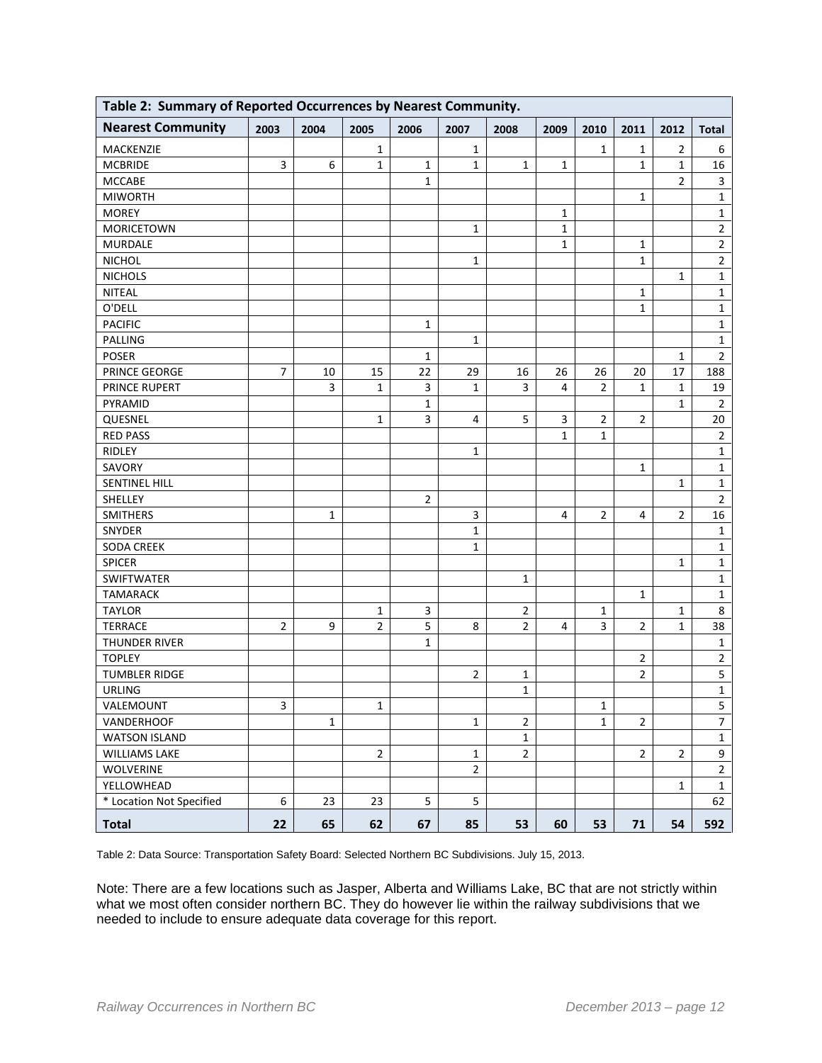| Table 2: Summary of Reported Occurrences by Nearest Community. | | | | | | | | | | | |
|---|---|---|---|---|---|---|---|---|---|---|---|
| **Nearest Community** | **2003** | **2004** | **2005** | **2006** | **2007** | **2008** | **2009** | **2010** | **2011** | **2012** | **Total** |
| MACKENZIE | | | 1 | | 1 | | | 1 | 1 | 2 | 6 |
| MCBRIDE | 3 | 6 | 1 | 1 | 1 | 1 | 1 | | 1 | 1 | 16 |
| MCCABE | | | | 1 | | | | | | 2 | 3 |
| MIWORTH | | | | | | | | | 1 | | 1 |
| MOREY | | | | | | | 1 | | | | 1 |
| MORICETOWN | | | | | 1 | | 1 | | | | 2 |
| MURDALE | | | | | | | 1 | | 1 | | 2 |
| NICHOL | | | | | 1 | | | | 1 | | 2 |
| NICHOLS | | | | | | | | | | 1 | 1 |
| NITEAL | | | | | | | | | 1 | | 1 |
| O'DELL | | | | | | | | | 1 | | 1 |
| PACIFIC | | | | 1 | | | | | | | 1 |
| PALLING | | | | | 1 | | | | | | 1 |
| POSER | | | | 1 | | | | | | 1 | 2 |
| PRINCE GEORGE | 7 | 10 | 15 | 22 | 29 | 16 | 26 | 26 | 20 | 17 | 188 |
| PRINCE RUPERT | | 3 | 1 | 3 | 1 | 3 | 4 | 2 | 1 | 1 | 19 |
| PYRAMID | | | | 1 | | | | | | 1 | 2 |
| QUESNEL | | | 1 | 3 | 4 | 5 | 3 | 2 | 2 | | 20 |
| RED PASS | | | | | | | 1 | 1 | | | 2 |
| RIDLEY | | | | | 1 | | | | | | 1 |
| SAVORY | | | | | | | | | 1 | | 1 |
| SENTINEL HILL | | | | | | | | | | 1 | 1 |
| SHELLEY | | | | 2 | | | | | | | 2 |
| SMITHERS | | 1 | | | 3 | | 4 | 2 | 4 | 2 | 16 |
| SNYDER | | | | | 1 | | | | | | 1 |
| SODA CREEK | | | | | 1 | | | | | | 1 |
| SPICER | | | | | | | | | | 1 | 1 |
| SWIFTWATER | | | | | | 1 | | | | | 1 |
| TAMARACK | | | | | | | | | 1 | | 1 |
| TAYLOR | | | 1 | 3 | | 2 | | 1 | | 1 | 8 |
| TERRACE | 2 | 9 | 2 | 5 | 8 | 2 | 4 | 3 | 2 | 1 | 38 |
| THUNDER RIVER | | | | 1 | | | | | | | 1 |
| TOPLEY | | | | | | | | | 2 | | 2 |
| TUMBLER RIDGE | | | | | 2 | 1 | | | 2 | | 5 |
| URLING | | | | | | 1 | | | | | 1 |
| VALEMOUNT | 3 | | 1 | | | | | 1 | | | 5 |
| VANDERHOOF | | 1 | | | 1 | 2 | | 1 | 2 | | 7 |
| WATSON ISLAND | | | | | | 1 | | | | | 1 |
| WILLIAMS LAKE | | | 2 | | 1 | 2 | | | 2 | 2 | 9 |
| WOLVERINE | | | | | 2 | | | | | | 2 |
| YELLOWHEAD | | | | | | | | | | 1 | 1 |
| * Location Not Specified | 6 | 23 | 23 | 5 | 5 | | | | | | 62 |
| **Total** | **22** | **65** | **62** | **67** | **85** | **53** | **60** | **53** | **71** | **54** | **592** |

Table 2: Data Source: Transportation Safety Board: Selected Northern BC Subdivisions. July 15, 2013.

Note: There are a few locations such as Jasper, Alberta and Williams Lake, BC that are not strictly within what we most often consider northern BC. They do however lie within the railway subdivisions that we needed to include to ensure adequate data coverage for this report.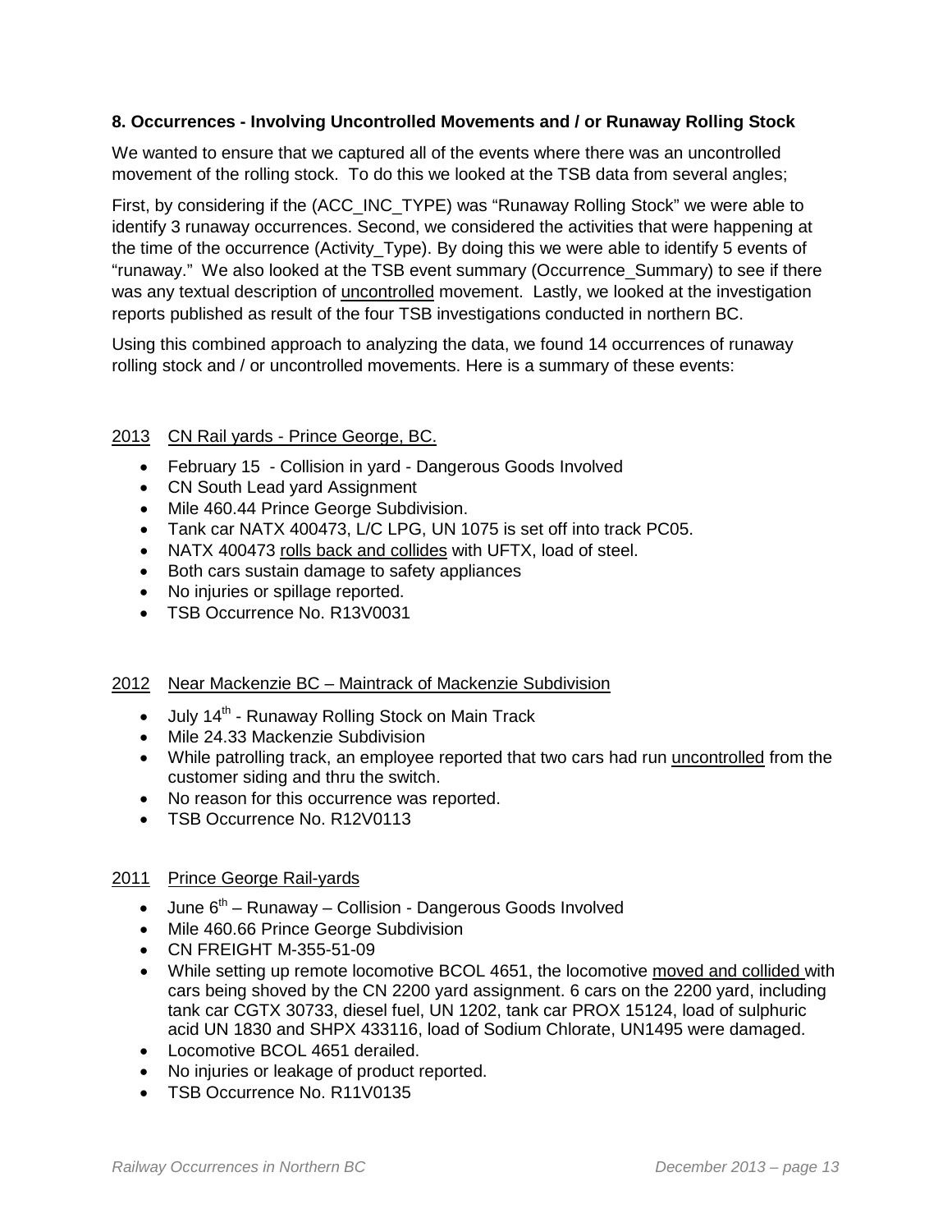### 8. Occurrences - Involving Uncontrolled Movements and / or Runaway Rolling Stock

We wanted to ensure that we captured all of the events where there was an uncontrolled movement of the rolling stock. To do this we looked at the TSB data from several angles;

First, by considering if the (ACC_INC_TYPE) was "Runaway Rolling Stock" we were able to identify 3 runaway occurrences. Second, we considered the activities that were happening at the time of the occurrence (Activity_Type). By doing this we were able to identify 5 events of "runaway." We also looked at the TSB event summary (Occurrence_Summary) to see if there was any textual description of <u>uncontrolled</u> movement. Lastly, we looked at the investigation reports published as result of the four TSB investigations conducted in northern BC.

Using this combined approach to analyzing the data, we found 14 occurrences of runaway rolling stock and / or uncontrolled movements. Here is a summary of these events:

<u>2013 CN Rail yards - Prince George, BC.</u>

- February 15 - Collision in yard - Dangerous Goods Involved
- CN South Lead yard Assignment
- Mile 460.44 Prince George Subdivision.
- Tank car NATX 400473, L/C LPG, UN 1075 is set off into track PC05.
- NATX 400473 <u>rolls back and collides</u> with UFTX, load of steel.
- Both cars sustain damage to safety appliances
- No injuries or spillage reported.
- TSB Occurrence No. R13V0031

<u>2012 Near Mackenzie BC – Maintrack of Mackenzie Subdivision</u>

- July 14th - Runaway Rolling Stock on Main Track
- Mile 24.33 Mackenzie Subdivision
- While patrolling track, an employee reported that two cars had run <u>uncontrolled</u> from the customer siding and thru the switch.
- No reason for this occurrence was reported.
- TSB Occurrence No. R12V0113

<u>2011 Prince George Rail-yards</u>

- June 6th – Runaway – Collision - Dangerous Goods Involved
- Mile 460.66 Prince George Subdivision
- CN FREIGHT M-355-51-09
- While setting up remote locomotive BCOL 4651, the locomotive <u>moved and collided</u> with cars being shoved by the CN 2200 yard assignment. 6 cars on the 2200 yard, including tank car CGTX 30733, diesel fuel, UN 1202, tank car PROX 15124, load of sulphuric acid UN 1830 and SHPX 433116, load of Sodium Chlorate, UN1495 were damaged.
- Locomotive BCOL 4651 derailed.
- No injuries or leakage of product reported.
- TSB Occurrence No. R11V0135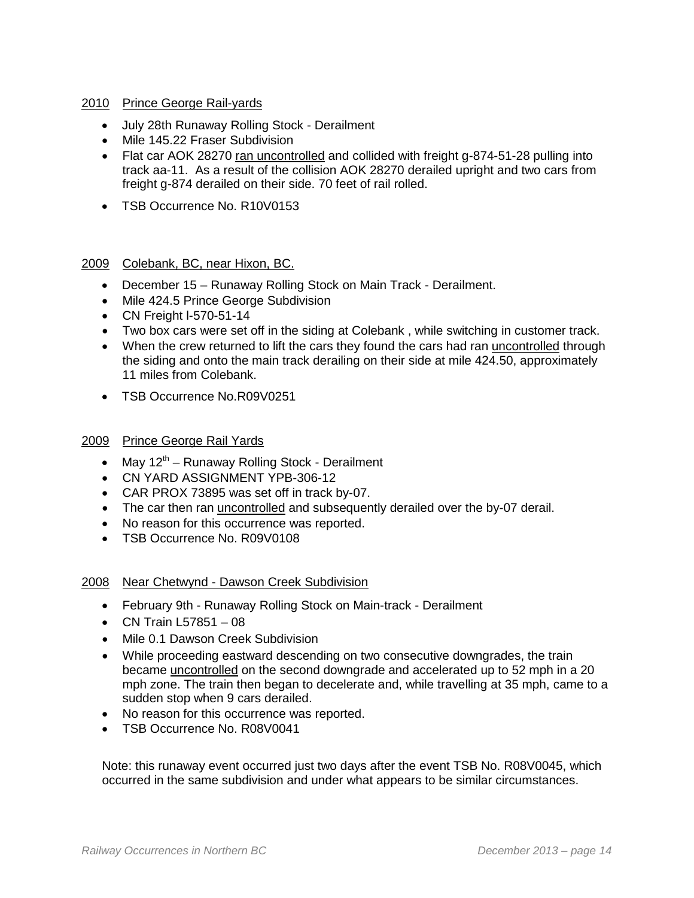2010 <u>Prince George Rail-yards</u>

- July 28th Runaway Rolling Stock - Derailment
- Mile 145.22 Fraser Subdivision
- Flat car AOK 28270 <u>ran uncontrolled</u> and collided with freight g-874-51-28 pulling into track aa-11. As a result of the collision AOK 28270 derailed upright and two cars from freight g-874 derailed on their side. 70 feet of rail rolled.
- TSB Occurrence No. R10V0153

2009 <u>Colebank, BC, near Hixon, BC.</u>

- December 15 – Runaway Rolling Stock on Main Track - Derailment.
- Mile 424.5 Prince George Subdivision
- CN Freight l-570-51-14
- Two box cars were set off in the siding at Colebank , while switching in customer track.
- When the crew returned to lift the cars they found the cars had ran <u>uncontrolled</u> through the siding and onto the main track derailing on their side at mile 424.50, approximately 11 miles from Colebank.
- TSB Occurrence No.R09V0251

2009 <u>Prince George Rail Yards</u>

- May 12th – Runaway Rolling Stock - Derailment
- CN YARD ASSIGNMENT YPB-306-12
- CAR PROX 73895 was set off in track by-07.
- The car then ran <u>uncontrolled</u> and subsequently derailed over the by-07 derail.
- No reason for this occurrence was reported.
- TSB Occurrence No. R09V0108

2008 <u>Near Chetwynd - Dawson Creek Subdivision</u>

- February 9th - Runaway Rolling Stock on Main-track - Derailment
- CN Train L57851 – 08
- Mile 0.1 Dawson Creek Subdivision
- While proceeding eastward descending on two consecutive downgrades, the train became <u>uncontrolled</u> on the second downgrade and accelerated up to 52 mph in a 20 mph zone. The train then began to decelerate and, while travelling at 35 mph, came to a sudden stop when 9 cars derailed.
- No reason for this occurrence was reported.
- TSB Occurrence No. R08V0041

Note: this runaway event occurred just two days after the event TSB No. R08V0045, which occurred in the same subdivision and under what appears to be similar circumstances.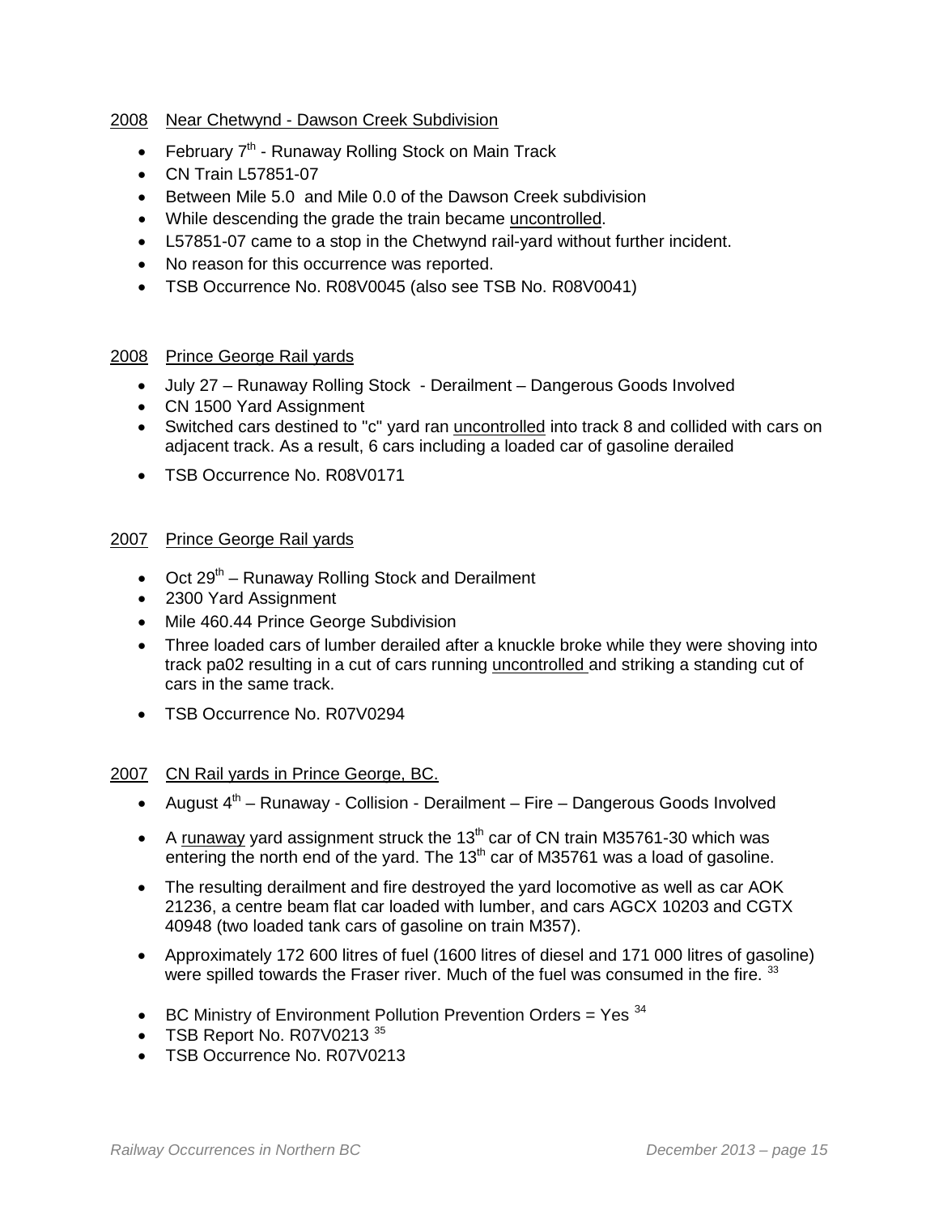2008 Near Chetwynd - Dawson Creek Subdivision

- February 7th - Runaway Rolling Stock on Main Track
- CN Train L57851-07
- Between Mile 5.0 and Mile 0.0 of the Dawson Creek subdivision
- While descending the grade the train became uncontrolled.
- L57851-07 came to a stop in the Chetwynd rail-yard without further incident.
- No reason for this occurrence was reported.
- TSB Occurrence No. R08V0045 (also see TSB No. R08V0041)

2008 Prince George Rail yards

- July 27 – Runaway Rolling Stock - Derailment – Dangerous Goods Involved
- CN 1500 Yard Assignment
- Switched cars destined to "c" yard ran uncontrolled into track 8 and collided with cars on adjacent track. As a result, 6 cars including a loaded car of gasoline derailed
- TSB Occurrence No. R08V0171

2007 Prince George Rail yards

- Oct 29th – Runaway Rolling Stock and Derailment
- 2300 Yard Assignment
- Mile 460.44 Prince George Subdivision
- Three loaded cars of lumber derailed after a knuckle broke while they were shoving into track pa02 resulting in a cut of cars running uncontrolled and striking a standing cut of cars in the same track.
- TSB Occurrence No. R07V0294

2007 CN Rail yards in Prince George, BC.

- August 4th – Runaway - Collision - Derailment – Fire – Dangerous Goods Involved
- A runaway yard assignment struck the 13th car of CN train M35761-30 which was entering the north end of the yard. The 13th car of M35761 was a load of gasoline.
- The resulting derailment and fire destroyed the yard locomotive as well as car AOK 21236, a centre beam flat car loaded with lumber, and cars AGCX 10203 and CGTX 40948 (two loaded tank cars of gasoline on train M357).
- Approximately 172 600 litres of fuel (1600 litres of diesel and 171 000 litres of gasoline) were spilled towards the Fraser river. Much of the fuel was consumed in the fire. [33]
- BC Ministry of Environment Pollution Prevention Orders = Yes [34]
- TSB Report No. R07V0213 [35]
- TSB Occurrence No. R07V0213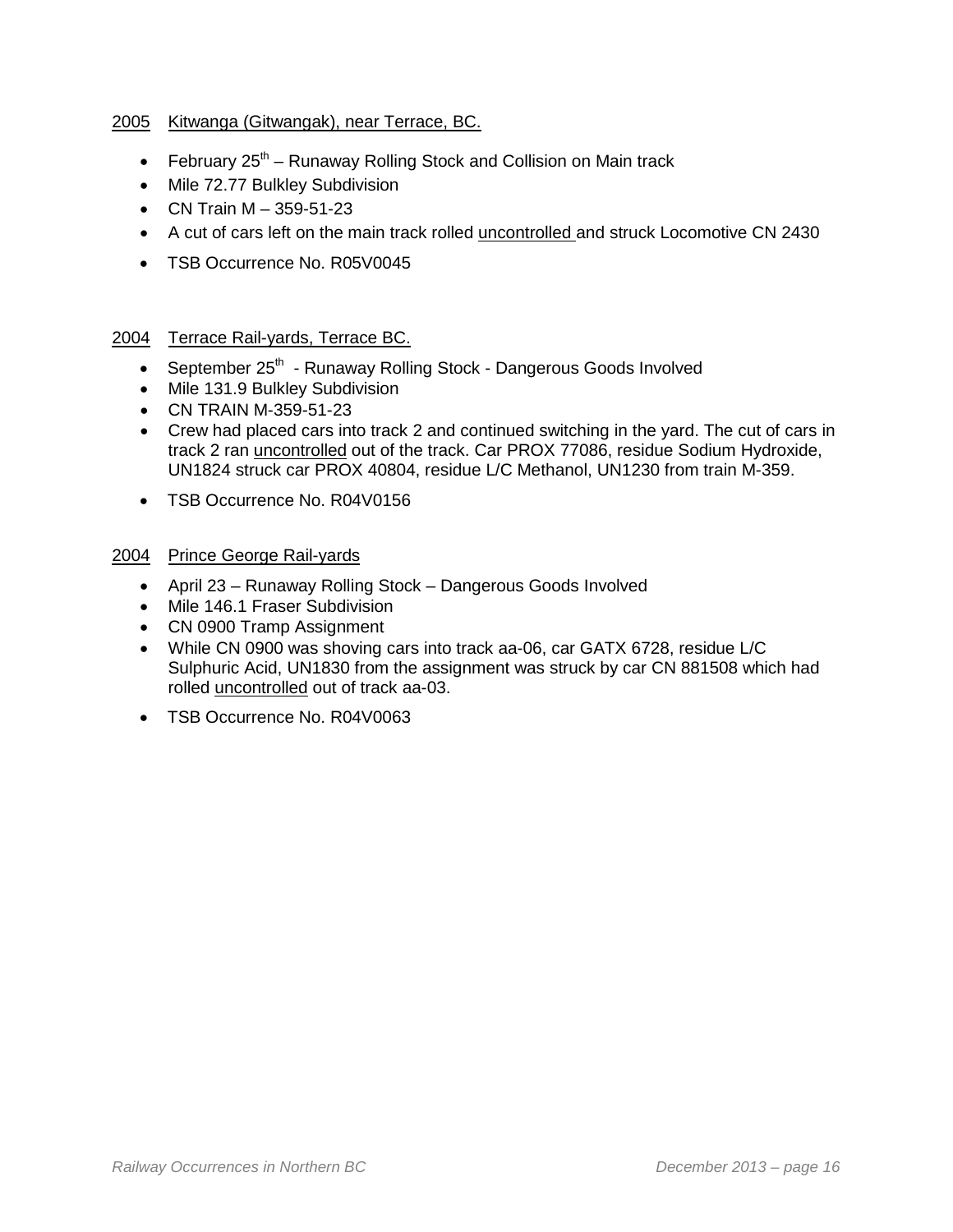2005 Kitwanga (Gitwangak), near Terrace, BC.

- February 25th – Runaway Rolling Stock and Collision on Main track
- Mile 72.77 Bulkley Subdivision
- CN Train M – 359-51-23
- A cut of cars left on the main track rolled uncontrolled and struck Locomotive CN 2430
- TSB Occurrence No. R05V0045

2004 Terrace Rail-yards, Terrace BC.

- September 25th - Runaway Rolling Stock - Dangerous Goods Involved
- Mile 131.9 Bulkley Subdivision
- CN TRAIN M-359-51-23
- Crew had placed cars into track 2 and continued switching in the yard. The cut of cars in track 2 ran uncontrolled out of the track. Car PROX 77086, residue Sodium Hydroxide, UN1824 struck car PROX 40804, residue L/C Methanol, UN1230 from train M-359.
- TSB Occurrence No. R04V0156

2004 Prince George Rail-yards

- April 23 – Runaway Rolling Stock – Dangerous Goods Involved
- Mile 146.1 Fraser Subdivision
- CN 0900 Tramp Assignment
- While CN 0900 was shoving cars into track aa-06, car GATX 6728, residue L/C Sulphuric Acid, UN1830 from the assignment was struck by car CN 881508 which had rolled uncontrolled out of track aa-03.
- TSB Occurrence No. R04V0063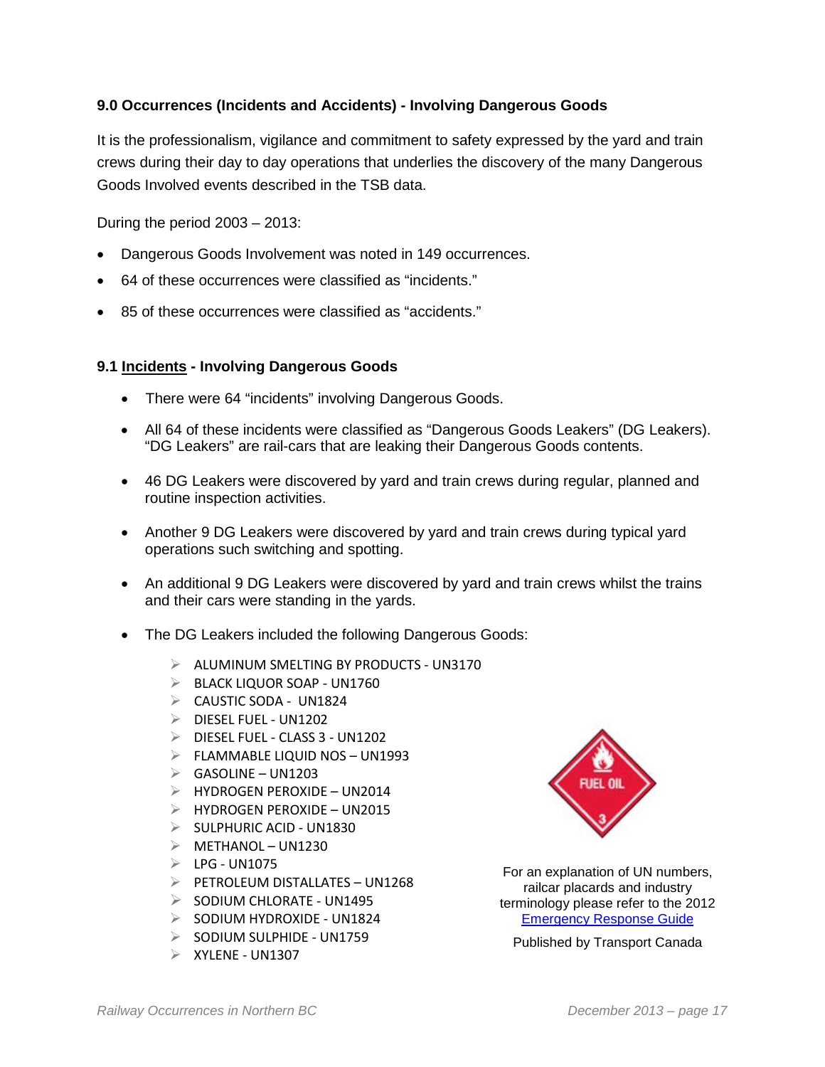### 9.0 Occurrences (Incidents and Accidents) - Involving Dangerous Goods

It is the professionalism, vigilance and commitment to safety expressed by the yard and train crews during their day to day operations that underlies the discovery of the many Dangerous Goods Involved events described in the TSB data.

During the period 2003 – 2013:

- Dangerous Goods Involvement was noted in 149 occurrences.
- 64 of these occurrences were classified as "incidents."
- 85 of these occurrences were classified as "accidents."

### 9.1 Incidents - Involving Dangerous Goods

- There were 64 "incidents" involving Dangerous Goods.
- All 64 of these incidents were classified as "Dangerous Goods Leakers" (DG Leakers). "DG Leakers" are rail-cars that are leaking their Dangerous Goods contents.
- 46 DG Leakers were discovered by yard and train crews during regular, planned and routine inspection activities.
- Another 9 DG Leakers were discovered by yard and train crews during typical yard operations such switching and spotting.
- An additional 9 DG Leakers were discovered by yard and train crews whilst the trains and their cars were standing in the yards.
- The DG Leakers included the following Dangerous Goods:
  - ALUMINUM SMELTING BY PRODUCTS - UN3170
  - BLACK LIQUOR SOAP - UN1760
  - CAUSTIC SODA - UN1824
  - DIESEL FUEL - UN1202
  - DIESEL FUEL - CLASS 3 - UN1202
  - FLAMMABLE LIQUID NOS – UN1993
  - GASOLINE – UN1203
  - HYDROGEN PEROXIDE – UN2014
  - HYDROGEN PEROXIDE – UN2015
  - SULPHURIC ACID - UN1830
  - METHANOL – UN1230
  - LPG - UN1075
  - PETROLEUM DISTALLATES – UN1268
  - SODIUM CHLORATE - UN1495
  - SODIUM HYDROXIDE - UN1824
  - SODIUM SULPHIDE - UN1759
  - XYLENE - UN1307

For an explanation of UN numbers, railcar placards and industry terminology please refer to the 2012 Emergency Response Guide

Published by Transport Canada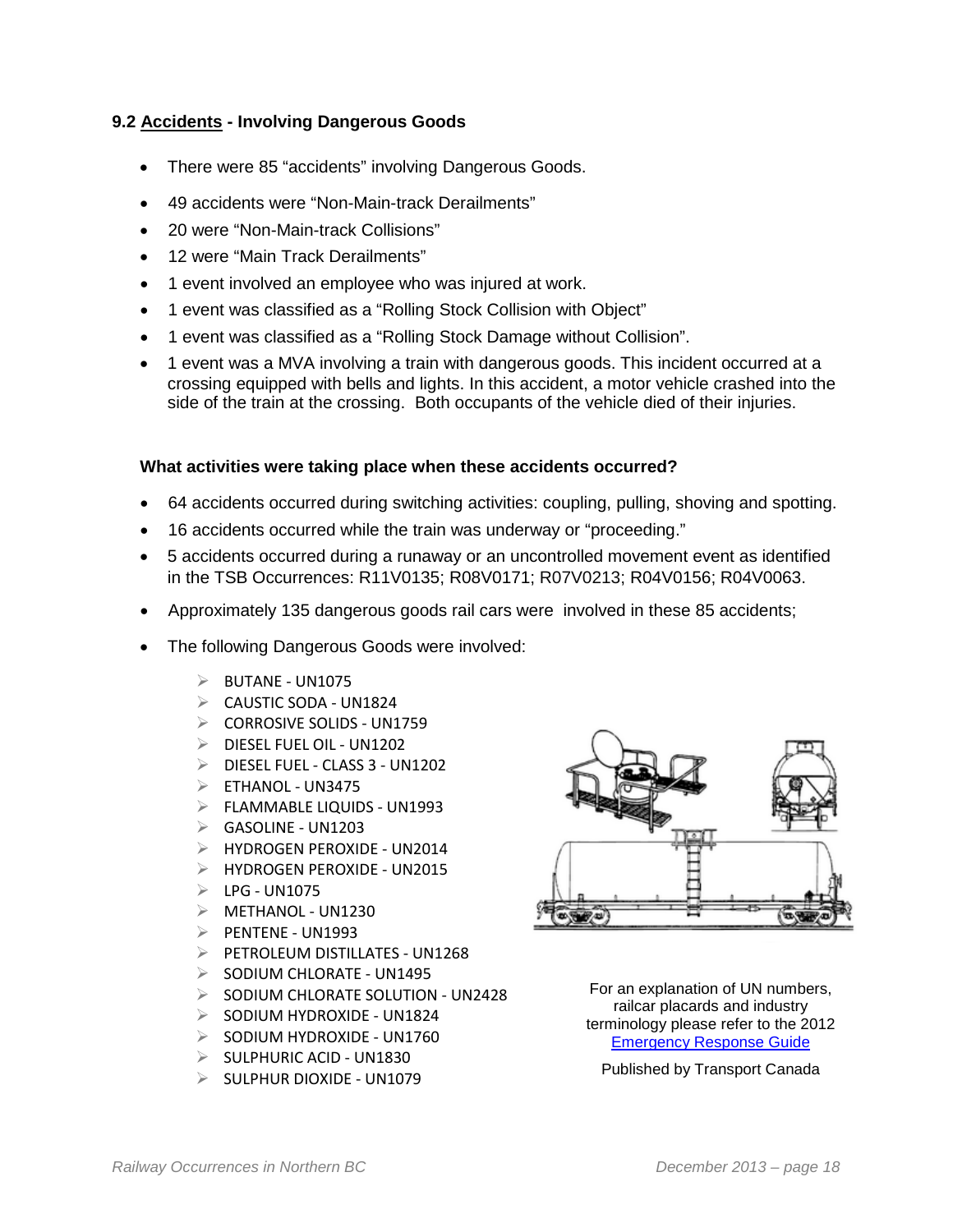## 9.2 Accidents - Involving Dangerous Goods

- There were 85 "accidents" involving Dangerous Goods.
- 49 accidents were "Non-Main-track Derailments"
- 20 were "Non-Main-track Collisions"
- 12 were "Main Track Derailments"
- 1 event involved an employee who was injured at work.
- 1 event was classified as a "Rolling Stock Collision with Object"
- 1 event was classified as a "Rolling Stock Damage without Collision".
- 1 event was a MVA involving a train with dangerous goods. This incident occurred at a crossing equipped with bells and lights. In this accident, a motor vehicle crashed into the side of the train at the crossing. Both occupants of the vehicle died of their injuries.

### What activities were taking place when these accidents occurred?

- 64 accidents occurred during switching activities: coupling, pulling, shoving and spotting.
- 16 accidents occurred while the train was underway or "proceeding."
- 5 accidents occurred during a runaway or an uncontrolled movement event as identified in the TSB Occurrences: R11V0135; R08V0171; R07V0213; R04V0156; R04V0063.
- Approximately 135 dangerous goods rail cars were involved in these 85 accidents;
- The following Dangerous Goods were involved:
  - BUTANE - UN1075
  - CAUSTIC SODA - UN1824
  - CORROSIVE SOLIDS - UN1759
  - DIESEL FUEL OIL - UN1202
  - DIESEL FUEL - CLASS 3 - UN1202
  - ETHANOL - UN3475
  - FLAMMABLE LIQUIDS - UN1993
  - GASOLINE - UN1203
  - HYDROGEN PEROXIDE - UN2014
  - HYDROGEN PEROXIDE - UN2015
  - LPG - UN1075
  - METHANOL - UN1230
  - PENTENE - UN1993
  - PETROLEUM DISTILLATES - UN1268
  - SODIUM CHLORATE - UN1495
  - SODIUM CHLORATE SOLUTION - UN2428
  - SODIUM HYDROXIDE - UN1824
  - SODIUM HYDROXIDE - UN1760
  - SULPHURIC ACID - UN1830
  - SULPHUR DIOXIDE - UN1079

For an explanation of UN numbers, railcar placards and industry terminology please refer to the 2012 [Emergency Response Guide](Emergency Response Guide)

Published by Transport Canada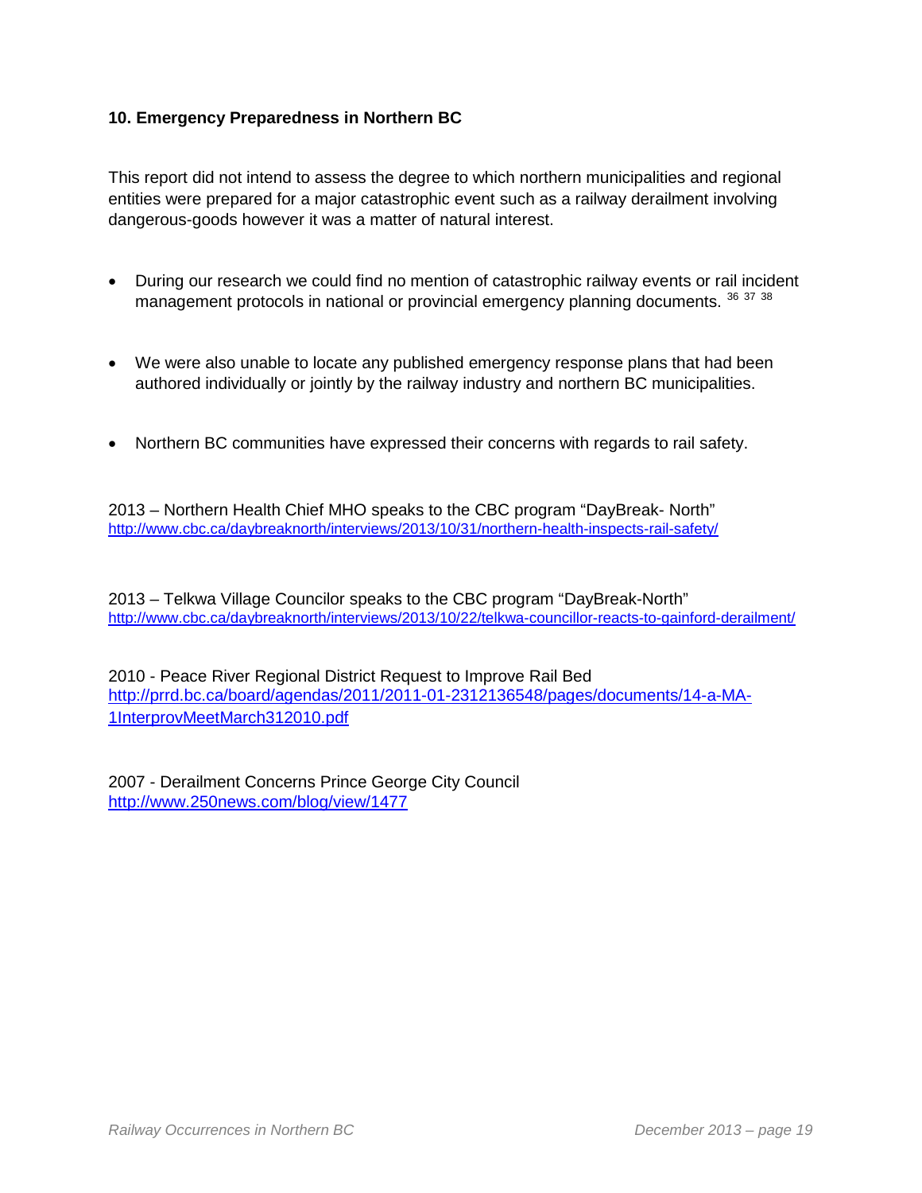## 10. Emergency Preparedness in Northern BC

This report did not intend to assess the degree to which northern municipalities and regional entities were prepared for a major catastrophic event such as a railway derailment involving dangerous-goods however it was a matter of natural interest.

- During our research we could find no mention of catastrophic railway events or rail incident management protocols in national or provincial emergency planning documents. [36] [37] [38]

- We were also unable to locate any published emergency response plans that had been authored individually or jointly by the railway industry and northern BC municipalities.

- Northern BC communities have expressed their concerns with regards to rail safety.

2013 – Northern Health Chief MHO speaks to the CBC program "DayBreak- North"
http://www.cbc.ca/daybreaknorth/interviews/2013/10/31/northern-health-inspects-rail-safety/

2013 – Telkwa Village Councilor speaks to the CBC program "DayBreak-North"
http://www.cbc.ca/daybreaknorth/interviews/2013/10/22/telkwa-councillor-reacts-to-gainford-derailment/

2010 - Peace River Regional District Request to Improve Rail Bed
http://prrd.bc.ca/board/agendas/2011/2011-01-2312136548/pages/documents/14-a-MA-1InterprovMeetMarch312010.pdf

2007 - Derailment Concerns Prince George City Council
http://www.250news.com/blog/view/1477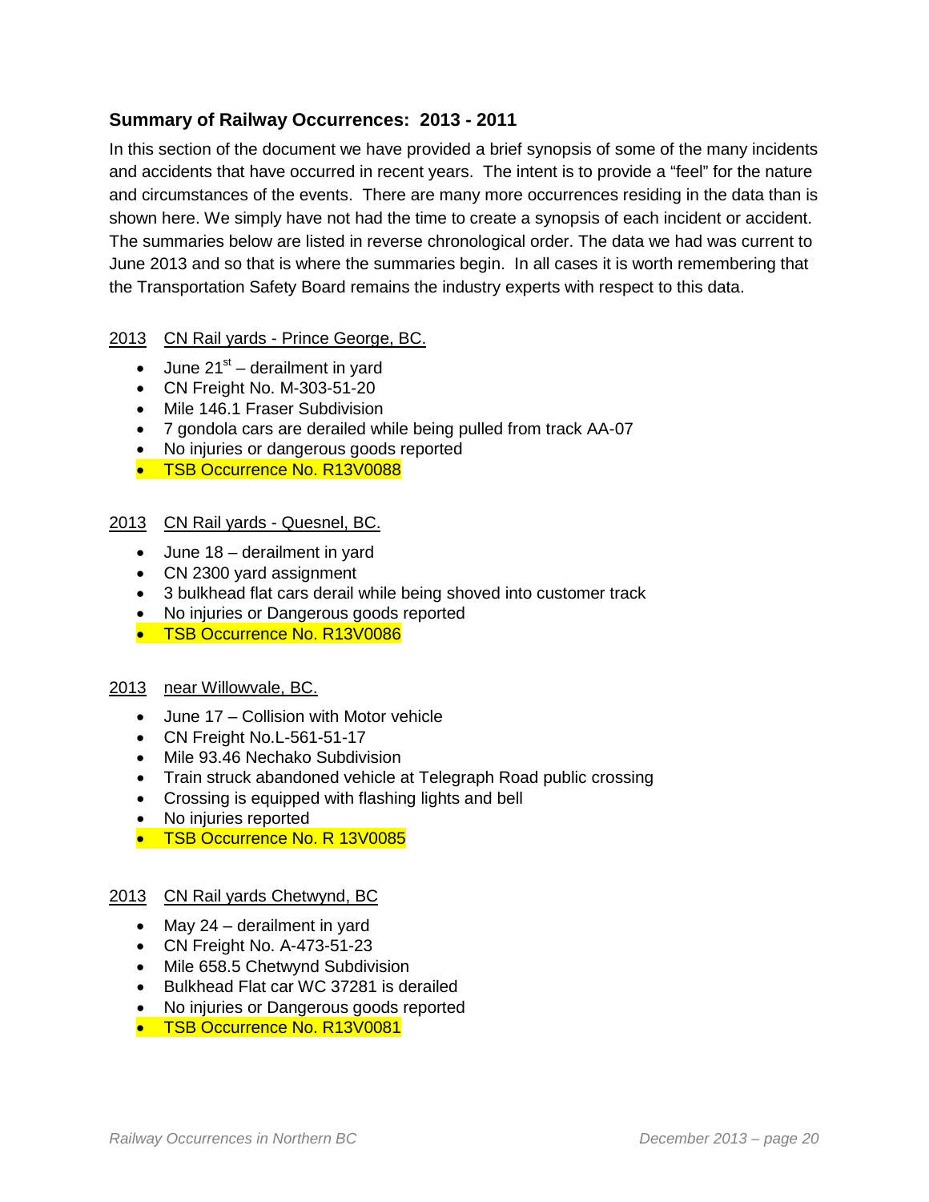### Summary of Railway Occurrences: 2013 - 2011

In this section of the document we have provided a brief synopsis of some of the many incidents and accidents that have occurred in recent years. The intent is to provide a "feel" for the nature and circumstances of the events. There are many more occurrences residing in the data than is shown here. We simply have not had the time to create a synopsis of each incident or accident. The summaries below are listed in reverse chronological order. The data we had was current to June 2013 and so that is where the summaries begin. In all cases it is worth remembering that the Transportation Safety Board remains the industry experts with respect to this data.

2013 CN Rail yards - Prince George, BC.

- June 21st – derailment in yard
- CN Freight No. M-303-51-20
- Mile 146.1 Fraser Subdivision
- 7 gondola cars are derailed while being pulled from track AA-07
- No injuries or dangerous goods reported
- TSB Occurrence No. R13V0088

2013 CN Rail yards - Quesnel, BC.

- June 18 – derailment in yard
- CN 2300 yard assignment
- 3 bulkhead flat cars derail while being shoved into customer track
- No injuries or Dangerous goods reported
- TSB Occurrence No. R13V0086

2013 near Willowvale, BC.

- June 17 – Collision with Motor vehicle
- CN Freight No.L-561-51-17
- Mile 93.46 Nechako Subdivision
- Train struck abandoned vehicle at Telegraph Road public crossing
- Crossing is equipped with flashing lights and bell
- No injuries reported
- TSB Occurrence No. R 13V0085

2013 CN Rail yards Chetwynd, BC

- May 24 – derailment in yard
- CN Freight No. A-473-51-23
- Mile 658.5 Chetwynd Subdivision
- Bulkhead Flat car WC 37281 is derailed
- No injuries or Dangerous goods reported
- TSB Occurrence No. R13V0081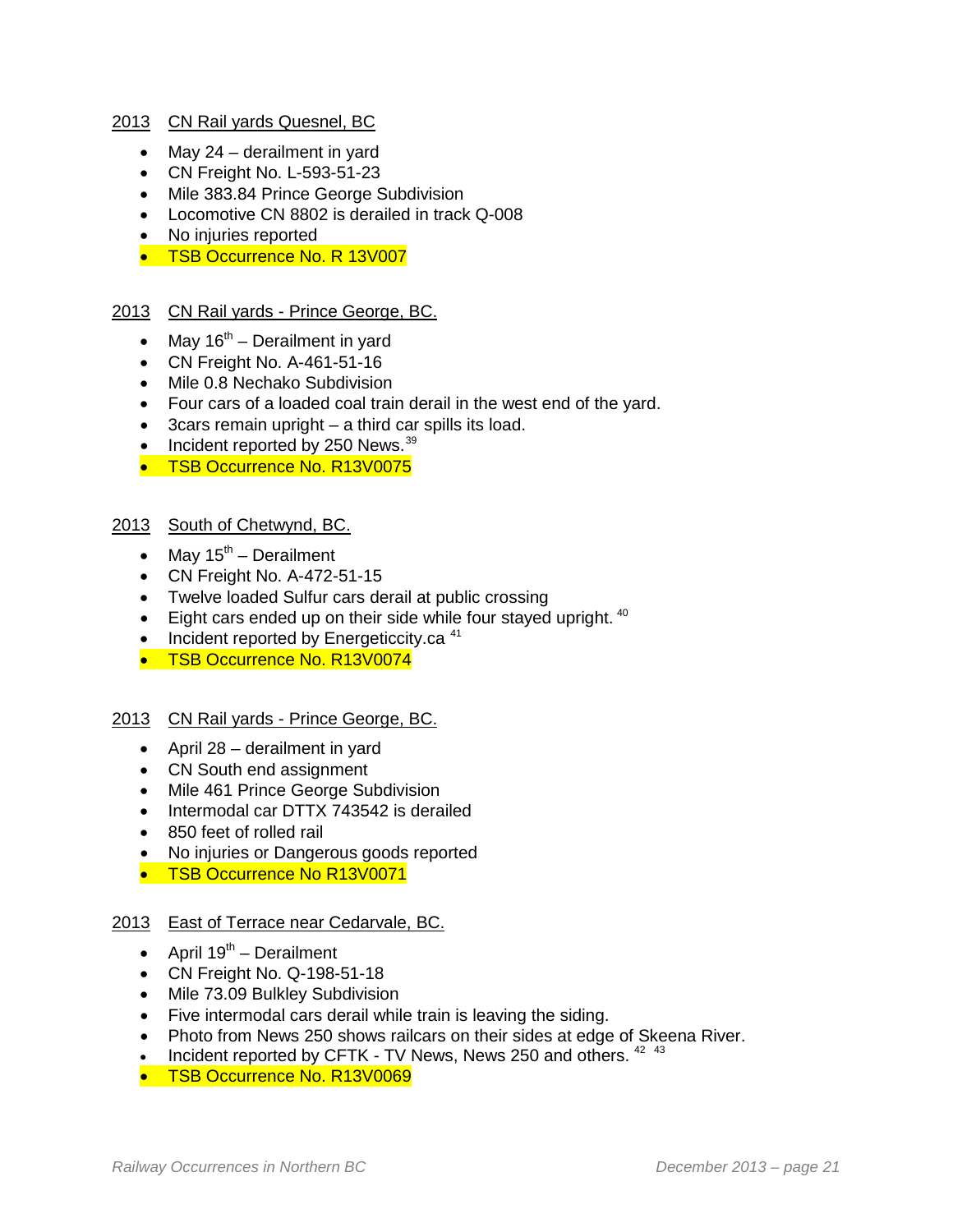2013 CN Rail yards Quesnel, BC

- May 24 – derailment in yard
- CN Freight No. L-593-51-23
- Mile 383.84 Prince George Subdivision
- Locomotive CN 8802 is derailed in track Q-008
- No injuries reported
- TSB Occurrence No. R 13V007

2013 CN Rail yards - Prince George, BC.

- May 16th – Derailment in yard
- CN Freight No. A-461-51-16
- Mile 0.8 Nechako Subdivision
- Four cars of a loaded coal train derail in the west end of the yard.
- 3cars remain upright – a third car spills its load.
- Incident reported by 250 News.[39]
- TSB Occurrence No. R13V0075

2013 South of Chetwynd, BC.

- May 15th – Derailment
- CN Freight No. A-472-51-15
- Twelve loaded Sulfur cars derail at public crossing
- Eight cars ended up on their side while four stayed upright. [40]
- Incident reported by Energeticcity.ca [41]
- TSB Occurrence No. R13V0074

2013 CN Rail yards - Prince George, BC.

- April 28 – derailment in yard
- CN South end assignment
- Mile 461 Prince George Subdivision
- Intermodal car DTTX 743542 is derailed
- 850 feet of rolled rail
- No injuries or Dangerous goods reported
- TSB Occurrence No R13V0071

2013 East of Terrace near Cedarvale, BC.

- April 19th – Derailment
- CN Freight No. Q-198-51-18
- Mile 73.09 Bulkley Subdivision
- Five intermodal cars derail while train is leaving the siding.
- Photo from News 250 shows railcars on their sides at edge of Skeena River.
- Incident reported by CFTK - TV News, News 250 and others. [42] [43]
- TSB Occurrence No. R13V0069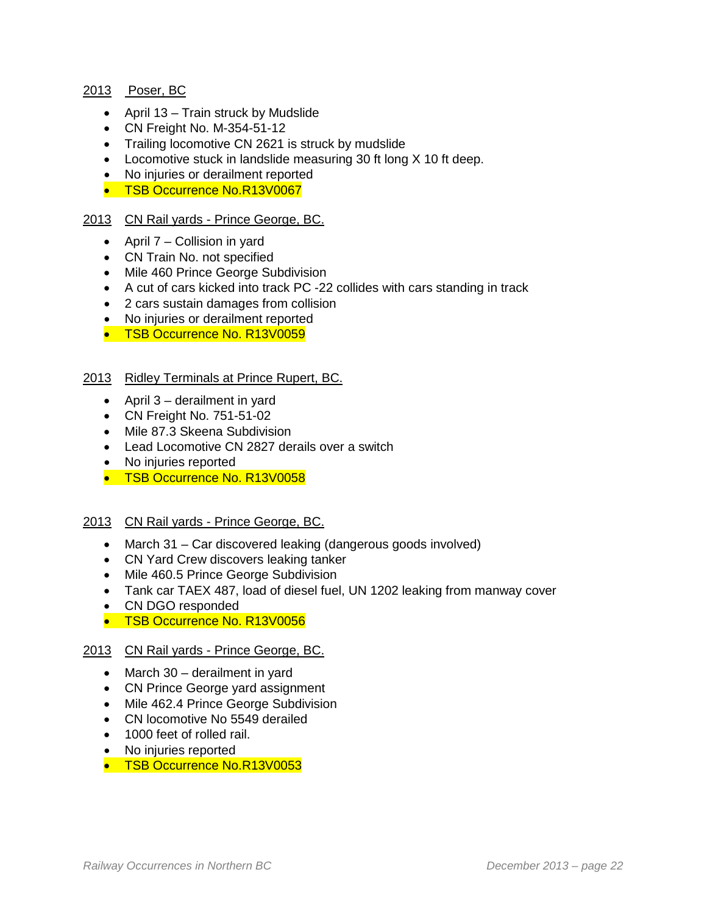2013 Poser, BC

- April 13 – Train struck by Mudslide
- CN Freight No. M-354-51-12
- Trailing locomotive CN 2621 is struck by mudslide
- Locomotive stuck in landslide measuring 30 ft long X 10 ft deep.
- No injuries or derailment reported
- TSB Occurrence No.R13V0067

2013 CN Rail yards - Prince George, BC.

- April 7 – Collision in yard
- CN Train No. not specified
- Mile 460 Prince George Subdivision
- A cut of cars kicked into track PC -22 collides with cars standing in track
- 2 cars sustain damages from collision
- No injuries or derailment reported
- TSB Occurrence No. R13V0059

2013 Ridley Terminals at Prince Rupert, BC.

- April 3 – derailment in yard
- CN Freight No. 751-51-02
- Mile 87.3 Skeena Subdivision
- Lead Locomotive CN 2827 derails over a switch
- No injuries reported
- TSB Occurrence No. R13V0058

2013 CN Rail yards - Prince George, BC.

- March 31 – Car discovered leaking (dangerous goods involved)
- CN Yard Crew discovers leaking tanker
- Mile 460.5 Prince George Subdivision
- Tank car TAEX 487, load of diesel fuel, UN 1202 leaking from manway cover
- CN DGO responded
- TSB Occurrence No. R13V0056

2013 CN Rail yards - Prince George, BC.

- March 30 – derailment in yard
- CN Prince George yard assignment
- Mile 462.4 Prince George Subdivision
- CN locomotive No 5549 derailed
- 1000 feet of rolled rail.
- No injuries reported
- TSB Occurrence No.R13V0053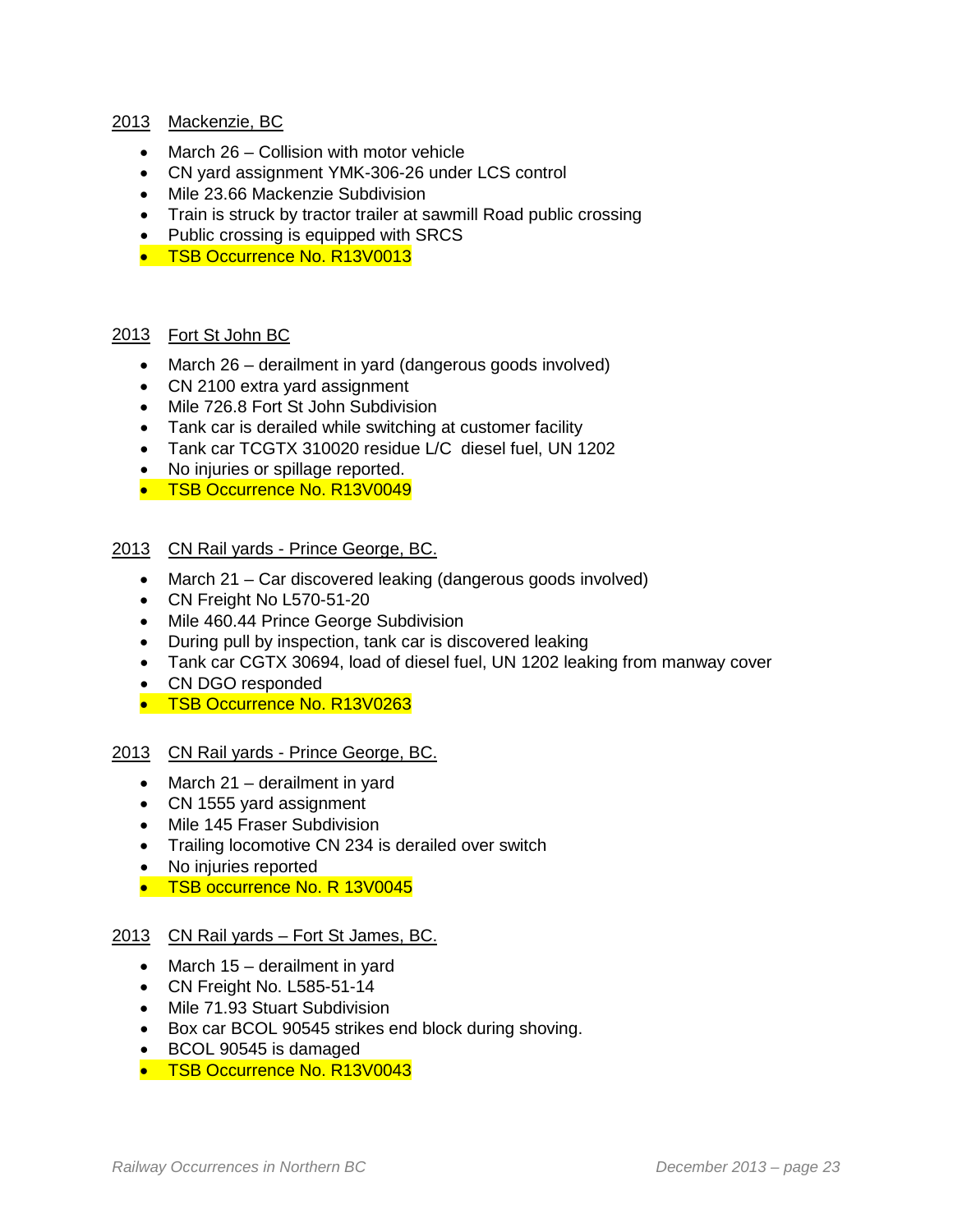2013 Mackenzie, BC

- March 26 – Collision with motor vehicle
- CN yard assignment YMK-306-26 under LCS control
- Mile 23.66 Mackenzie Subdivision
- Train is struck by tractor trailer at sawmill Road public crossing
- Public crossing is equipped with SRCS
- TSB Occurrence No. R13V0013

2013 Fort St John BC

- March 26 – derailment in yard (dangerous goods involved)
- CN 2100 extra yard assignment
- Mile 726.8 Fort St John Subdivision
- Tank car is derailed while switching at customer facility
- Tank car TCGTX 310020 residue L/C diesel fuel, UN 1202
- No injuries or spillage reported.
- TSB Occurrence No. R13V0049

2013 CN Rail yards - Prince George, BC.

- March 21 – Car discovered leaking (dangerous goods involved)
- CN Freight No L570-51-20
- Mile 460.44 Prince George Subdivision
- During pull by inspection, tank car is discovered leaking
- Tank car CGTX 30694, load of diesel fuel, UN 1202 leaking from manway cover
- CN DGO responded
- TSB Occurrence No. R13V0263

2013 CN Rail yards - Prince George, BC.

- March 21 – derailment in yard
- CN 1555 yard assignment
- Mile 145 Fraser Subdivision
- Trailing locomotive CN 234 is derailed over switch
- No injuries reported
- TSB occurrence No. R 13V0045

2013 CN Rail yards – Fort St James, BC.

- March 15 – derailment in yard
- CN Freight No. L585-51-14
- Mile 71.93 Stuart Subdivision
- Box car BCOL 90545 strikes end block during shoving.
- BCOL 90545 is damaged
- TSB Occurrence No. R13V0043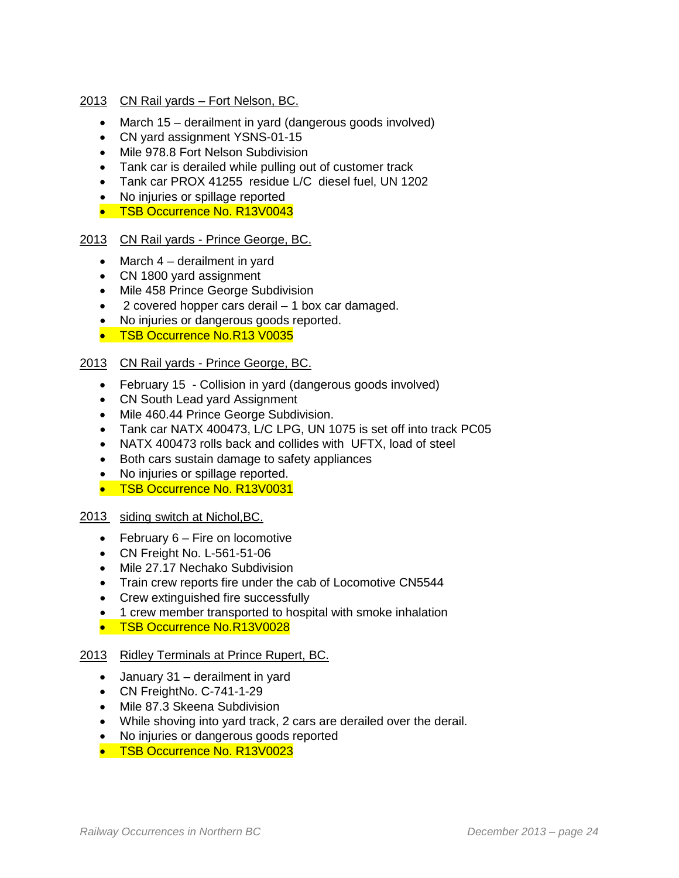2013 CN Rail yards – Fort Nelson, BC.

- March 15 – derailment in yard (dangerous goods involved)
- CN yard assignment YSNS-01-15
- Mile 978.8 Fort Nelson Subdivision
- Tank car is derailed while pulling out of customer track
- Tank car PROX 41255 residue L/C diesel fuel, UN 1202
- No injuries or spillage reported
- TSB Occurrence No. R13V0043

2013 CN Rail yards - Prince George, BC.

- March 4 – derailment in yard
- CN 1800 yard assignment
- Mile 458 Prince George Subdivision
- 2 covered hopper cars derail – 1 box car damaged.
- No injuries or dangerous goods reported.
- TSB Occurrence No.R13 V0035

2013 CN Rail yards - Prince George, BC.

- February 15 - Collision in yard (dangerous goods involved)
- CN South Lead yard Assignment
- Mile 460.44 Prince George Subdivision.
- Tank car NATX 400473, L/C LPG, UN 1075 is set off into track PC05
- NATX 400473 rolls back and collides with UFTX, load of steel
- Both cars sustain damage to safety appliances
- No injuries or spillage reported.
- TSB Occurrence No. R13V0031

2013 siding switch at Nichol,BC.

- February 6 – Fire on locomotive
- CN Freight No. L-561-51-06
- Mile 27.17 Nechako Subdivision
- Train crew reports fire under the cab of Locomotive CN5544
- Crew extinguished fire successfully
- 1 crew member transported to hospital with smoke inhalation
- TSB Occurrence No.R13V0028

2013 Ridley Terminals at Prince Rupert, BC.

- January 31 – derailment in yard
- CN FreightNo. C-741-1-29
- Mile 87.3 Skeena Subdivision
- While shoving into yard track, 2 cars are derailed over the derail.
- No injuries or dangerous goods reported
- TSB Occurrence No. R13V0023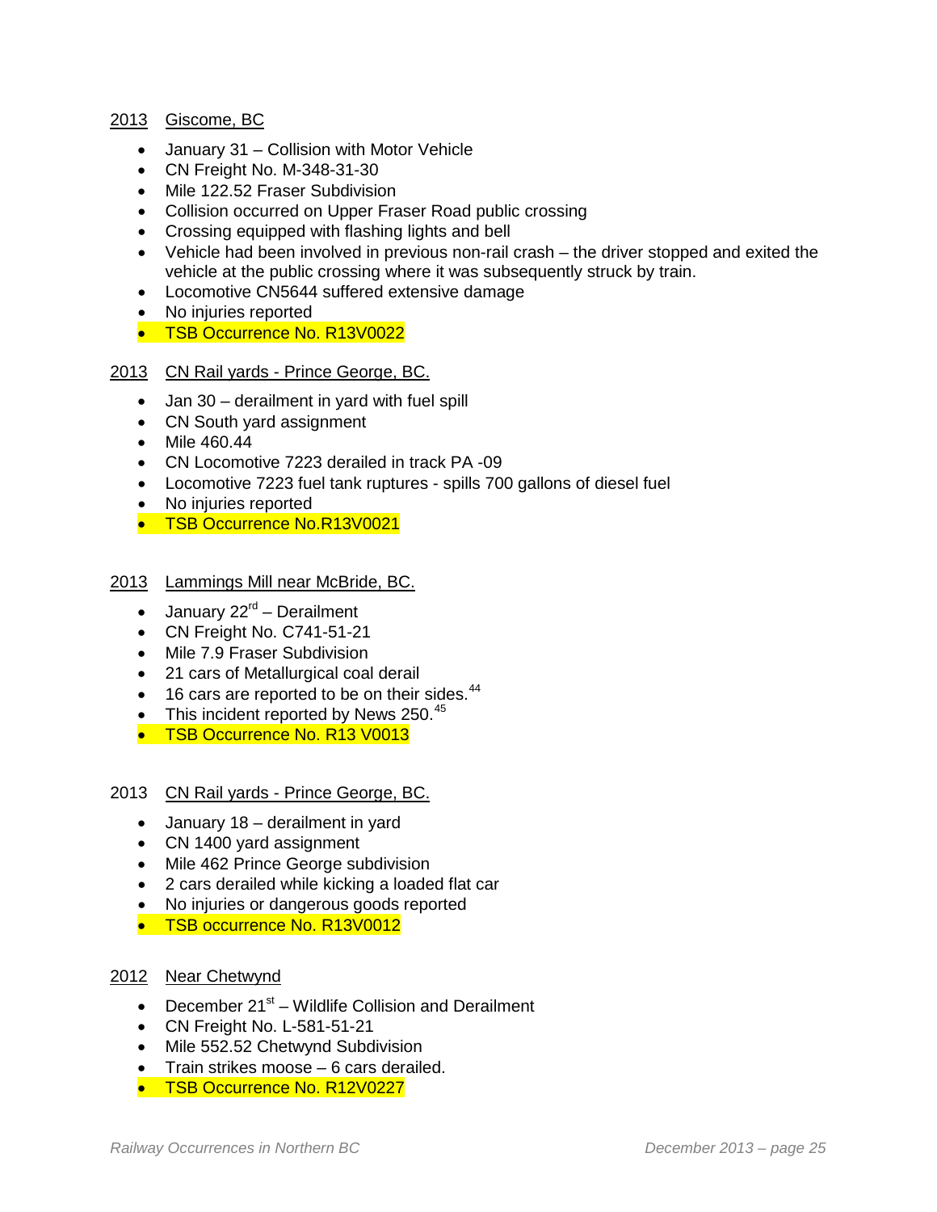2013 Giscome, BC

- January 31 – Collision with Motor Vehicle
- CN Freight No. M-348-31-30
- Mile 122.52 Fraser Subdivision
- Collision occurred on Upper Fraser Road public crossing
- Crossing equipped with flashing lights and bell
- Vehicle had been involved in previous non-rail crash – the driver stopped and exited the vehicle at the public crossing where it was subsequently struck by train.
- Locomotive CN5644 suffered extensive damage
- No injuries reported
- TSB Occurrence No. R13V0022

2013 CN Rail yards - Prince George, BC.

- Jan 30 – derailment in yard with fuel spill
- CN South yard assignment
- Mile 460.44
- CN Locomotive 7223 derailed in track PA -09
- Locomotive 7223 fuel tank ruptures - spills 700 gallons of diesel fuel
- No injuries reported
- TSB Occurrence No.R13V0021

2013 Lammings Mill near McBride, BC.

- January 22rd – Derailment
- CN Freight No. C741-51-21
- Mile 7.9 Fraser Subdivision
- 21 cars of Metallurgical coal derail
- 16 cars are reported to be on their sides.[44]
- This incident reported by News 250.[45]
- TSB Occurrence No. R13 V0013

2013 CN Rail yards - Prince George, BC.

- January 18 – derailment in yard
- CN 1400 yard assignment
- Mile 462 Prince George subdivision
- 2 cars derailed while kicking a loaded flat car
- No injuries or dangerous goods reported
- TSB occurrence No. R13V0012

2012 Near Chetwynd

- December 21st – Wildlife Collision and Derailment
- CN Freight No. L-581-51-21
- Mile 552.52 Chetwynd Subdivision
- Train strikes moose – 6 cars derailed.
- TSB Occurrence No. R12V0227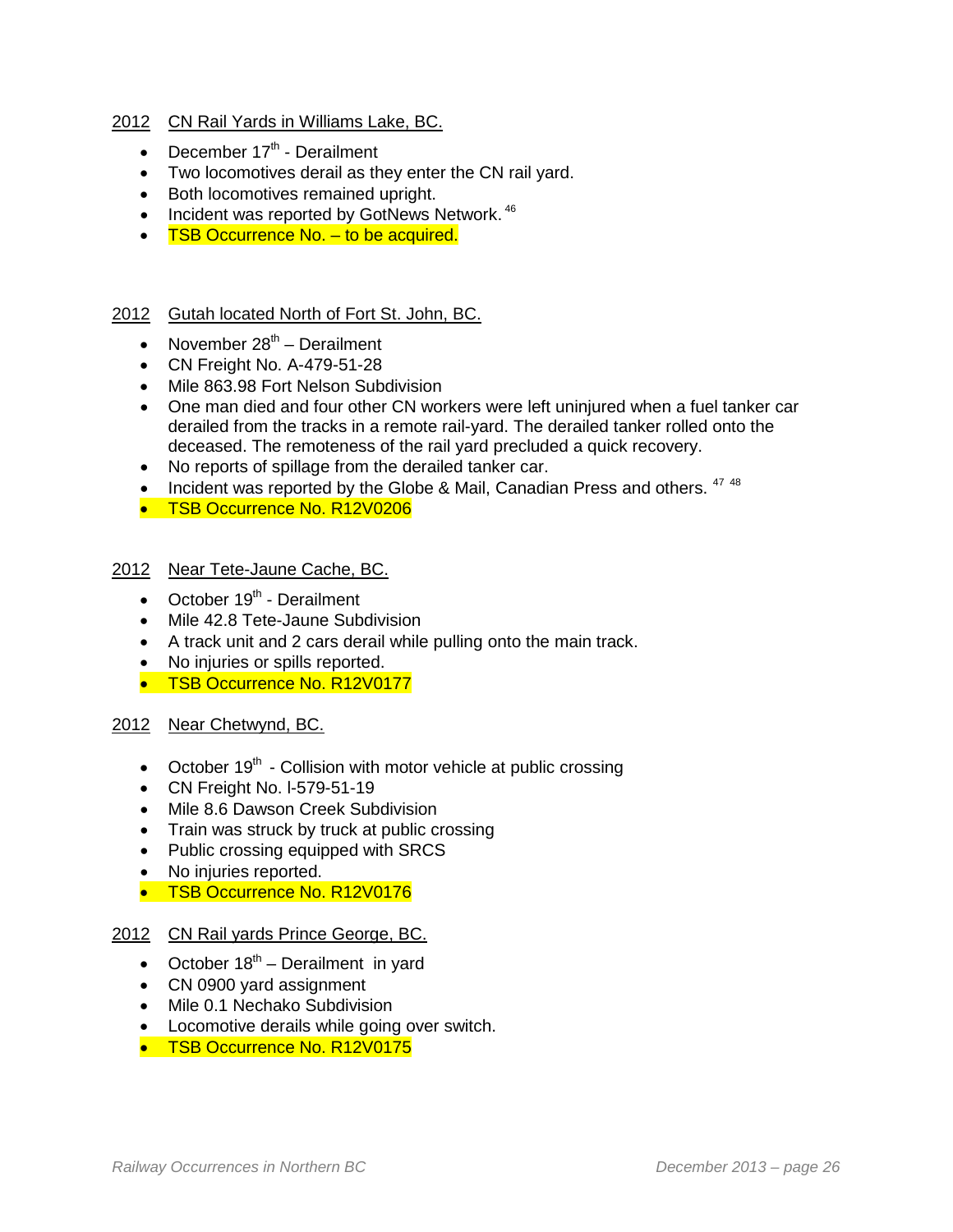2012 CN Rail Yards in Williams Lake, BC.

- December 17th - Derailment
- Two locomotives derail as they enter the CN rail yard.
- Both locomotives remained upright.
- Incident was reported by GotNews Network. [46]
- TSB Occurrence No. – to be acquired.

2012 Gutah located North of Fort St. John, BC.

- November 28th – Derailment
- CN Freight No. A-479-51-28
- Mile 863.98 Fort Nelson Subdivision
- One man died and four other CN workers were left uninjured when a fuel tanker car derailed from the tracks in a remote rail-yard. The derailed tanker rolled onto the deceased. The remoteness of the rail yard precluded a quick recovery.
- No reports of spillage from the derailed tanker car.
- Incident was reported by the Globe & Mail, Canadian Press and others. [47] [48]
- TSB Occurrence No. R12V0206

2012 Near Tete-Jaune Cache, BC.

- October 19th - Derailment
- Mile 42.8 Tete-Jaune Subdivision
- A track unit and 2 cars derail while pulling onto the main track.
- No injuries or spills reported.
- TSB Occurrence No. R12V0177

2012 Near Chetwynd, BC.

- October 19th - Collision with motor vehicle at public crossing
- CN Freight No. I-579-51-19
- Mile 8.6 Dawson Creek Subdivision
- Train was struck by truck at public crossing
- Public crossing equipped with SRCS
- No injuries reported.
- TSB Occurrence No. R12V0176

2012 CN Rail yards Prince George, BC.

- October 18th – Derailment in yard
- CN 0900 yard assignment
- Mile 0.1 Nechako Subdivision
- Locomotive derails while going over switch.
- TSB Occurrence No. R12V0175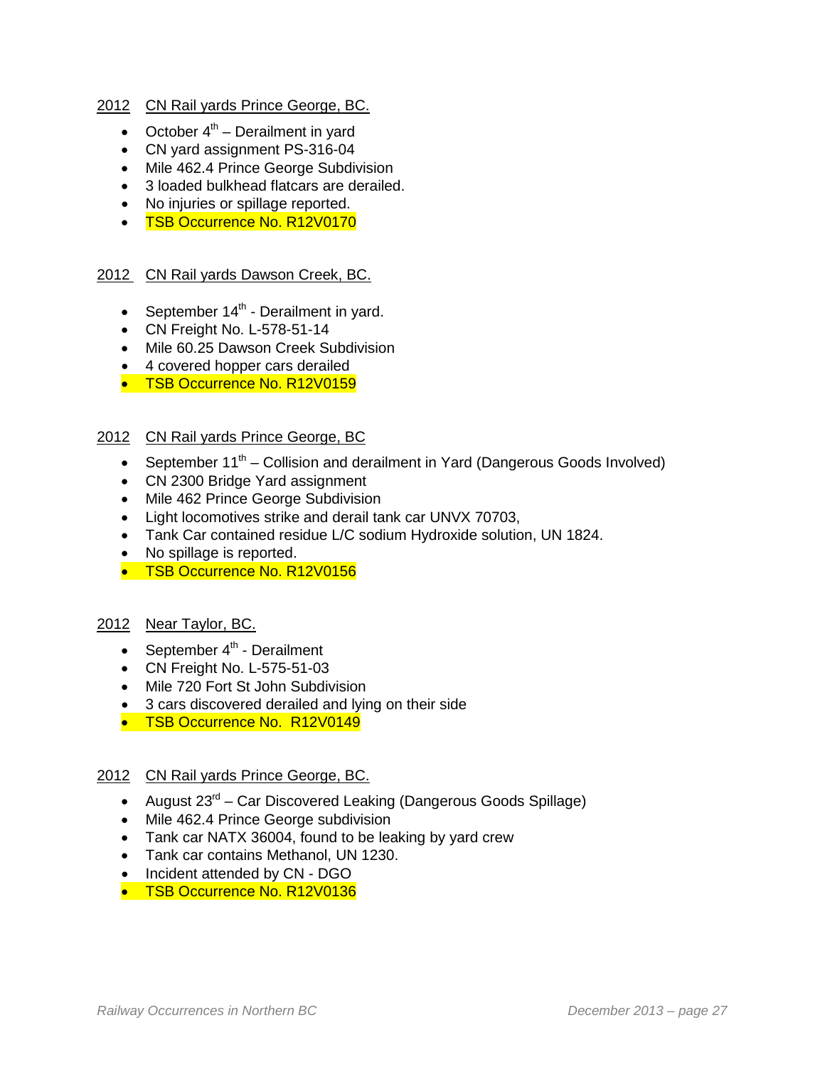2012 CN Rail yards Prince George, BC.

- October 4th – Derailment in yard
- CN yard assignment PS-316-04
- Mile 462.4 Prince George Subdivision
- 3 loaded bulkhead flatcars are derailed.
- No injuries or spillage reported.
- TSB Occurrence No. R12V0170

2012 CN Rail yards Dawson Creek, BC.

- September 14th - Derailment in yard.
- CN Freight No. L-578-51-14
- Mile 60.25 Dawson Creek Subdivision
- 4 covered hopper cars derailed
- TSB Occurrence No. R12V0159

2012 CN Rail yards Prince George, BC

- September 11th – Collision and derailment in Yard (Dangerous Goods Involved)
- CN 2300 Bridge Yard assignment
- Mile 462 Prince George Subdivision
- Light locomotives strike and derail tank car UNVX 70703,
- Tank Car contained residue L/C sodium Hydroxide solution, UN 1824.
- No spillage is reported.
- TSB Occurrence No. R12V0156

2012 Near Taylor, BC.

- September 4th - Derailment
- CN Freight No. L-575-51-03
- Mile 720 Fort St John Subdivision
- 3 cars discovered derailed and lying on their side
- TSB Occurrence No. R12V0149

2012 CN Rail yards Prince George, BC.

- August 23rd – Car Discovered Leaking (Dangerous Goods Spillage)
- Mile 462.4 Prince George subdivision
- Tank car NATX 36004, found to be leaking by yard crew
- Tank car contains Methanol, UN 1230.
- Incident attended by CN - DGO
- TSB Occurrence No. R12V0136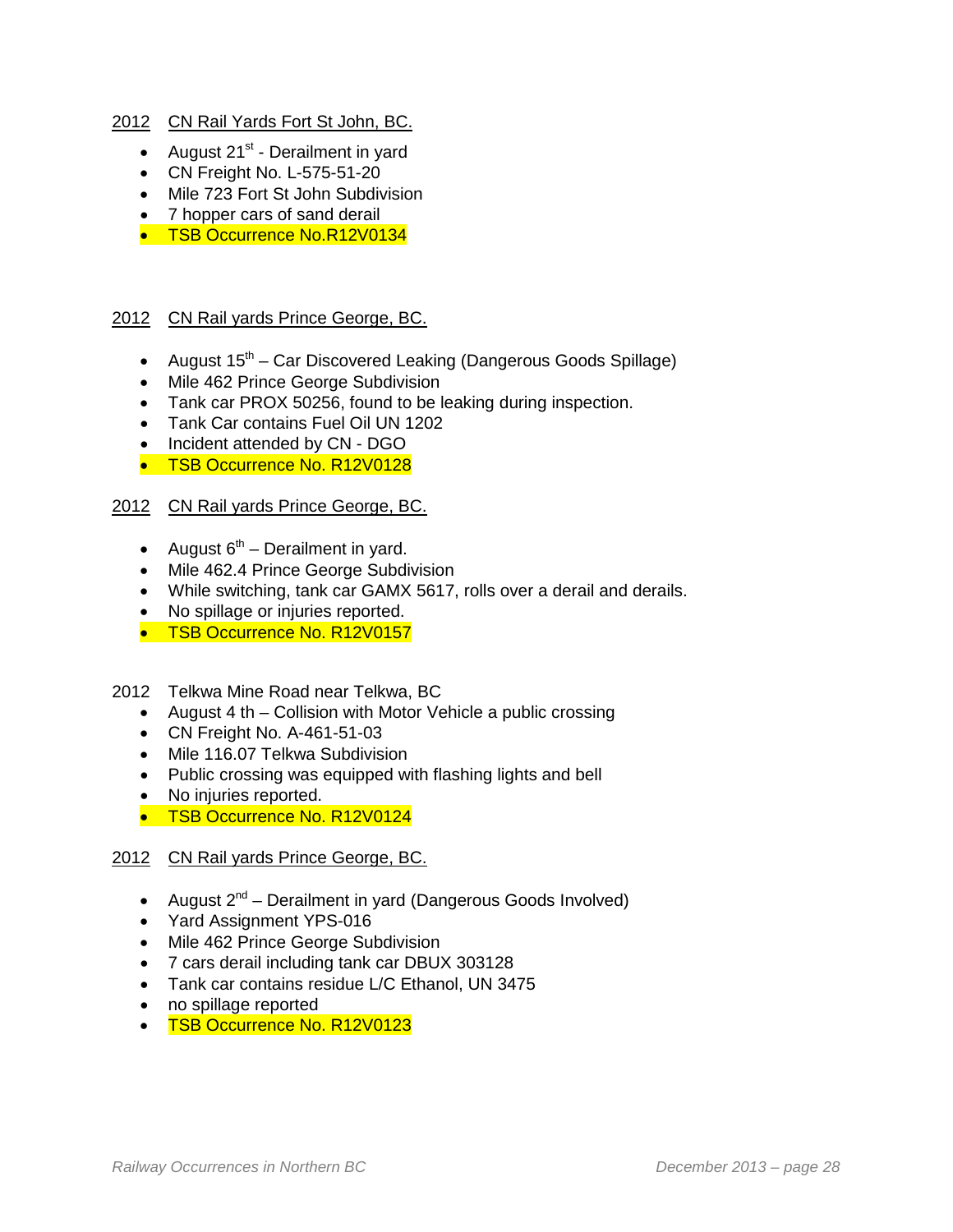2012 CN Rail Yards Fort St John, BC.

- August 21st - Derailment in yard
- CN Freight No. L-575-51-20
- Mile 723 Fort St John Subdivision
- 7 hopper cars of sand derail
- TSB Occurrence No.R12V0134

2012 CN Rail yards Prince George, BC.

- August 15th – Car Discovered Leaking (Dangerous Goods Spillage)
- Mile 462 Prince George Subdivision
- Tank car PROX 50256, found to be leaking during inspection.
- Tank Car contains Fuel Oil UN 1202
- Incident attended by CN - DGO
- TSB Occurrence No. R12V0128

2012 CN Rail yards Prince George, BC.

- August 6th – Derailment in yard.
- Mile 462.4 Prince George Subdivision
- While switching, tank car GAMX 5617, rolls over a derail and derails.
- No spillage or injuries reported.
- TSB Occurrence No. R12V0157

2012 Telkwa Mine Road near Telkwa, BC

- August 4 th – Collision with Motor Vehicle a public crossing
- CN Freight No. A-461-51-03
- Mile 116.07 Telkwa Subdivision
- Public crossing was equipped with flashing lights and bell
- No injuries reported.
- TSB Occurrence No. R12V0124

2012 CN Rail yards Prince George, BC.

- August 2nd – Derailment in yard (Dangerous Goods Involved)
- Yard Assignment YPS-016
- Mile 462 Prince George Subdivision
- 7 cars derail including tank car DBUX 303128
- Tank car contains residue L/C Ethanol, UN 3475
- no spillage reported
- TSB Occurrence No. R12V0123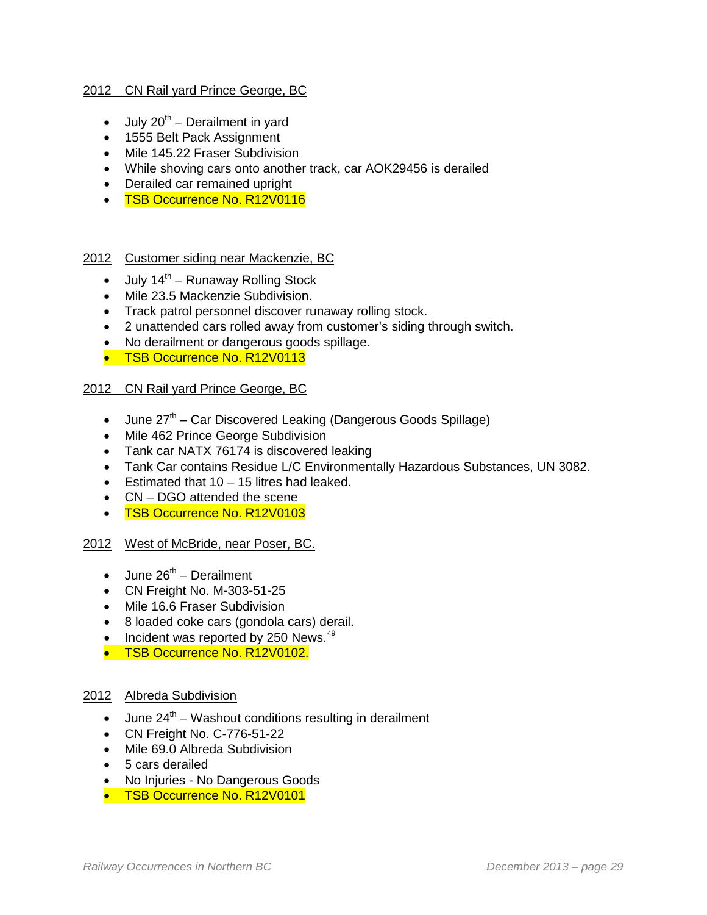2012 CN Rail yard Prince George, BC

- July 20th – Derailment in yard
- 1555 Belt Pack Assignment
- Mile 145.22 Fraser Subdivision
- While shoving cars onto another track, car AOK29456 is derailed
- Derailed car remained upright
- TSB Occurrence No. R12V0116

2012 Customer siding near Mackenzie, BC

- July 14th – Runaway Rolling Stock
- Mile 23.5 Mackenzie Subdivision.
- Track patrol personnel discover runaway rolling stock.
- 2 unattended cars rolled away from customer's siding through switch.
- No derailment or dangerous goods spillage.
- TSB Occurrence No. R12V0113

2012 CN Rail yard Prince George, BC

- June 27th – Car Discovered Leaking (Dangerous Goods Spillage)
- Mile 462 Prince George Subdivision
- Tank car NATX 76174 is discovered leaking
- Tank Car contains Residue L/C Environmentally Hazardous Substances, UN 3082.
- Estimated that 10 – 15 litres had leaked.
- CN – DGO attended the scene
- TSB Occurrence No. R12V0103

2012 West of McBride, near Poser, BC.

- June 26th – Derailment
- CN Freight No. M-303-51-25
- Mile 16.6 Fraser Subdivision
- 8 loaded coke cars (gondola cars) derail.
- Incident was reported by 250 News.[49]
- TSB Occurrence No. R12V0102.

2012 Albreda Subdivision

- June 24th – Washout conditions resulting in derailment
- CN Freight No. C-776-51-22
- Mile 69.0 Albreda Subdivision
- 5 cars derailed
- No Injuries - No Dangerous Goods
- TSB Occurrence No. R12V0101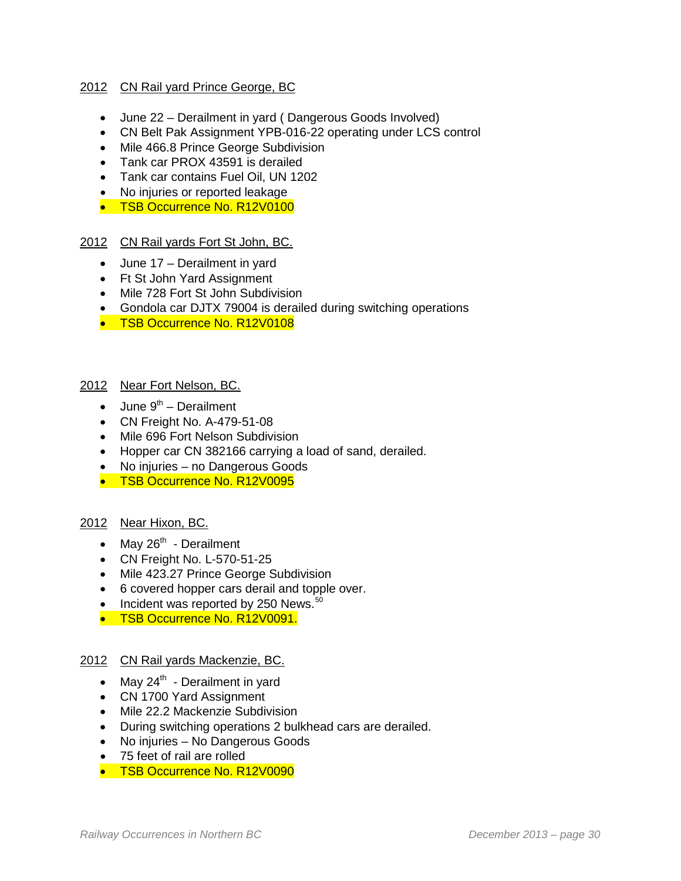2012 CN Rail yard Prince George, BC

- June 22 – Derailment in yard ( Dangerous Goods Involved)
- CN Belt Pak Assignment YPB-016-22 operating under LCS control
- Mile 466.8 Prince George Subdivision
- Tank car PROX 43591 is derailed
- Tank car contains Fuel Oil, UN 1202
- No injuries or reported leakage
- TSB Occurrence No. R12V0100

2012 CN Rail yards Fort St John, BC.

- June 17 – Derailment in yard
- Ft St John Yard Assignment
- Mile 728 Fort St John Subdivision
- Gondola car DJTX 79004 is derailed during switching operations
- TSB Occurrence No. R12V0108

2012 Near Fort Nelson, BC.

- June 9th – Derailment
- CN Freight No. A-479-51-08
- Mile 696 Fort Nelson Subdivision
- Hopper car CN 382166 carrying a load of sand, derailed.
- No injuries – no Dangerous Goods
- TSB Occurrence No. R12V0095

2012 Near Hixon, BC.

- May 26th - Derailment
- CN Freight No. L-570-51-25
- Mile 423.27 Prince George Subdivision
- 6 covered hopper cars derail and topple over.
- Incident was reported by 250 News.[50]
- TSB Occurrence No. R12V0091.

2012 CN Rail yards Mackenzie, BC.

- May 24th - Derailment in yard
- CN 1700 Yard Assignment
- Mile 22.2 Mackenzie Subdivision
- During switching operations 2 bulkhead cars are derailed.
- No injuries – No Dangerous Goods
- 75 feet of rail are rolled
- TSB Occurrence No. R12V0090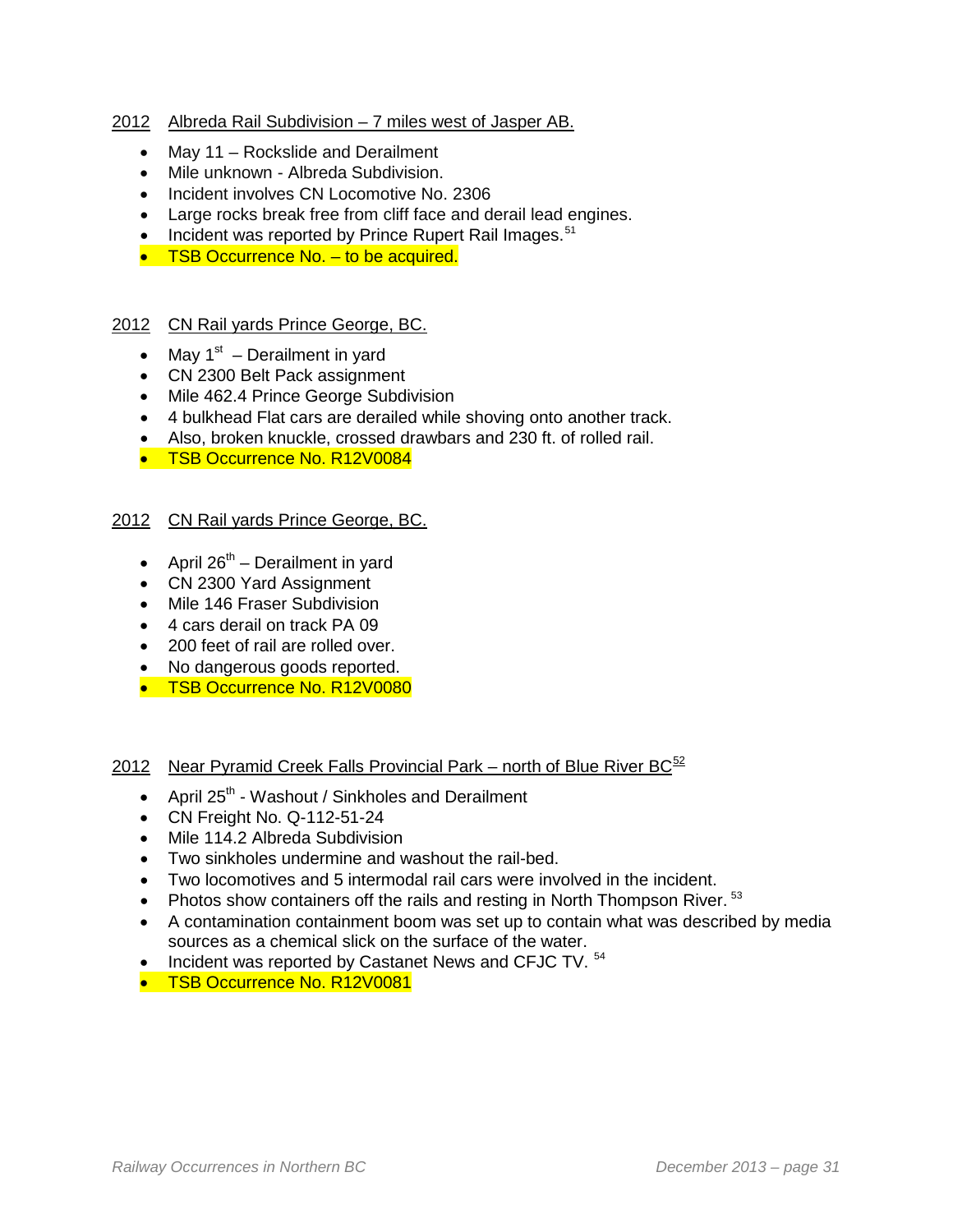2012 Albreda Rail Subdivision – 7 miles west of Jasper AB.

- May 11 – Rockslide and Derailment
- Mile unknown - Albreda Subdivision.
- Incident involves CN Locomotive No. 2306
- Large rocks break free from cliff face and derail lead engines.
- Incident was reported by Prince Rupert Rail Images.[51]
- TSB Occurrence No. – to be acquired.

2012 CN Rail yards Prince George, BC.

- May 1st – Derailment in yard
- CN 2300 Belt Pack assignment
- Mile 462.4 Prince George Subdivision
- 4 bulkhead Flat cars are derailed while shoving onto another track.
- Also, broken knuckle, crossed drawbars and 230 ft. of rolled rail.
- TSB Occurrence No. R12V0084

2012 CN Rail yards Prince George, BC.

- April 26th – Derailment in yard
- CN 2300 Yard Assignment
- Mile 146 Fraser Subdivision
- 4 cars derail on track PA 09
- 200 feet of rail are rolled over.
- No dangerous goods reported.
- TSB Occurrence No. R12V0080

2012 Near Pyramid Creek Falls Provincial Park – north of Blue River BC[52]

- April 25th - Washout / Sinkholes and Derailment
- CN Freight No. Q-112-51-24
- Mile 114.2 Albreda Subdivision
- Two sinkholes undermine and washout the rail-bed.
- Two locomotives and 5 intermodal rail cars were involved in the incident.
- Photos show containers off the rails and resting in North Thompson River. [53]
- A contamination containment boom was set up to contain what was described by media sources as a chemical slick on the surface of the water.
- Incident was reported by Castanet News and CFJC TV. [54]
- TSB Occurrence No. R12V0081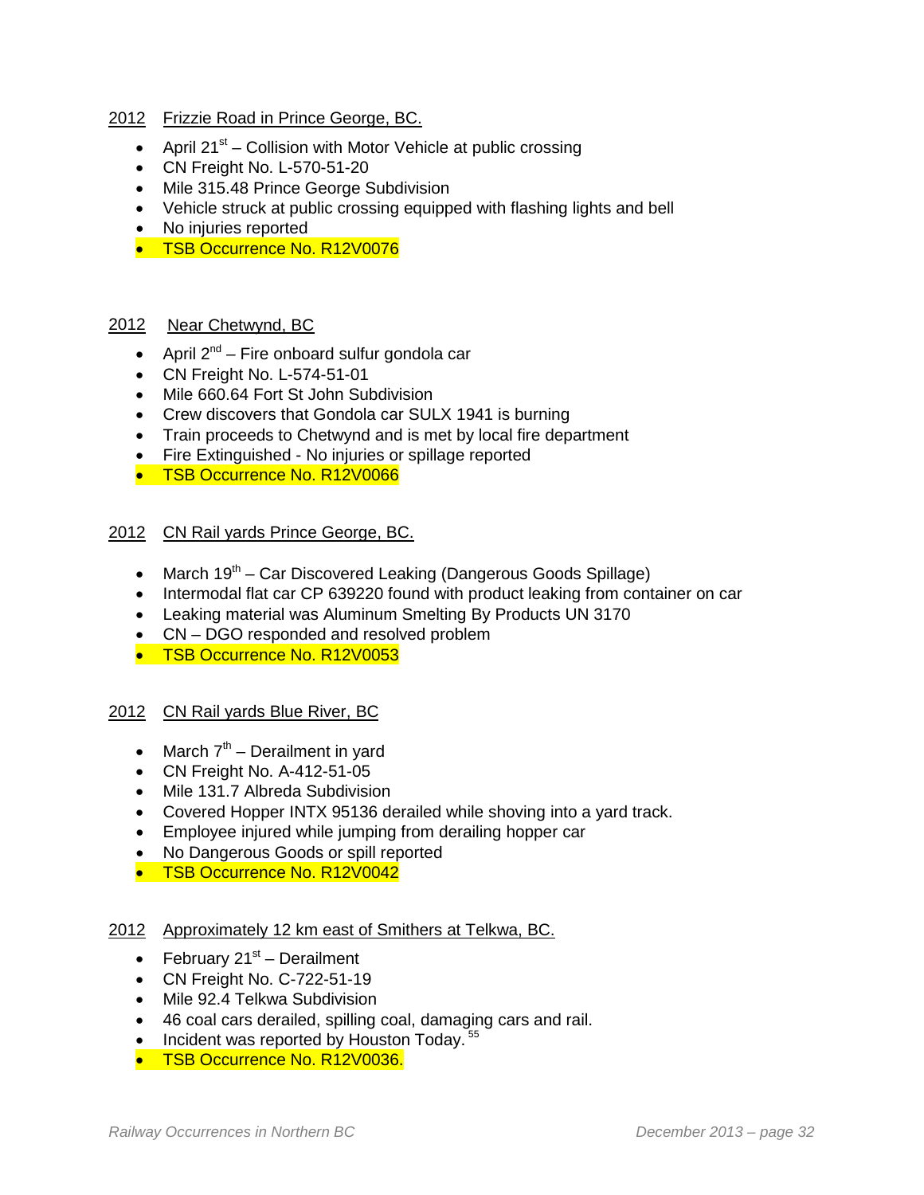2012 Frizzie Road in Prince George, BC.

- April 21st – Collision with Motor Vehicle at public crossing
- CN Freight No. L-570-51-20
- Mile 315.48 Prince George Subdivision
- Vehicle struck at public crossing equipped with flashing lights and bell
- No injuries reported
- TSB Occurrence No. R12V0076

2012 Near Chetwynd, BC

- April 2nd – Fire onboard sulfur gondola car
- CN Freight No. L-574-51-01
- Mile 660.64 Fort St John Subdivision
- Crew discovers that Gondola car SULX 1941 is burning
- Train proceeds to Chetwynd and is met by local fire department
- Fire Extinguished - No injuries or spillage reported
- TSB Occurrence No. R12V0066

2012 CN Rail yards Prince George, BC.

- March 19th – Car Discovered Leaking (Dangerous Goods Spillage)
- Intermodal flat car CP 639220 found with product leaking from container on car
- Leaking material was Aluminum Smelting By Products UN 3170
- CN – DGO responded and resolved problem
- TSB Occurrence No. R12V0053

2012 CN Rail yards Blue River, BC

- March 7th – Derailment in yard
- CN Freight No. A-412-51-05
- Mile 131.7 Albreda Subdivision
- Covered Hopper INTX 95136 derailed while shoving into a yard track.
- Employee injured while jumping from derailing hopper car
- No Dangerous Goods or spill reported
- TSB Occurrence No. R12V0042

2012 Approximately 12 km east of Smithers at Telkwa, BC.

- February 21st – Derailment
- CN Freight No. C-722-51-19
- Mile 92.4 Telkwa Subdivision
- 46 coal cars derailed, spilling coal, damaging cars and rail.
- Incident was reported by Houston Today.[55]
- TSB Occurrence No. R12V0036.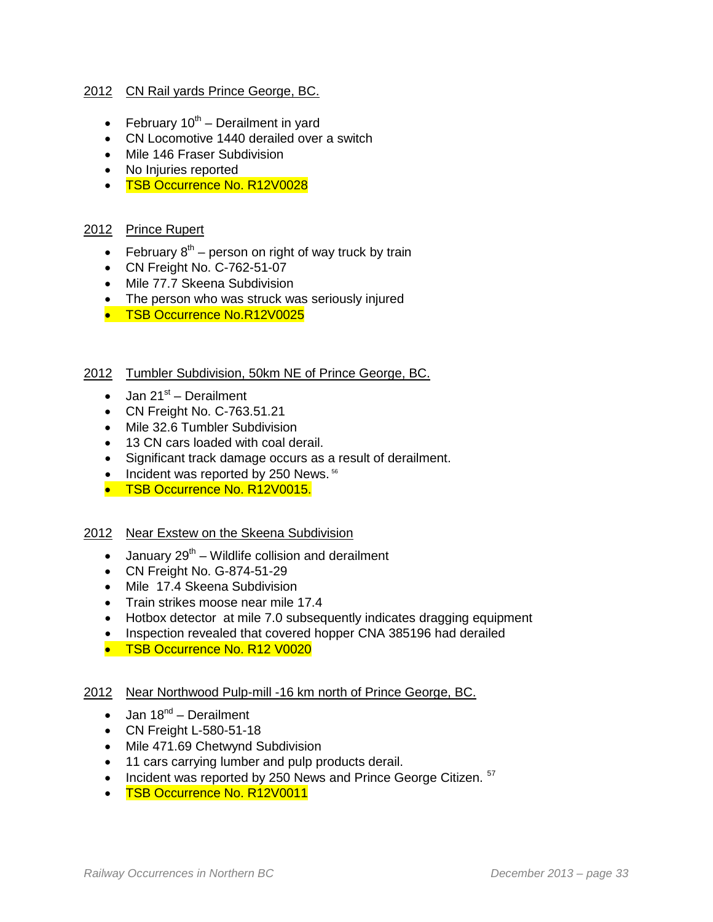2012 CN Rail yards Prince George, BC.

- February 10th – Derailment in yard
- CN Locomotive 1440 derailed over a switch
- Mile 146 Fraser Subdivision
- No Injuries reported
- TSB Occurrence No. R12V0028

2012 Prince Rupert

- February 8th – person on right of way truck by train
- CN Freight No. C-762-51-07
- Mile 77.7 Skeena Subdivision
- The person who was struck was seriously injured
- TSB Occurrence No.R12V0025

2012 Tumbler Subdivision, 50km NE of Prince George, BC.

- Jan 21st – Derailment
- CN Freight No. C-763.51.21
- Mile 32.6 Tumbler Subdivision
- 13 CN cars loaded with coal derail.
- Significant track damage occurs as a result of derailment.
- Incident was reported by 250 News. [56]
- TSB Occurrence No. R12V0015.

2012 Near Exstew on the Skeena Subdivision

- January 29th – Wildlife collision and derailment
- CN Freight No. G-874-51-29
- Mile 17.4 Skeena Subdivision
- Train strikes moose near mile 17.4
- Hotbox detector at mile 7.0 subsequently indicates dragging equipment
- Inspection revealed that covered hopper CNA 385196 had derailed
- TSB Occurrence No. R12 V0020

2012 Near Northwood Pulp-mill -16 km north of Prince George, BC.

- Jan 18nd – Derailment
- CN Freight L-580-51-18
- Mile 471.69 Chetwynd Subdivision
- 11 cars carrying lumber and pulp products derail.
- Incident was reported by 250 News and Prince George Citizen. [57]
- TSB Occurrence No. R12V0011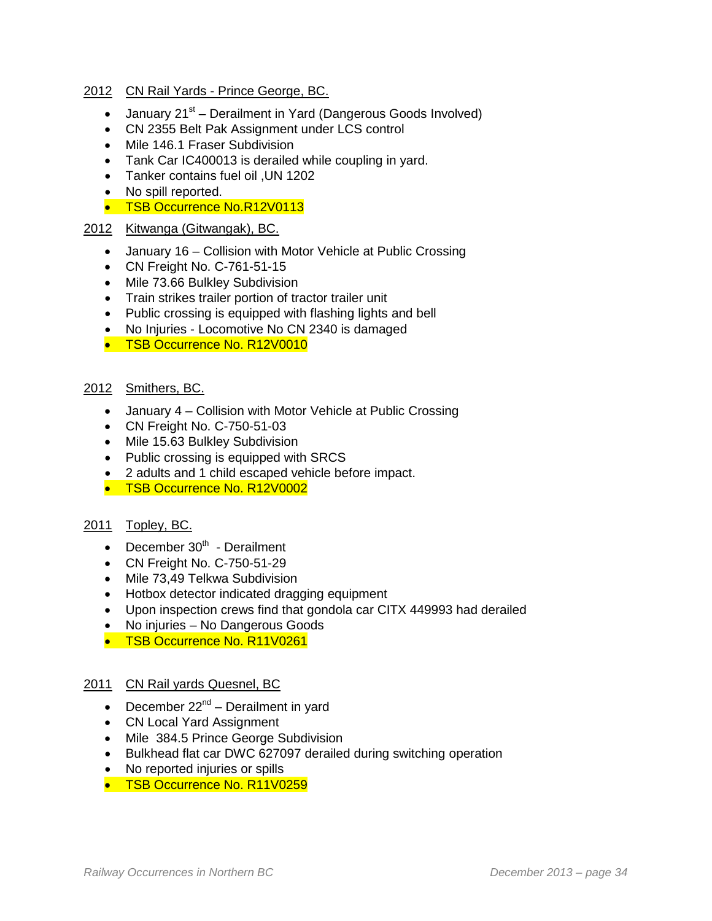2012 CN Rail Yards - Prince George, BC.

- January 21st – Derailment in Yard (Dangerous Goods Involved)
- CN 2355 Belt Pak Assignment under LCS control
- Mile 146.1 Fraser Subdivision
- Tank Car IC400013 is derailed while coupling in yard.
- Tanker contains fuel oil ,UN 1202
- No spill reported.
- TSB Occurrence No.R12V0113

2012 Kitwanga (Gitwangak), BC.

- January 16 – Collision with Motor Vehicle at Public Crossing
- CN Freight No. C-761-51-15
- Mile 73.66 Bulkley Subdivision
- Train strikes trailer portion of tractor trailer unit
- Public crossing is equipped with flashing lights and bell
- No Injuries - Locomotive No CN 2340 is damaged
- TSB Occurrence No. R12V0010

2012 Smithers, BC.

- January 4 – Collision with Motor Vehicle at Public Crossing
- CN Freight No. C-750-51-03
- Mile 15.63 Bulkley Subdivision
- Public crossing is equipped with SRCS
- 2 adults and 1 child escaped vehicle before impact.
- TSB Occurrence No. R12V0002

2011 Topley, BC.

- December 30th - Derailment
- CN Freight No. C-750-51-29
- Mile 73,49 Telkwa Subdivision
- Hotbox detector indicated dragging equipment
- Upon inspection crews find that gondola car CITX 449993 had derailed
- No injuries – No Dangerous Goods
- TSB Occurrence No. R11V0261

2011 CN Rail yards Quesnel, BC

- December 22nd – Derailment in yard
- CN Local Yard Assignment
- Mile 384.5 Prince George Subdivision
- Bulkhead flat car DWC 627097 derailed during switching operation
- No reported injuries or spills
- TSB Occurrence No. R11V0259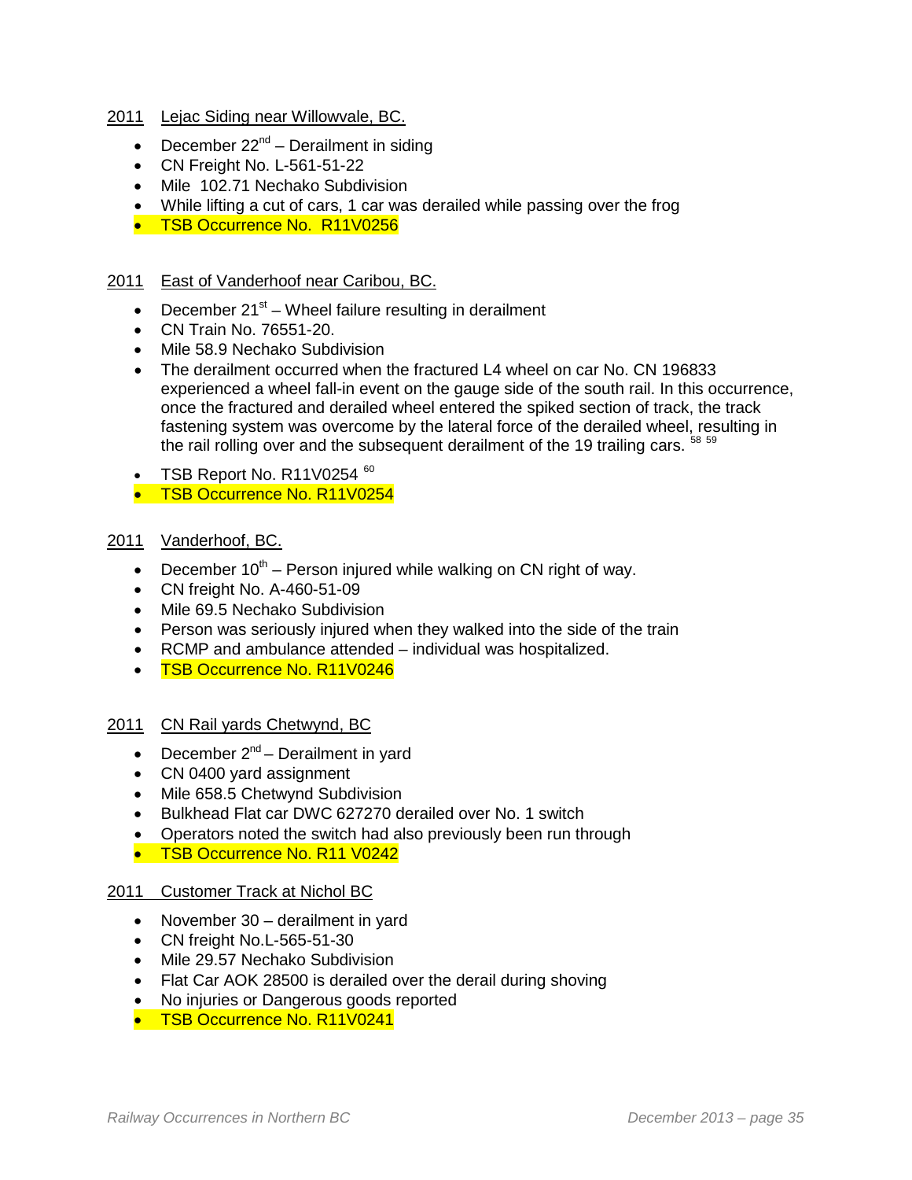2011 Lejac Siding near Willowvale, BC.

- December 22nd – Derailment in siding
- CN Freight No. L-561-51-22
- Mile 102.71 Nechako Subdivision
- While lifting a cut of cars, 1 car was derailed while passing over the frog
- TSB Occurrence No. R11V0256

2011 East of Vanderhoof near Caribou, BC.

- December 21st – Wheel failure resulting in derailment
- CN Train No. 76551-20.
- Mile 58.9 Nechako Subdivision
- The derailment occurred when the fractured L4 wheel on car No. CN 196833 experienced a wheel fall-in event on the gauge side of the south rail. In this occurrence, once the fractured and derailed wheel entered the spiked section of track, the track fastening system was overcome by the lateral force of the derailed wheel, resulting in the rail rolling over and the subsequent derailment of the 19 trailing cars. [58] [59]
- TSB Report No. R11V0254 [60]
- TSB Occurrence No. R11V0254

2011 Vanderhoof, BC.

- December 10th – Person injured while walking on CN right of way.
- CN freight No. A-460-51-09
- Mile 69.5 Nechako Subdivision
- Person was seriously injured when they walked into the side of the train
- RCMP and ambulance attended – individual was hospitalized.
- TSB Occurrence No. R11V0246

2011 CN Rail yards Chetwynd, BC

- December 2nd – Derailment in yard
- CN 0400 yard assignment
- Mile 658.5 Chetwynd Subdivision
- Bulkhead Flat car DWC 627270 derailed over No. 1 switch
- Operators noted the switch had also previously been run through
- TSB Occurrence No. R11 V0242

2011 Customer Track at Nichol BC

- November 30 – derailment in yard
- CN freight No.L-565-51-30
- Mile 29.57 Nechako Subdivision
- Flat Car AOK 28500 is derailed over the derail during shoving
- No injuries or Dangerous goods reported
- TSB Occurrence No. R11V0241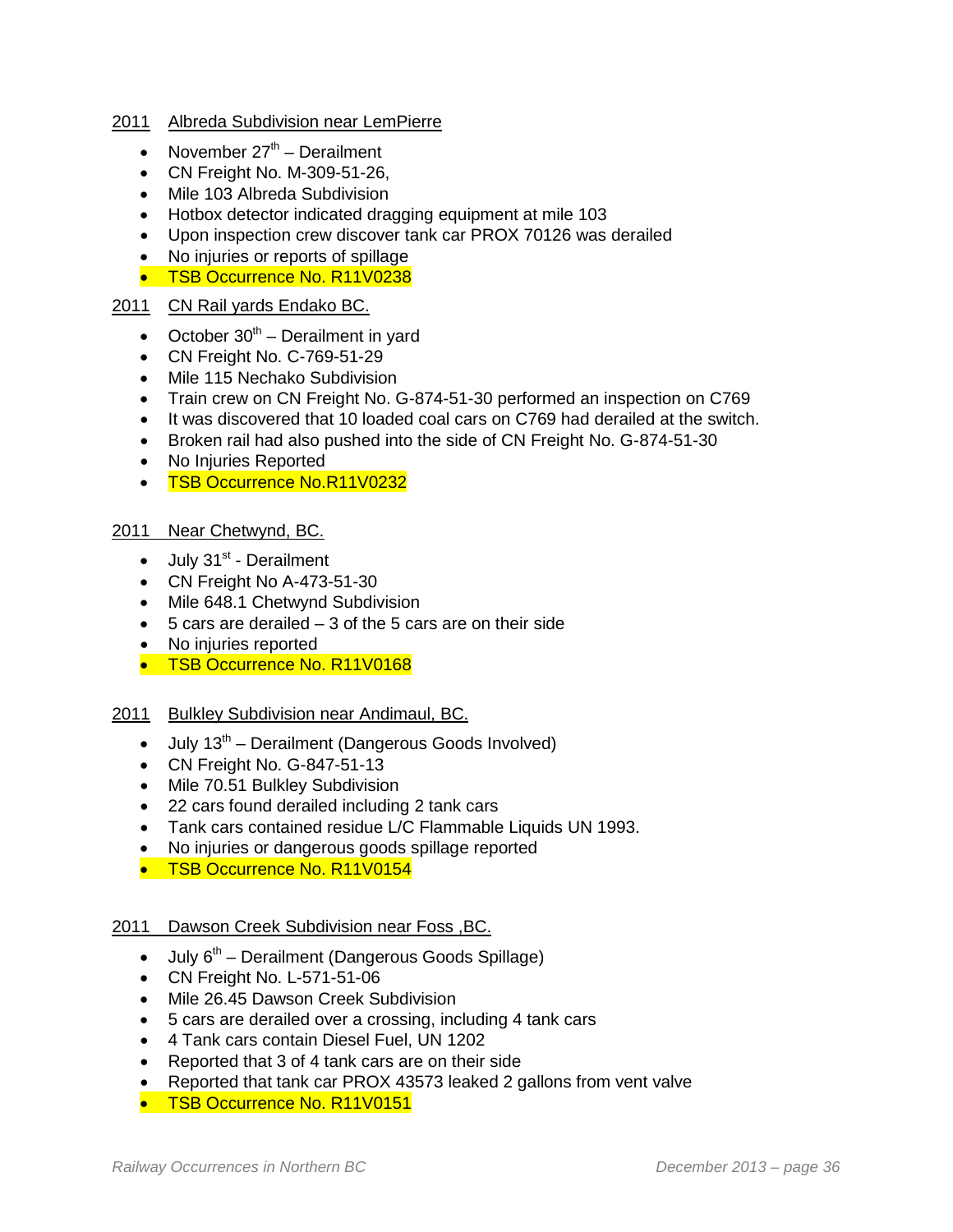2011 Albreda Subdivision near LemPierre

- November 27th – Derailment
- CN Freight No. M-309-51-26,
- Mile 103 Albreda Subdivision
- Hotbox detector indicated dragging equipment at mile 103
- Upon inspection crew discover tank car PROX 70126 was derailed
- No injuries or reports of spillage
- TSB Occurrence No. R11V0238

2011 CN Rail yards Endako BC.

- October 30th – Derailment in yard
- CN Freight No. C-769-51-29
- Mile 115 Nechako Subdivision
- Train crew on CN Freight No. G-874-51-30 performed an inspection on C769
- It was discovered that 10 loaded coal cars on C769 had derailed at the switch.
- Broken rail had also pushed into the side of CN Freight No. G-874-51-30
- No Injuries Reported
- TSB Occurrence No.R11V0232

2011 Near Chetwynd, BC.

- July 31st - Derailment
- CN Freight No A-473-51-30
- Mile 648.1 Chetwynd Subdivision
- 5 cars are derailed – 3 of the 5 cars are on their side
- No injuries reported
- TSB Occurrence No. R11V0168

2011 Bulkley Subdivision near Andimaul, BC.

- July 13th – Derailment (Dangerous Goods Involved)
- CN Freight No. G-847-51-13
- Mile 70.51 Bulkley Subdivision
- 22 cars found derailed including 2 tank cars
- Tank cars contained residue L/C Flammable Liquids UN 1993.
- No injuries or dangerous goods spillage reported
- TSB Occurrence No. R11V0154

2011 Dawson Creek Subdivision near Foss ,BC.

- July 6th – Derailment (Dangerous Goods Spillage)
- CN Freight No. L-571-51-06
- Mile 26.45 Dawson Creek Subdivision
- 5 cars are derailed over a crossing, including 4 tank cars
- 4 Tank cars contain Diesel Fuel, UN 1202
- Reported that 3 of 4 tank cars are on their side
- Reported that tank car PROX 43573 leaked 2 gallons from vent valve
- TSB Occurrence No. R11V0151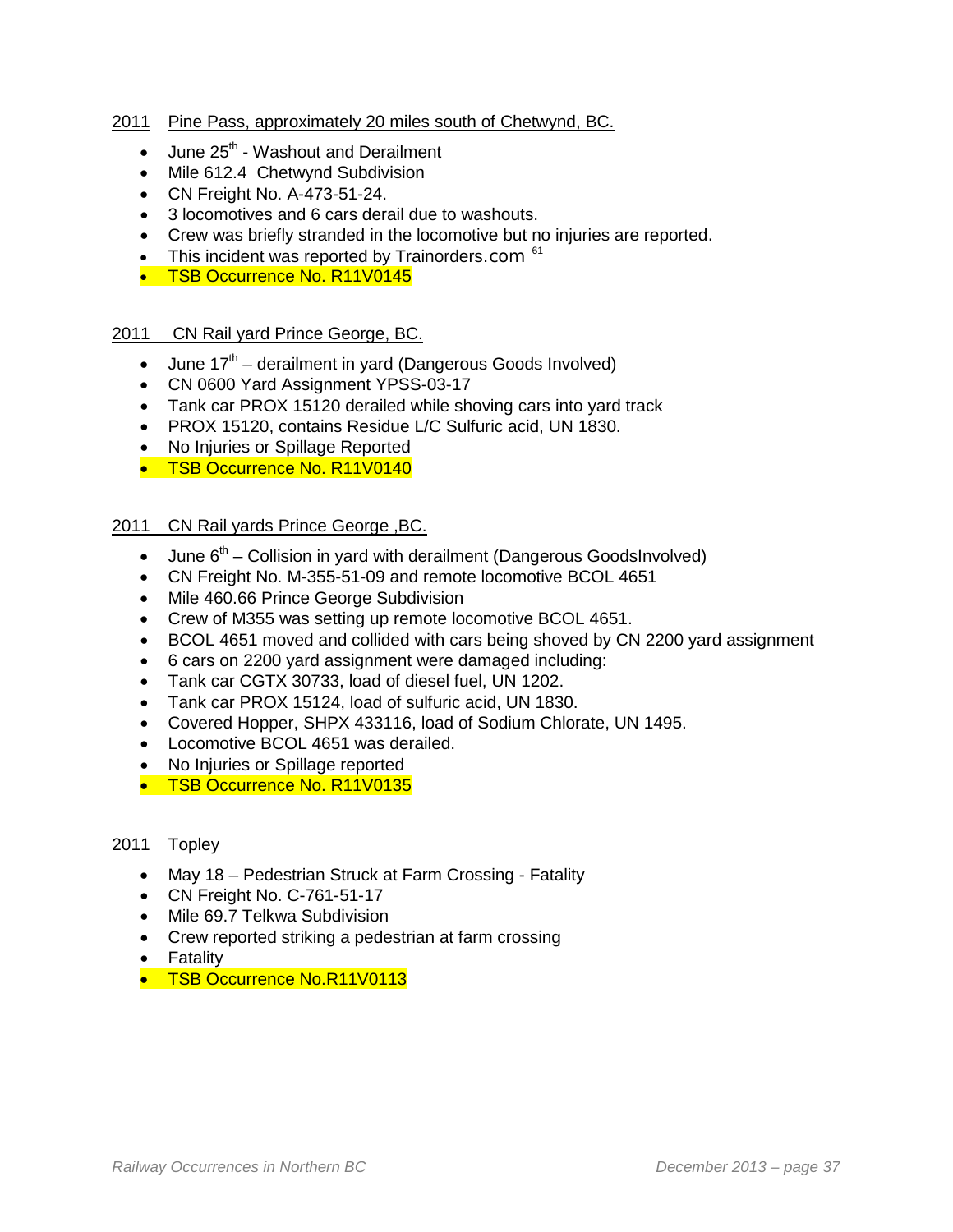2011 Pine Pass, approximately 20 miles south of Chetwynd, BC.

- June 25th - Washout and Derailment
- Mile 612.4 Chetwynd Subdivision
- CN Freight No. A-473-51-24.
- 3 locomotives and 6 cars derail due to washouts.
- Crew was briefly stranded in the locomotive but no injuries are reported.
- This incident was reported by Trainorders.com [61]
- TSB Occurrence No. R11V0145

2011 CN Rail yard Prince George, BC.

- June 17th – derailment in yard (Dangerous Goods Involved)
- CN 0600 Yard Assignment YPSS-03-17
- Tank car PROX 15120 derailed while shoving cars into yard track
- PROX 15120, contains Residue L/C Sulfuric acid, UN 1830.
- No Injuries or Spillage Reported
- TSB Occurrence No. R11V0140

2011 CN Rail yards Prince George ,BC.

- June 6th – Collision in yard with derailment (Dangerous GoodsInvolved)
- CN Freight No. M-355-51-09 and remote locomotive BCOL 4651
- Mile 460.66 Prince George Subdivision
- Crew of M355 was setting up remote locomotive BCOL 4651.
- BCOL 4651 moved and collided with cars being shoved by CN 2200 yard assignment
- 6 cars on 2200 yard assignment were damaged including:
- Tank car CGTX 30733, load of diesel fuel, UN 1202.
- Tank car PROX 15124, load of sulfuric acid, UN 1830.
- Covered Hopper, SHPX 433116, load of Sodium Chlorate, UN 1495.
- Locomotive BCOL 4651 was derailed.
- No Injuries or Spillage reported
- TSB Occurrence No. R11V0135

2011 Topley

- May 18 – Pedestrian Struck at Farm Crossing - Fatality
- CN Freight No. C-761-51-17
- Mile 69.7 Telkwa Subdivision
- Crew reported striking a pedestrian at farm crossing
- Fatality
- TSB Occurrence No.R11V0113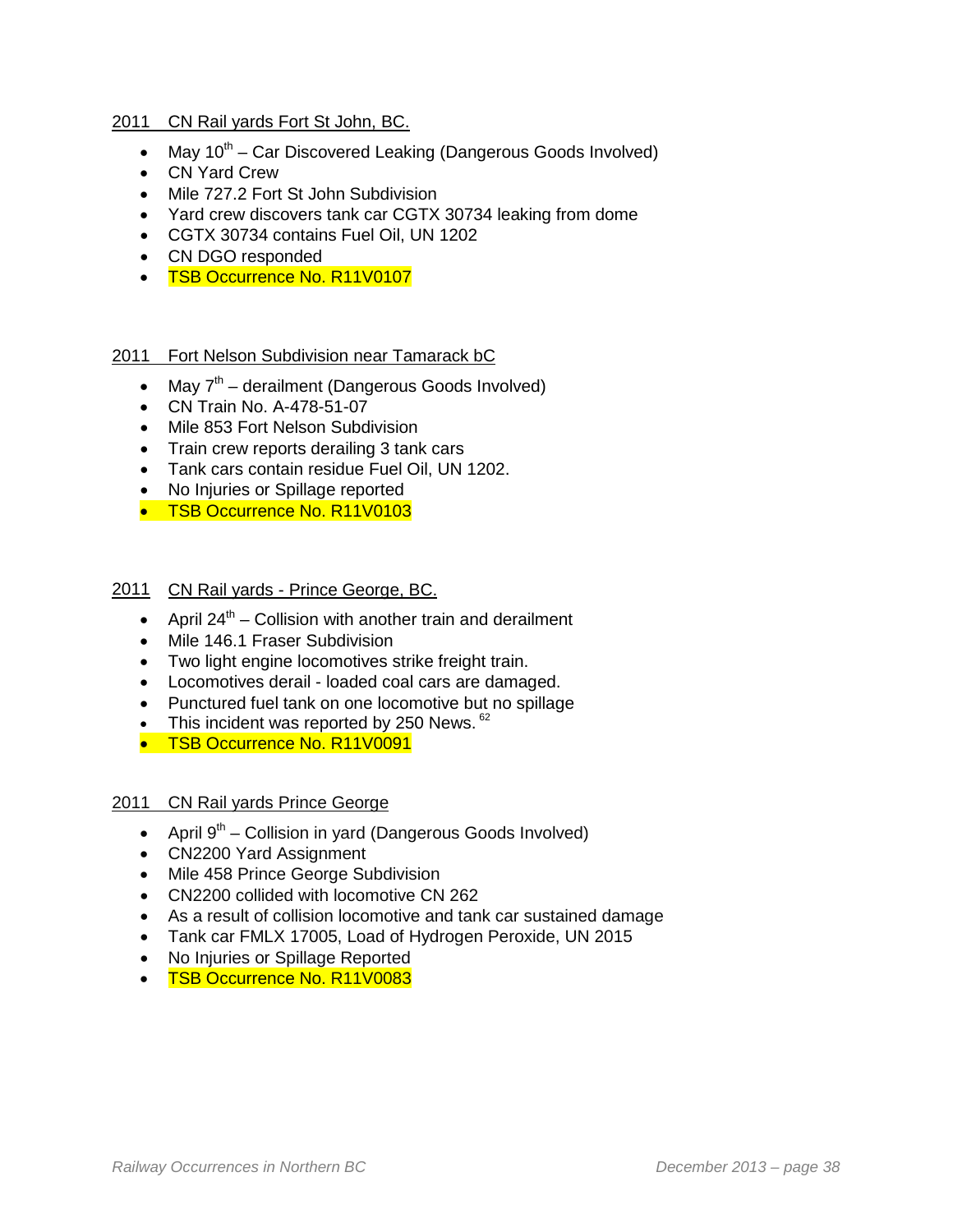2011 CN Rail yards Fort St John, BC.

- May 10th – Car Discovered Leaking (Dangerous Goods Involved)
- CN Yard Crew
- Mile 727.2 Fort St John Subdivision
- Yard crew discovers tank car CGTX 30734 leaking from dome
- CGTX 30734 contains Fuel Oil, UN 1202
- CN DGO responded
- TSB Occurrence No. R11V0107

2011 Fort Nelson Subdivision near Tamarack bC

- May 7th – derailment (Dangerous Goods Involved)
- CN Train No. A-478-51-07
- Mile 853 Fort Nelson Subdivision
- Train crew reports derailing 3 tank cars
- Tank cars contain residue Fuel Oil, UN 1202.
- No Injuries or Spillage reported
- TSB Occurrence No. R11V0103

2011 CN Rail yards - Prince George, BC.

- April 24th – Collision with another train and derailment
- Mile 146.1 Fraser Subdivision
- Two light engine locomotives strike freight train.
- Locomotives derail - loaded coal cars are damaged.
- Punctured fuel tank on one locomotive but no spillage
- This incident was reported by 250 News. [62]
- TSB Occurrence No. R11V0091

2011 CN Rail yards Prince George

- April 9th – Collision in yard (Dangerous Goods Involved)
- CN2200 Yard Assignment
- Mile 458 Prince George Subdivision
- CN2200 collided with locomotive CN 262
- As a result of collision locomotive and tank car sustained damage
- Tank car FMLX 17005, Load of Hydrogen Peroxide, UN 2015
- No Injuries or Spillage Reported
- TSB Occurrence No. R11V0083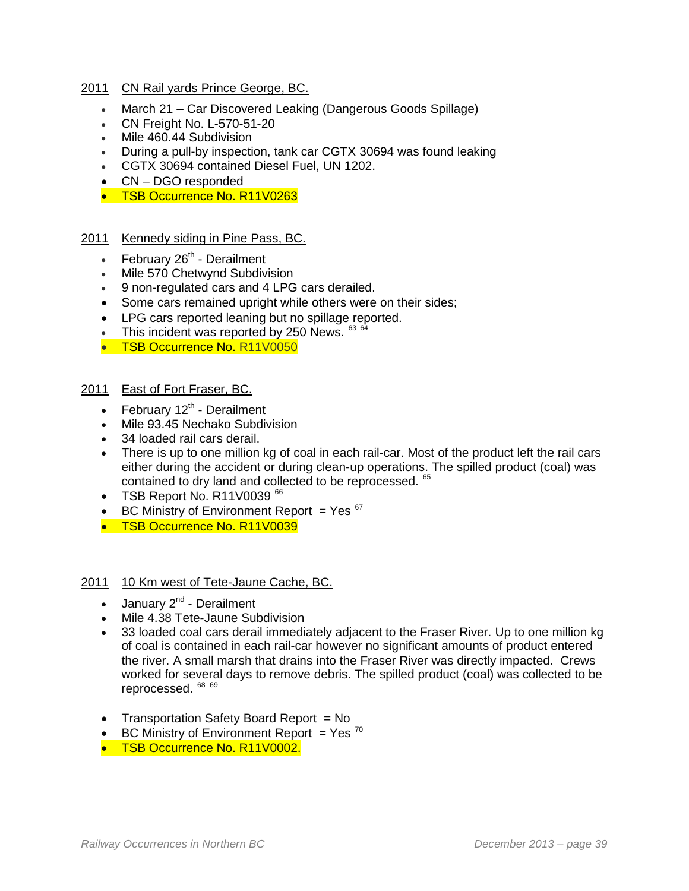2011 CN Rail yards Prince George, BC.

- March 21 – Car Discovered Leaking (Dangerous Goods Spillage)
- CN Freight No. L-570-51-20
- Mile 460.44 Subdivision
- During a pull-by inspection, tank car CGTX 30694 was found leaking
- CGTX 30694 contained Diesel Fuel, UN 1202.
- CN – DGO responded
- TSB Occurrence No. R11V0263

2011 Kennedy siding in Pine Pass, BC.

- February 26th - Derailment
- Mile 570 Chetwynd Subdivision
- 9 non-regulated cars and 4 LPG cars derailed.
- Some cars remained upright while others were on their sides;
- LPG cars reported leaning but no spillage reported.
- This incident was reported by 250 News. [63] [64]
- TSB Occurrence No. R11V0050

2011 East of Fort Fraser, BC.

- February 12th - Derailment
- Mile 93.45 Nechako Subdivision
- 34 loaded rail cars derail.
- There is up to one million kg of coal in each rail-car. Most of the product left the rail cars either during the accident or during clean-up operations. The spilled product (coal) was contained to dry land and collected to be reprocessed. [65]
- TSB Report No. R11V0039 [66]
- BC Ministry of Environment Report = Yes [67]
- TSB Occurrence No. R11V0039

2011 10 Km west of Tete-Jaune Cache, BC.

- January 2nd - Derailment
- Mile 4.38 Tete-Jaune Subdivision
- 33 loaded coal cars derail immediately adjacent to the Fraser River. Up to one million kg of coal is contained in each rail-car however no significant amounts of product entered the river. A small marsh that drains into the Fraser River was directly impacted. Crews worked for several days to remove debris. The spilled product (coal) was collected to be reprocessed. [68] [69]

- Transportation Safety Board Report = No
- BC Ministry of Environment Report = Yes [70]
- TSB Occurrence No. R11V0002.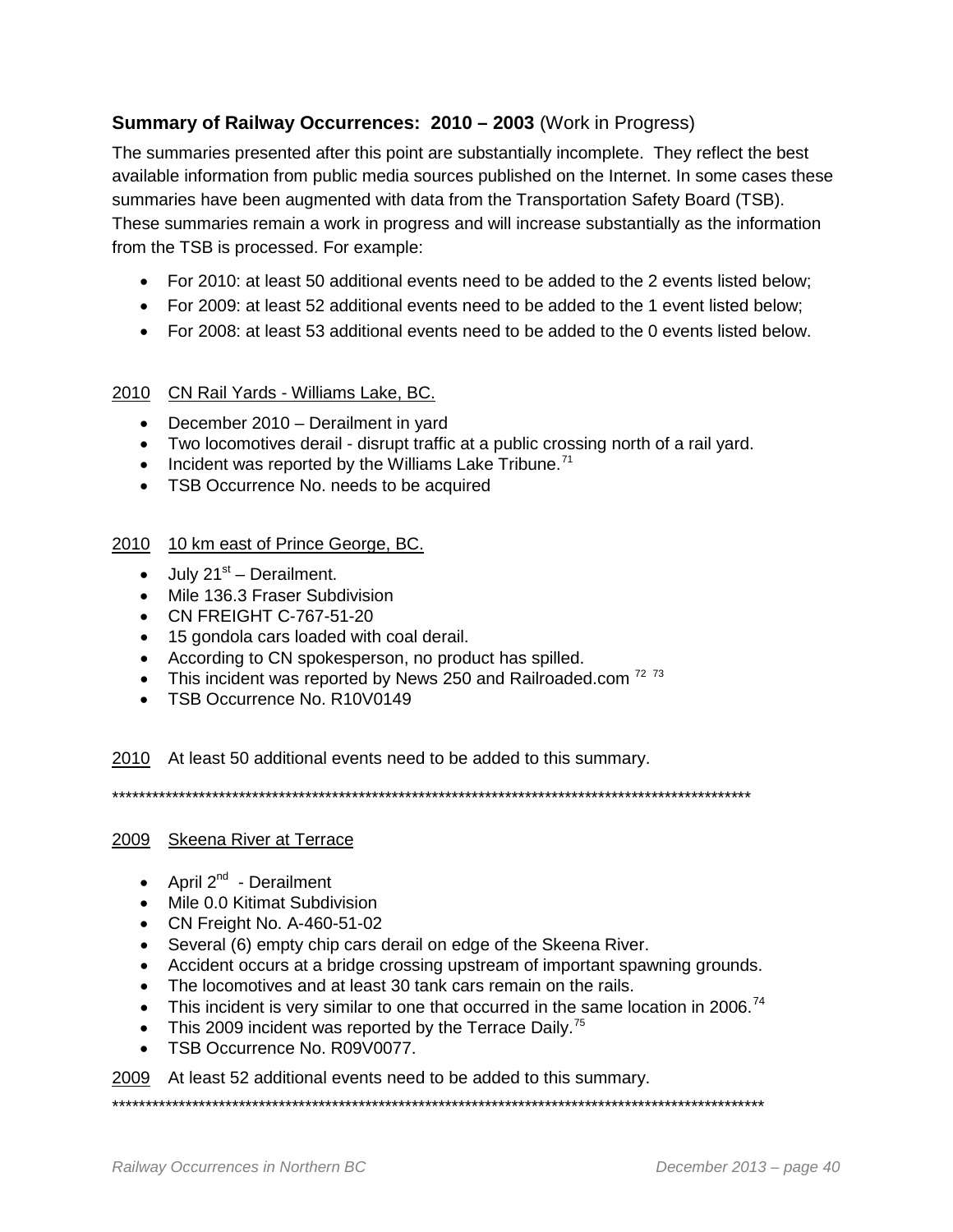## **Summary of Railway Occurrences: 2010 – 2003** (Work in Progress)

The summaries presented after this point are substantially incomplete. They reflect the best available information from public media sources published on the Internet. In some cases these summaries have been augmented with data from the Transportation Safety Board (TSB). These summaries remain a work in progress and will increase substantially as the information from the TSB is processed. For example:

- For 2010: at least 50 additional events need to be added to the 2 events listed below;
- For 2009: at least 52 additional events need to be added to the 1 event listed below;
- For 2008: at least 53 additional events need to be added to the 0 events listed below.

<u>2010</u> <u>CN Rail Yards - Williams Lake, BC.</u>

- December 2010 – Derailment in yard
- Two locomotives derail - disrupt traffic at a public crossing north of a rail yard.
- Incident was reported by the Williams Lake Tribune.[71]
- TSB Occurrence No. needs to be acquired

<u>2010</u> <u>10 km east of Prince George, BC.</u>

- July 21st – Derailment.
- Mile 136.3 Fraser Subdivision
- CN FREIGHT C-767-51-20
- 15 gondola cars loaded with coal derail.
- According to CN spokesperson, no product has spilled.
- This incident was reported by News 250 and Railroaded.com [72] [73]
- TSB Occurrence No. R10V0149

<u>2010</u> At least 50 additional events need to be added to this summary.

****************************************************************************************************

<u>2009</u> <u>Skeena River at Terrace</u>

- April 2nd - Derailment
- Mile 0.0 Kitimat Subdivision
- CN Freight No. A-460-51-02
- Several (6) empty chip cars derail on edge of the Skeena River.
- Accident occurs at a bridge crossing upstream of important spawning grounds.
- The locomotives and at least 30 tank cars remain on the rails.
- This incident is very similar to one that occurred in the same location in 2006.[74]
- This 2009 incident was reported by the Terrace Daily.[75]
- TSB Occurrence No. R09V0077.

<u>2009</u> At least 52 additional events need to be added to this summary.

****************************************************************************************************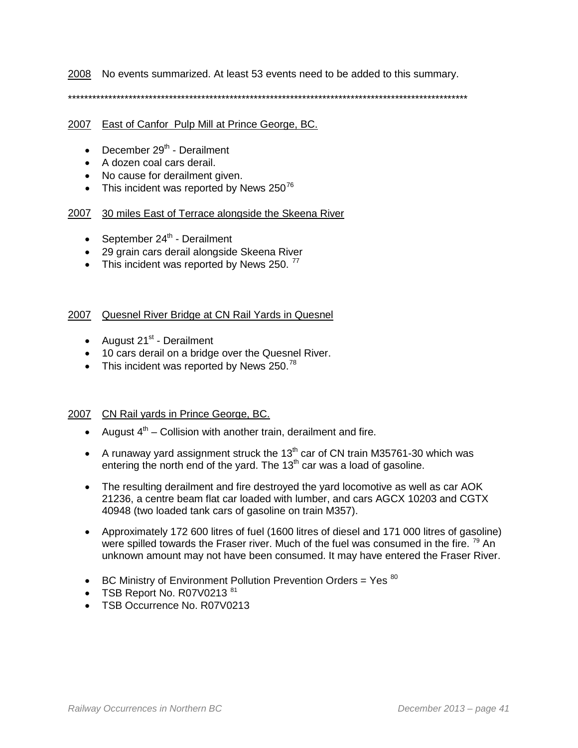2008 No events summarized. At least 53 events need to be added to this summary.

****************************************************************************************************

2007 East of Canfor Pulp Mill at Prince George, BC.

- December 29th - Derailment
- A dozen coal cars derail.
- No cause for derailment given.
- This incident was reported by News 250[76]

2007 30 miles East of Terrace alongside the Skeena River

- September 24th - Derailment
- 29 grain cars derail alongside Skeena River
- This incident was reported by News 250. [77]

2007 Quesnel River Bridge at CN Rail Yards in Quesnel

- August 21st - Derailment
- 10 cars derail on a bridge over the Quesnel River.
- This incident was reported by News 250.[78]

2007 CN Rail yards in Prince George, BC.

- August 4th – Collision with another train, derailment and fire.
- A runaway yard assignment struck the 13th car of CN train M35761-30 which was entering the north end of the yard. The 13th car was a load of gasoline.
- The resulting derailment and fire destroyed the yard locomotive as well as car AOK 21236, a centre beam flat car loaded with lumber, and cars AGCX 10203 and CGTX 40948 (two loaded tank cars of gasoline on train M357).
- Approximately 172 600 litres of fuel (1600 litres of diesel and 171 000 litres of gasoline) were spilled towards the Fraser river. Much of the fuel was consumed in the fire. [79] An unknown amount may not have been consumed. It may have entered the Fraser River.
- BC Ministry of Environment Pollution Prevention Orders = Yes [80]
- TSB Report No. R07V0213 [81]
- TSB Occurrence No. R07V0213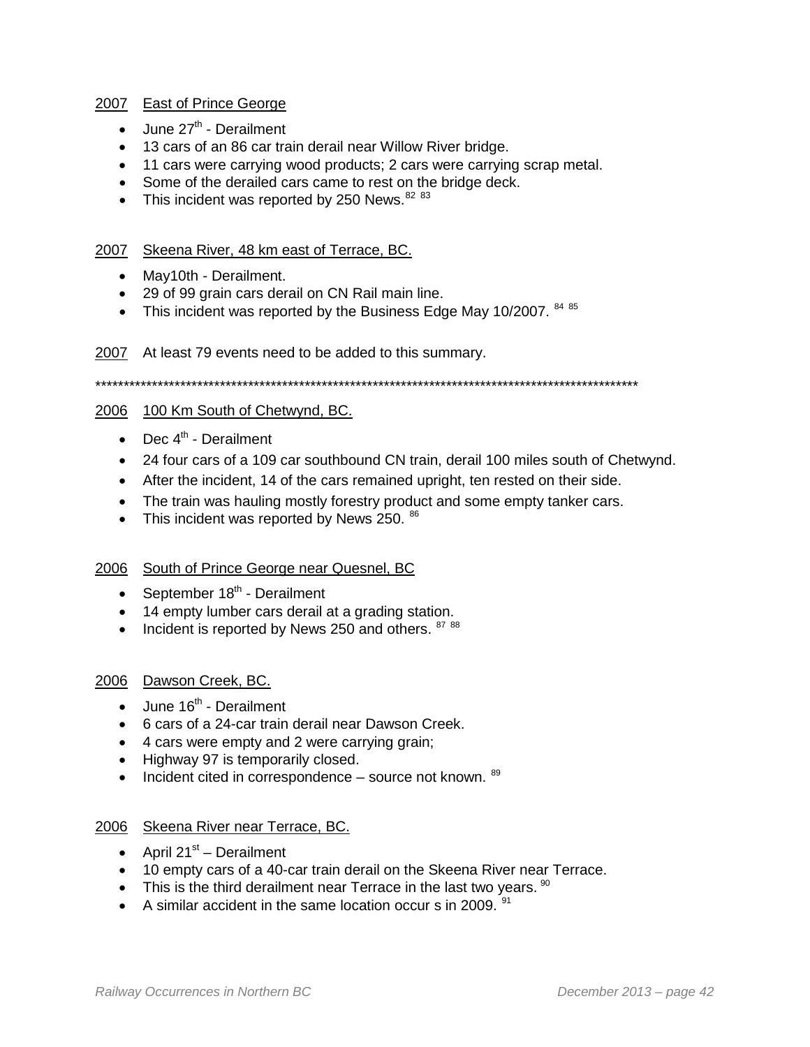2007 East of Prince George

- June 27th - Derailment
- 13 cars of an 86 car train derail near Willow River bridge.
- 11 cars were carrying wood products; 2 cars were carrying scrap metal.
- Some of the derailed cars came to rest on the bridge deck.
- This incident was reported by 250 News.[82] [83]

2007 Skeena River, 48 km east of Terrace, BC.

- May10th - Derailment.
- 29 of 99 grain cars derail on CN Rail main line.
- This incident was reported by the Business Edge May 10/2007. [84] [85]

2007 At least 79 events need to be added to this summary.

****************************************************************************************************

2006 100 Km South of Chetwynd, BC.

- Dec 4th - Derailment
- 24 four cars of a 109 car southbound CN train, derail 100 miles south of Chetwynd.
- After the incident, 14 of the cars remained upright, ten rested on their side.
- The train was hauling mostly forestry product and some empty tanker cars.
- This incident was reported by News 250. [86]

2006 South of Prince George near Quesnel, BC

- September 18th - Derailment
- 14 empty lumber cars derail at a grading station.
- Incident is reported by News 250 and others. [87] [88]

2006 Dawson Creek, BC.

- June 16th - Derailment
- 6 cars of a 24-car train derail near Dawson Creek.
- 4 cars were empty and 2 were carrying grain;
- Highway 97 is temporarily closed.
- Incident cited in correspondence – source not known. [89]

2006 Skeena River near Terrace, BC.

- April 21st – Derailment
- 10 empty cars of a 40-car train derail on the Skeena River near Terrace.
- This is the third derailment near Terrace in the last two years. [90]
- A similar accident in the same location occur s in 2009. [91]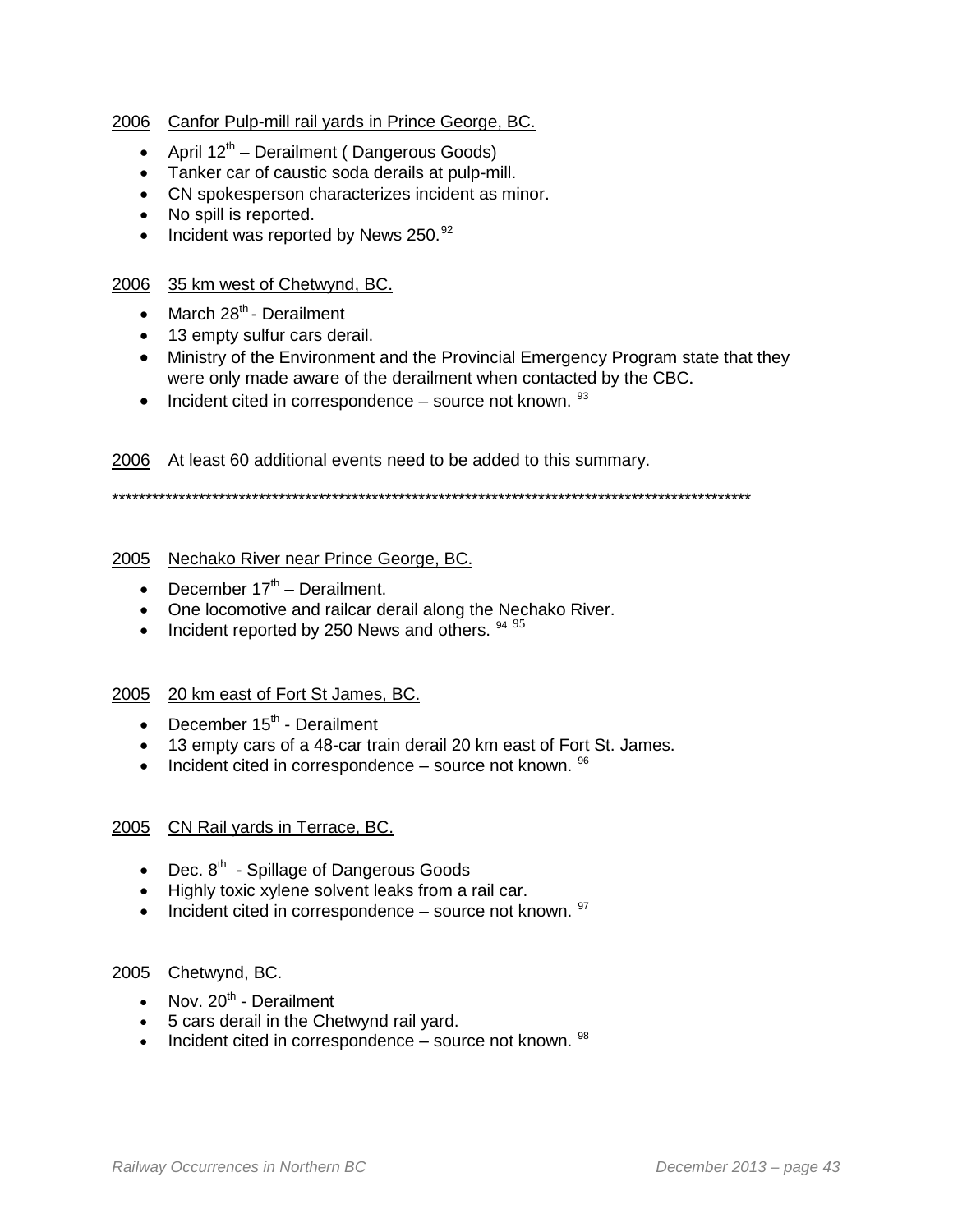<u>2006</u>  <u>Canfor Pulp-mill rail yards in Prince George, BC.</u>

- April 12th – Derailment ( Dangerous Goods)
- Tanker car of caustic soda derails at pulp-mill.
- CN spokesperson characterizes incident as minor.
- No spill is reported.
- Incident was reported by News 250.[92]

<u>2006</u>  <u>35 km west of Chetwynd, BC.</u>

- March 28th - Derailment
- 13 empty sulfur cars derail.
- Ministry of the Environment and the Provincial Emergency Program state that they were only made aware of the derailment when contacted by the CBC.
- Incident cited in correspondence – source not known. [93]

<u>2006</u>  At least 60 additional events need to be added to this summary.

****************************************************************************************************

<u>2005</u>  <u>Nechako River near Prince George, BC.</u>

- December 17th – Derailment.
- One locomotive and railcar derail along the Nechako River.
- Incident reported by 250 News and others. [94] [95]

<u>2005</u>  <u>20 km east of Fort St James, BC.</u>

- December 15th - Derailment
- 13 empty cars of a 48-car train derail 20 km east of Fort St. James.
- Incident cited in correspondence – source not known. [96]

<u>2005</u>  <u>CN Rail yards in Terrace, BC.</u>

- Dec. 8th - Spillage of Dangerous Goods
- Highly toxic xylene solvent leaks from a rail car.
- Incident cited in correspondence – source not known. [97]

<u>2005</u>  <u>Chetwynd, BC.</u>

- Nov. 20th - Derailment
- 5 cars derail in the Chetwynd rail yard.
- Incident cited in correspondence – source not known. [98]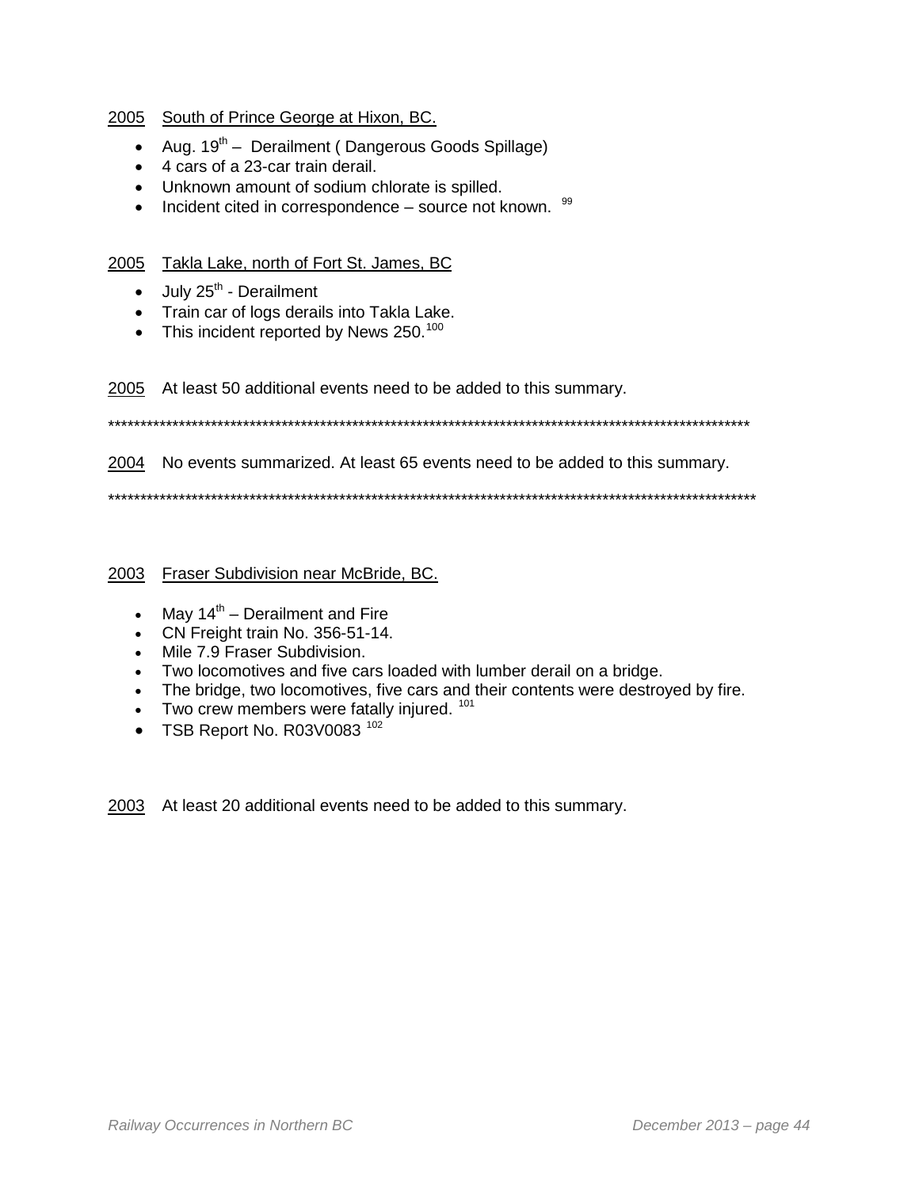<u>2005</u> <u>South of Prince George at Hixon, BC.</u>

- Aug. 19th – Derailment ( Dangerous Goods Spillage)
- 4 cars of a 23-car train derail.
- Unknown amount of sodium chlorate is spilled.
- Incident cited in correspondence – source not known. [99]

<u>2005</u> <u>Takla Lake, north of Fort St. James, BC</u>

- July 25th - Derailment
- Train car of logs derails into Takla Lake.
- This incident reported by News 250.[100]

<u>2005</u> At least 50 additional events need to be added to this summary.

*****************************************************************************************************

<u>2004</u> No events summarized. At least 65 events need to be added to this summary.

*****************************************************************************************************

<u>2003</u> <u>Fraser Subdivision near McBride, BC.</u>

- May 14th – Derailment and Fire
- CN Freight train No. 356-51-14.
- Mile 7.9 Fraser Subdivision.
- Two locomotives and five cars loaded with lumber derail on a bridge.
- The bridge, two locomotives, five cars and their contents were destroyed by fire.
- Two crew members were fatally injured. [101]
- TSB Report No. R03V0083 [102]

<u>2003</u> At least 20 additional events need to be added to this summary.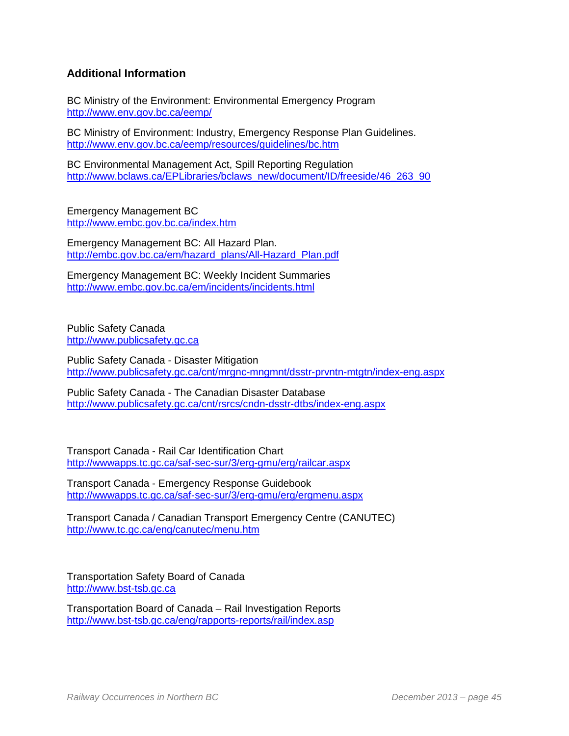## Additional Information

BC Ministry of the Environment: Environmental Emergency Program
http://www.env.gov.bc.ca/eemp/

BC Ministry of Environment: Industry, Emergency Response Plan Guidelines.
http://www.env.gov.bc.ca/eemp/resources/guidelines/bc.htm

BC Environmental Management Act, Spill Reporting Regulation
http://www.bclaws.ca/EPLibraries/bclaws_new/document/ID/freeside/46_263_90

Emergency Management BC
http://www.embc.gov.bc.ca/index.htm

Emergency Management BC: All Hazard Plan.
http://embc.gov.bc.ca/em/hazard_plans/All-Hazard_Plan.pdf

Emergency Management BC: Weekly Incident Summaries
http://www.embc.gov.bc.ca/em/incidents/incidents.html

Public Safety Canada
http://www.publicsafety.gc.ca

Public Safety Canada - Disaster Mitigation
http://www.publicsafety.gc.ca/cnt/mrgnc-mngmnt/dsstr-prvntn-mtgtn/index-eng.aspx

Public Safety Canada - The Canadian Disaster Database
http://www.publicsafety.gc.ca/cnt/rsrcs/cndn-dsstr-dtbs/index-eng.aspx

Transport Canada - Rail Car Identification Chart
http://wwwapps.tc.gc.ca/saf-sec-sur/3/erg-gmu/erg/railcar.aspx

Transport Canada - Emergency Response Guidebook
http://wwwapps.tc.gc.ca/saf-sec-sur/3/erg-gmu/erg/ergmenu.aspx

Transport Canada / Canadian Transport Emergency Centre (CANUTEC)
http://www.tc.gc.ca/eng/canutec/menu.htm

Transportation Safety Board of Canada
http://www.bst-tsb.gc.ca

Transportation Board of Canada – Rail Investigation Reports
http://www.bst-tsb.gc.ca/eng/rapports-reports/rail/index.asp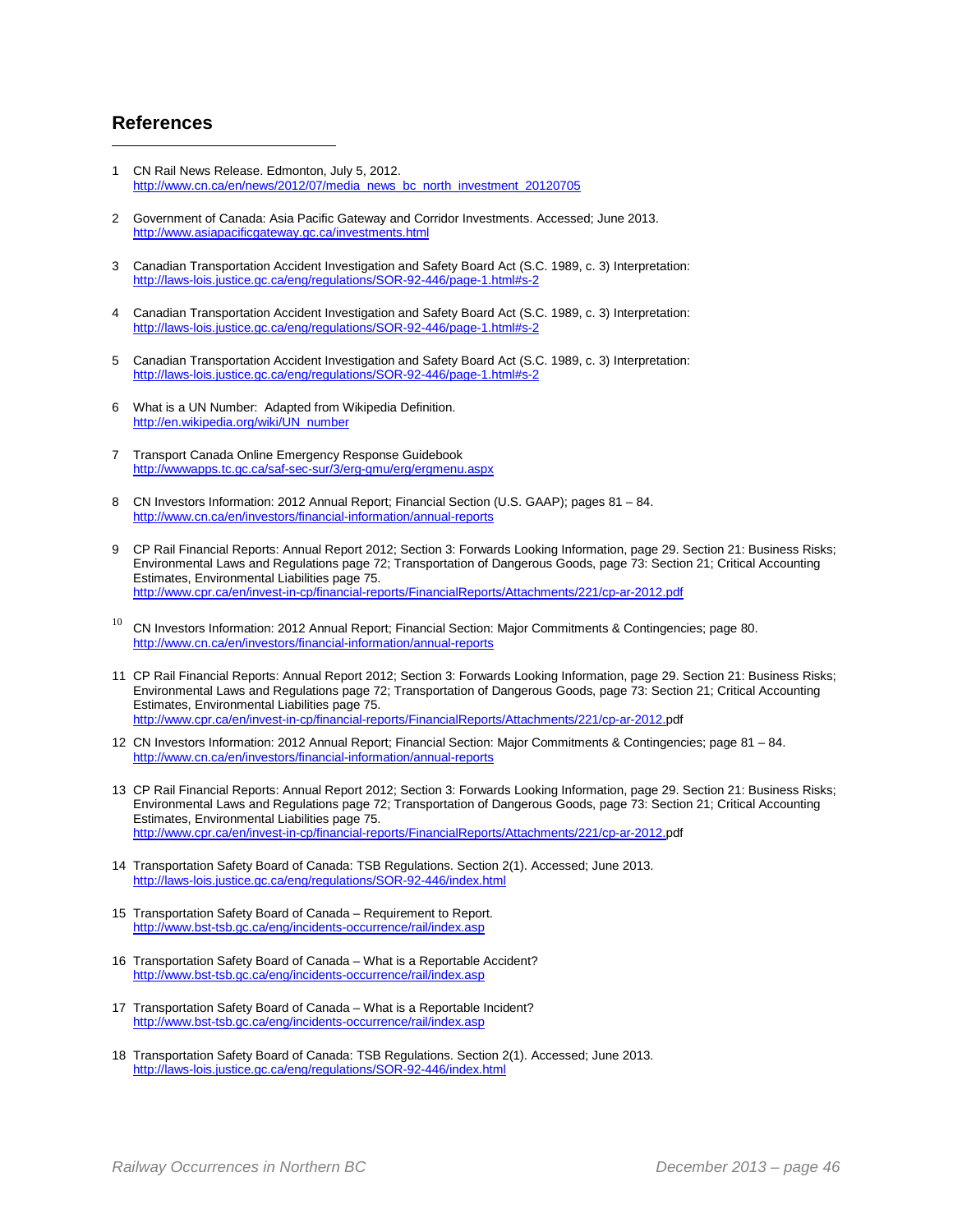## References

1. CN Rail News Release. Edmonton, July 5, 2012. http://www.cn.ca/en/news/2012/07/media_news_bc_north_investment_20120705

2. Government of Canada: Asia Pacific Gateway and Corridor Investments. Accessed; June 2013. http://www.asiapacificgateway.gc.ca/investments.html

3. Canadian Transportation Accident Investigation and Safety Board Act (S.C. 1989, c. 3) Interpretation: http://laws-lois.justice.gc.ca/eng/regulations/SOR-92-446/page-1.html#s-2

4. Canadian Transportation Accident Investigation and Safety Board Act (S.C. 1989, c. 3) Interpretation: http://laws-lois.justice.gc.ca/eng/regulations/SOR-92-446/page-1.html#s-2

5. Canadian Transportation Accident Investigation and Safety Board Act (S.C. 1989, c. 3) Interpretation: http://laws-lois.justice.gc.ca/eng/regulations/SOR-92-446/page-1.html#s-2

6. What is a UN Number: Adapted from Wikipedia Definition. http://en.wikipedia.org/wiki/UN_number

7. Transport Canada Online Emergency Response Guidebook http://wwwapps.tc.gc.ca/saf-sec-sur/3/erg-gmu/erg/ergmenu.aspx

8. CN Investors Information: 2012 Annual Report; Financial Section (U.S. GAAP); pages 81 – 84. http://www.cn.ca/en/investors/financial-information/annual-reports

9. CP Rail Financial Reports: Annual Report 2012; Section 3: Forwards Looking Information, page 29. Section 21: Business Risks; Environmental Laws and Regulations page 72; Transportation of Dangerous Goods, page 73: Section 21; Critical Accounting Estimates, Environmental Liabilities page 75. http://www.cpr.ca/en/invest-in-cp/financial-reports/FinancialReports/Attachments/221/cp-ar-2012.pdf

10. CN Investors Information: 2012 Annual Report; Financial Section: Major Commitments & Contingencies; page 80. http://www.cn.ca/en/investors/financial-information/annual-reports

11. CP Rail Financial Reports: Annual Report 2012; Section 3: Forwards Looking Information, page 29. Section 21: Business Risks; Environmental Laws and Regulations page 72; Transportation of Dangerous Goods, page 73: Section 21; Critical Accounting Estimates, Environmental Liabilities page 75. http://www.cpr.ca/en/invest-in-cp/financial-reports/FinancialReports/Attachments/221/cp-ar-2012.pdf

12. CN Investors Information: 2012 Annual Report; Financial Section: Major Commitments & Contingencies; page 81 – 84. http://www.cn.ca/en/investors/financial-information/annual-reports

13. CP Rail Financial Reports: Annual Report 2012; Section 3: Forwards Looking Information, page 29. Section 21: Business Risks; Environmental Laws and Regulations page 72; Transportation of Dangerous Goods, page 73: Section 21; Critical Accounting Estimates, Environmental Liabilities page 75. http://www.cpr.ca/en/invest-in-cp/financial-reports/FinancialReports/Attachments/221/cp-ar-2012.pdf

14. Transportation Safety Board of Canada: TSB Regulations. Section 2(1). Accessed; June 2013. http://laws-lois.justice.gc.ca/eng/regulations/SOR-92-446/index.html

15. Transportation Safety Board of Canada – Requirement to Report. http://www.bst-tsb.gc.ca/eng/incidents-occurrence/rail/index.asp

16. Transportation Safety Board of Canada – What is a Reportable Accident? http://www.bst-tsb.gc.ca/eng/incidents-occurrence/rail/index.asp

17. Transportation Safety Board of Canada – What is a Reportable Incident? http://www.bst-tsb.gc.ca/eng/incidents-occurrence/rail/index.asp

18. Transportation Safety Board of Canada: TSB Regulations. Section 2(1). Accessed; June 2013. http://laws-lois.justice.gc.ca/eng/regulations/SOR-92-446/index.html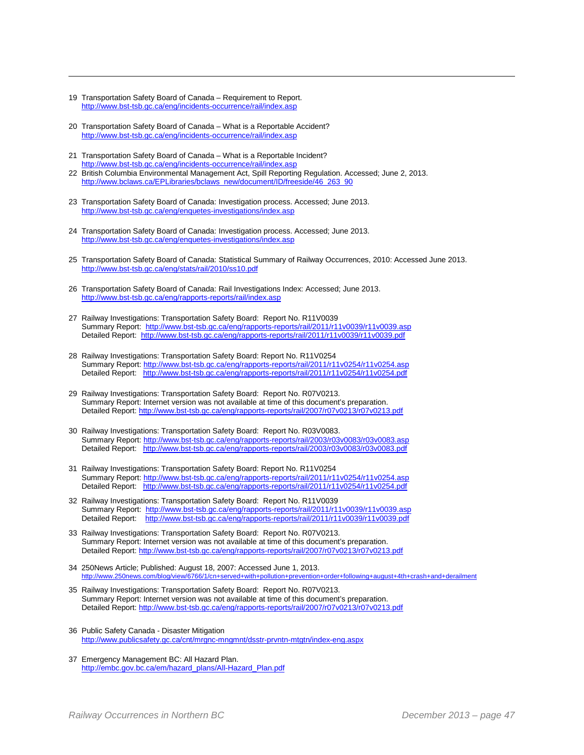19 Transportation Safety Board of Canada – Requirement to Report.
http://www.bst-tsb.gc.ca/eng/incidents-occurrence/rail/index.asp

20 Transportation Safety Board of Canada – What is a Reportable Accident?
http://www.bst-tsb.gc.ca/eng/incidents-occurrence/rail/index.asp

21 Transportation Safety Board of Canada – What is a Reportable Incident?
http://www.bst-tsb.gc.ca/eng/incidents-occurrence/rail/index.asp

22 British Columbia Environmental Management Act, Spill Reporting Regulation. Accessed; June 2, 2013.
http://www.bclaws.ca/EPLibraries/bclaws_new/document/ID/freeside/46_263_90

23 Transportation Safety Board of Canada: Investigation process. Accessed; June 2013.
http://www.bst-tsb.gc.ca/eng/enquetes-investigations/index.asp

24 Transportation Safety Board of Canada: Investigation process. Accessed; June 2013.
http://www.bst-tsb.gc.ca/eng/enquetes-investigations/index.asp

25 Transportation Safety Board of Canada: Statistical Summary of Railway Occurrences, 2010: Accessed June 2013.
http://www.bst-tsb.gc.ca/eng/stats/rail/2010/ss10.pdf

26 Transportation Safety Board of Canada: Rail Investigations Index: Accessed; June 2013.
http://www.bst-tsb.gc.ca/eng/rapports-reports/rail/index.asp

27 Railway Investigations: Transportation Safety Board: Report No. R11V0039
Summary Report: http://www.bst-tsb.gc.ca/eng/rapports-reports/rail/2011/r11v0039/r11v0039.asp
Detailed Report: http://www.bst-tsb.gc.ca/eng/rapports-reports/rail/2011/r11v0039/r11v0039.pdf

28 Railway Investigations: Transportation Safety Board: Report No. R11V0254
Summary Report: http://www.bst-tsb.gc.ca/eng/rapports-reports/rail/2011/r11v0254/r11v0254.asp
Detailed Report: http://www.bst-tsb.gc.ca/eng/rapports-reports/rail/2011/r11v0254/r11v0254.pdf

29 Railway Investigations: Transportation Safety Board: Report No. R07V0213.
Summary Report: Internet version was not available at time of this document's preparation.
Detailed Report: http://www.bst-tsb.gc.ca/eng/rapports-reports/rail/2007/r07v0213/r07v0213.pdf

30 Railway Investigations: Transportation Safety Board: Report No. R03V0083.
Summary Report: http://www.bst-tsb.gc.ca/eng/rapports-reports/rail/2003/r03v0083/r03v0083.asp
Detailed Report: http://www.bst-tsb.gc.ca/eng/rapports-reports/rail/2003/r03v0083/r03v0083.pdf

31 Railway Investigations: Transportation Safety Board: Report No. R11V0254
Summary Report: http://www.bst-tsb.gc.ca/eng/rapports-reports/rail/2011/r11v0254/r11v0254.asp
Detailed Report: http://www.bst-tsb.gc.ca/eng/rapports-reports/rail/2011/r11v0254/r11v0254.pdf

32 Railway Investigations: Transportation Safety Board: Report No. R11V0039
Summary Report: http://www.bst-tsb.gc.ca/eng/rapports-reports/rail/2011/r11v0039/r11v0039.asp
Detailed Report: http://www.bst-tsb.gc.ca/eng/rapports-reports/rail/2011/r11v0039/r11v0039.pdf

33 Railway Investigations: Transportation Safety Board: Report No. R07V0213.
Summary Report: Internet version was not available at time of this document's preparation.
Detailed Report: http://www.bst-tsb.gc.ca/eng/rapports-reports/rail/2007/r07v0213/r07v0213.pdf

34 250News Article; Published: August 18, 2007: Accessed June 1, 2013.
http://www.250news.com/blog/view/6766/1/cn+served+with+pollution+prevention+order+following+august+4th+crash+and+derailment

35 Railway Investigations: Transportation Safety Board: Report No. R07V0213.
Summary Report: Internet version was not available at time of this document's preparation.
Detailed Report: http://www.bst-tsb.gc.ca/eng/rapports-reports/rail/2007/r07v0213/r07v0213.pdf

36 Public Safety Canada - Disaster Mitigation
http://www.publicsafety.gc.ca/cnt/mrgnc-mngmnt/dsstr-prvntn-mtgtn/index-eng.aspx

37 Emergency Management BC: All Hazard Plan.
http://embc.gov.bc.ca/em/hazard_plans/All-Hazard_Plan.pdf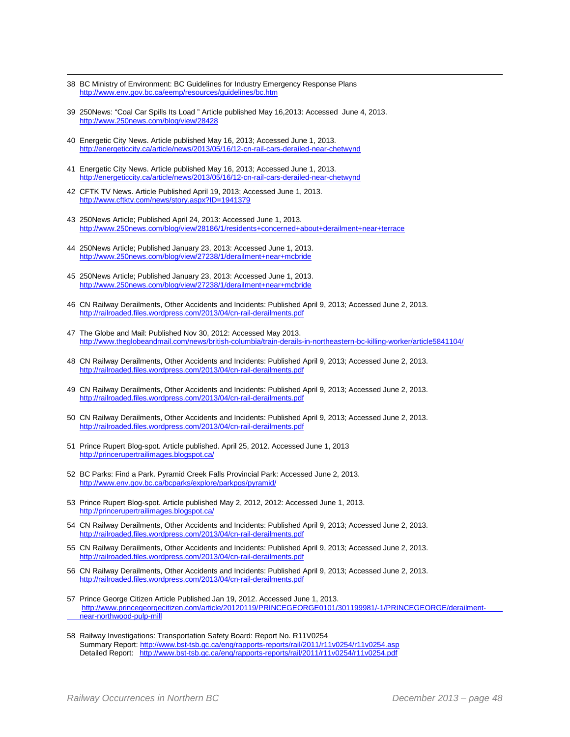38 BC Ministry of Environment: BC Guidelines for Industry Emergency Response Plans
http://www.env.gov.bc.ca/eemp/resources/guidelines/bc.htm

39 250News: "Coal Car Spills Its Load " Article published May 16,2013: Accessed June 4, 2013.
http://www.250news.com/blog/view/28428

40 Energetic City News. Article published May 16, 2013; Accessed June 1, 2013.
http://energeticcity.ca/article/news/2013/05/16/12-cn-rail-cars-derailed-near-chetwynd

41 Energetic City News. Article published May 16, 2013; Accessed June 1, 2013.
http://energeticcity.ca/article/news/2013/05/16/12-cn-rail-cars-derailed-near-chetwynd

42 CFTK TV News. Article Published April 19, 2013; Accessed June 1, 2013.
http://www.cftktv.com/news/story.aspx?ID=1941379

43 250News Article; Published April 24, 2013: Accessed June 1, 2013.
http://www.250news.com/blog/view/28186/1/residents+concerned+about+derailment+near+terrace

44 250News Article; Published January 23, 2013: Accessed June 1, 2013.
http://www.250news.com/blog/view/27238/1/derailment+near+mcbride

45 250News Article; Published January 23, 2013: Accessed June 1, 2013.
http://www.250news.com/blog/view/27238/1/derailment+near+mcbride

46 CN Railway Derailments, Other Accidents and Incidents: Published April 9, 2013; Accessed June 2, 2013.
http://railroaded.files.wordpress.com/2013/04/cn-rail-derailments.pdf

47 The Globe and Mail: Published Nov 30, 2012: Accessed May 2013.
http://www.theglobeandmail.com/news/british-columbia/train-derails-in-northeastern-bc-killing-worker/article5841104/

48 CN Railway Derailments, Other Accidents and Incidents: Published April 9, 2013; Accessed June 2, 2013.
http://railroaded.files.wordpress.com/2013/04/cn-rail-derailments.pdf

49 CN Railway Derailments, Other Accidents and Incidents: Published April 9, 2013; Accessed June 2, 2013.
http://railroaded.files.wordpress.com/2013/04/cn-rail-derailments.pdf

50 CN Railway Derailments, Other Accidents and Incidents: Published April 9, 2013; Accessed June 2, 2013.
http://railroaded.files.wordpress.com/2013/04/cn-rail-derailments.pdf

51 Prince Rupert Blog-spot. Article published. April 25, 2012. Accessed June 1, 2013
http://princerupertrailimages.blogspot.ca/

52 BC Parks: Find a Park. Pyramid Creek Falls Provincial Park: Accessed June 2, 2013.
http://www.env.gov.bc.ca/bcparks/explore/parkpgs/pyramid/

53 Prince Rupert Blog-spot. Article published May 2, 2012, 2012: Accessed June 1, 2013.
http://princerupertrailimages.blogspot.ca/

54 CN Railway Derailments, Other Accidents and Incidents: Published April 9, 2013; Accessed June 2, 2013.
http://railroaded.files.wordpress.com/2013/04/cn-rail-derailments.pdf

55 CN Railway Derailments, Other Accidents and Incidents: Published April 9, 2013; Accessed June 2, 2013.
http://railroaded.files.wordpress.com/2013/04/cn-rail-derailments.pdf

56 CN Railway Derailments, Other Accidents and Incidents: Published April 9, 2013; Accessed June 2, 2013.
http://railroaded.files.wordpress.com/2013/04/cn-rail-derailments.pdf

57 Prince George Citizen Article Published Jan 19, 2012. Accessed June 1, 2013.
http://www.princegeorgecitizen.com/article/20120119/PRINCEGEORGE0101/301199981/-1/PRINCEGEORGE/derailment-near-northwood-pulp-mill

58 Railway Investigations: Transportation Safety Board: Report No. R11V0254
Summary Report: http://www.bst-tsb.gc.ca/eng/rapports-reports/rail/2011/r11v0254/r11v0254.asp
Detailed Report: http://www.bst-tsb.gc.ca/eng/rapports-reports/rail/2011/r11v0254/r11v0254.pdf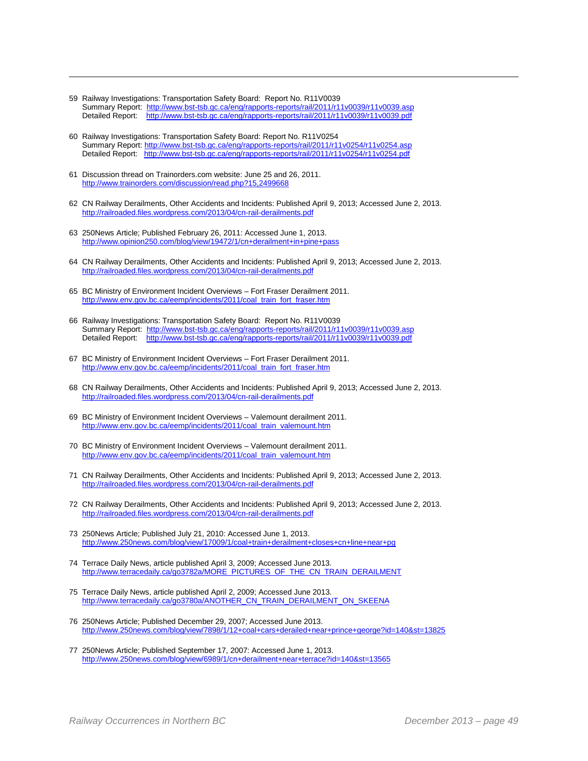59 Railway Investigations: Transportation Safety Board: Report No. R11V0039
Summary Report: http://www.bst-tsb.gc.ca/eng/rapports-reports/rail/2011/r11v0039/r11v0039.asp
Detailed Report: http://www.bst-tsb.gc.ca/eng/rapports-reports/rail/2011/r11v0039/r11v0039.pdf

60 Railway Investigations: Transportation Safety Board: Report No. R11V0254
Summary Report: http://www.bst-tsb.gc.ca/eng/rapports-reports/rail/2011/r11v0254/r11v0254.asp
Detailed Report: http://www.bst-tsb.gc.ca/eng/rapports-reports/rail/2011/r11v0254/r11v0254.pdf

61 Discussion thread on Trainorders.com website: June 25 and 26, 2011.
http://www.trainorders.com/discussion/read.php?15,2499668

62 CN Railway Derailments, Other Accidents and Incidents: Published April 9, 2013; Accessed June 2, 2013.
http://railroaded.files.wordpress.com/2013/04/cn-rail-derailments.pdf

63 250News Article; Published February 26, 2011: Accessed June 1, 2013.
http://www.opinion250.com/blog/view/19472/1/cn+derailment+in+pine+pass

64 CN Railway Derailments, Other Accidents and Incidents: Published April 9, 2013; Accessed June 2, 2013.
http://railroaded.files.wordpress.com/2013/04/cn-rail-derailments.pdf

65 BC Ministry of Environment Incident Overviews – Fort Fraser Derailment 2011.
http://www.env.gov.bc.ca/eemp/incidents/2011/coal_train_fort_fraser.htm

66 Railway Investigations: Transportation Safety Board: Report No. R11V0039
Summary Report: http://www.bst-tsb.gc.ca/eng/rapports-reports/rail/2011/r11v0039/r11v0039.asp
Detailed Report: http://www.bst-tsb.gc.ca/eng/rapports-reports/rail/2011/r11v0039/r11v0039.pdf

67 BC Ministry of Environment Incident Overviews – Fort Fraser Derailment 2011.
http://www.env.gov.bc.ca/eemp/incidents/2011/coal_train_fort_fraser.htm

68 CN Railway Derailments, Other Accidents and Incidents: Published April 9, 2013; Accessed June 2, 2013.
http://railroaded.files.wordpress.com/2013/04/cn-rail-derailments.pdf

69 BC Ministry of Environment Incident Overviews – Valemount derailment 2011.
http://www.env.gov.bc.ca/eemp/incidents/2011/coal_train_valemount.htm

70 BC Ministry of Environment Incident Overviews – Valemount derailment 2011.
http://www.env.gov.bc.ca/eemp/incidents/2011/coal_train_valemount.htm

71 CN Railway Derailments, Other Accidents and Incidents: Published April 9, 2013; Accessed June 2, 2013.
http://railroaded.files.wordpress.com/2013/04/cn-rail-derailments.pdf

72 CN Railway Derailments, Other Accidents and Incidents: Published April 9, 2013; Accessed June 2, 2013.
http://railroaded.files.wordpress.com/2013/04/cn-rail-derailments.pdf

73 250News Article; Published July 21, 2010: Accessed June 1, 2013.
http://www.250news.com/blog/view/17009/1/coal+train+derailment+closes+cn+line+near+pg

74 Terrace Daily News, article published April 3, 2009; Accessed June 2013.
http://www.terracedaily.ca/go3782a/MORE_PICTURES_OF_THE_CN_TRAIN_DERAILMENT

75 Terrace Daily News, article published April 2, 2009; Accessed June 2013.
http://www.terracedaily.ca/go3780a/ANOTHER_CN_TRAIN_DERAILMENT_ON_SKEENA

76 250News Article; Published December 29, 2007; Accessed June 2013.
http://www.250news.com/blog/view/7898/1/12+coal+cars+derailed+near+prince+george?id=140&st=13825

77 250News Article; Published September 17, 2007: Accessed June 1, 2013.
http://www.250news.com/blog/view/6989/1/cn+derailment+near+terrace?id=140&st=13565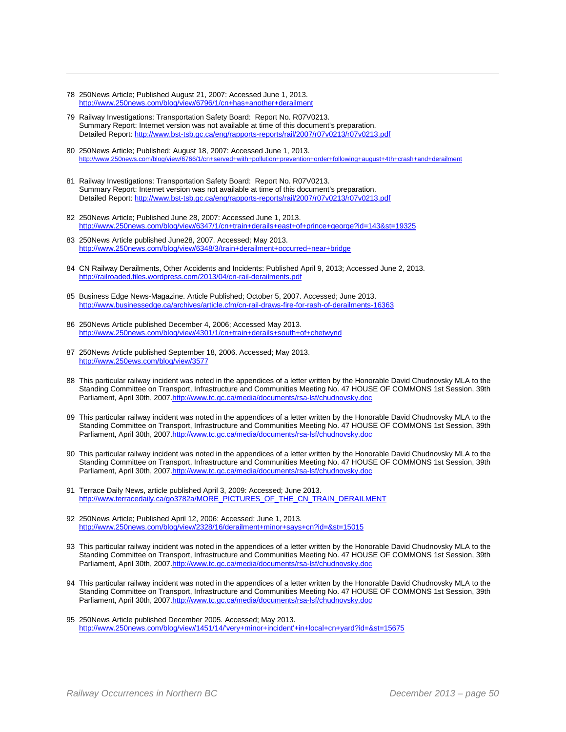78 250News Article; Published August 21, 2007: Accessed June 1, 2013.
http://www.250news.com/blog/view/6796/1/cn+has+another+derailment

79 Railway Investigations: Transportation Safety Board: Report No. R07V0213.
Summary Report: Internet version was not available at time of this document's preparation.
Detailed Report: http://www.bst-tsb.gc.ca/eng/rapports-reports/rail/2007/r07v0213/r07v0213.pdf

80 250News Article; Published: August 18, 2007: Accessed June 1, 2013.
http://www.250news.com/blog/view/6766/1/cn+served+with+pollution+prevention+order+following+august+4th+crash+and+derailment

81 Railway Investigations: Transportation Safety Board: Report No. R07V0213.
Summary Report: Internet version was not available at time of this document's preparation.
Detailed Report: http://www.bst-tsb.gc.ca/eng/rapports-reports/rail/2007/r07v0213/r07v0213.pdf

82 250News Article; Published June 28, 2007: Accessed June 1, 2013.
http://www.250news.com/blog/view/6347/1/cn+train+derails+east+of+prince+george?id=143&st=19325

83 250News Article published June28, 2007. Accessed; May 2013.
http://www.250news.com/blog/view/6348/3/train+derailment+occurred+near+bridge

84 CN Railway Derailments, Other Accidents and Incidents: Published April 9, 2013; Accessed June 2, 2013.
http://railroaded.files.wordpress.com/2013/04/cn-rail-derailments.pdf

85 Business Edge News-Magazine. Article Published; October 5, 2007. Accessed; June 2013.
http://www.businessedge.ca/archives/article.cfm/cn-rail-draws-fire-for-rash-of-derailments-16363

86 250News Article published December 4, 2006; Accessed May 2013.
http://www.250news.com/blog/view/4301/1/cn+train+derails+south+of+chetwynd

87 250News Article published September 18, 2006. Accessed; May 2013.
http://www.250ews.com/blog/view/3577

88 This particular railway incident was noted in the appendices of a letter written by the Honorable David Chudnovsky MLA to the Standing Committee on Transport, Infrastructure and Communities Meeting No. 47 HOUSE OF COMMONS 1st Session, 39th Parliament, April 30th, 2007.http://www.tc.gc.ca/media/documents/rsa-lsf/chudnovsky.doc

89 This particular railway incident was noted in the appendices of a letter written by the Honorable David Chudnovsky MLA to the Standing Committee on Transport, Infrastructure and Communities Meeting No. 47 HOUSE OF COMMONS 1st Session, 39th Parliament, April 30th, 2007.http://www.tc.gc.ca/media/documents/rsa-lsf/chudnovsky.doc

90 This particular railway incident was noted in the appendices of a letter written by the Honorable David Chudnovsky MLA to the Standing Committee on Transport, Infrastructure and Communities Meeting No. 47 HOUSE OF COMMONS 1st Session, 39th Parliament, April 30th, 2007.http://www.tc.gc.ca/media/documents/rsa-lsf/chudnovsky.doc

91 Terrace Daily News, article published April 3, 2009: Accessed; June 2013.
http://www.terracedaily.ca/go3782a/MORE_PICTURES_OF_THE_CN_TRAIN_DERAILMENT

92 250News Article; Published April 12, 2006: Accessed; June 1, 2013.
http://www.250news.com/blog/view/2328/16/derailment+minor+says+cn?id=&st=15015

93 This particular railway incident was noted in the appendices of a letter written by the Honorable David Chudnovsky MLA to the Standing Committee on Transport, Infrastructure and Communities Meeting No. 47 HOUSE OF COMMONS 1st Session, 39th Parliament, April 30th, 2007.http://www.tc.gc.ca/media/documents/rsa-lsf/chudnovsky.doc

94 This particular railway incident was noted in the appendices of a letter written by the Honorable David Chudnovsky MLA to the Standing Committee on Transport, Infrastructure and Communities Meeting No. 47 HOUSE OF COMMONS 1st Session, 39th Parliament, April 30th, 2007.http://www.tc.gc.ca/media/documents/rsa-lsf/chudnovsky.doc

95 250News Article published December 2005. Accessed; May 2013.
http://www.250news.com/blog/view/1451/14/'very+minor+incident'+in+local+cn+yard?id=&st=15675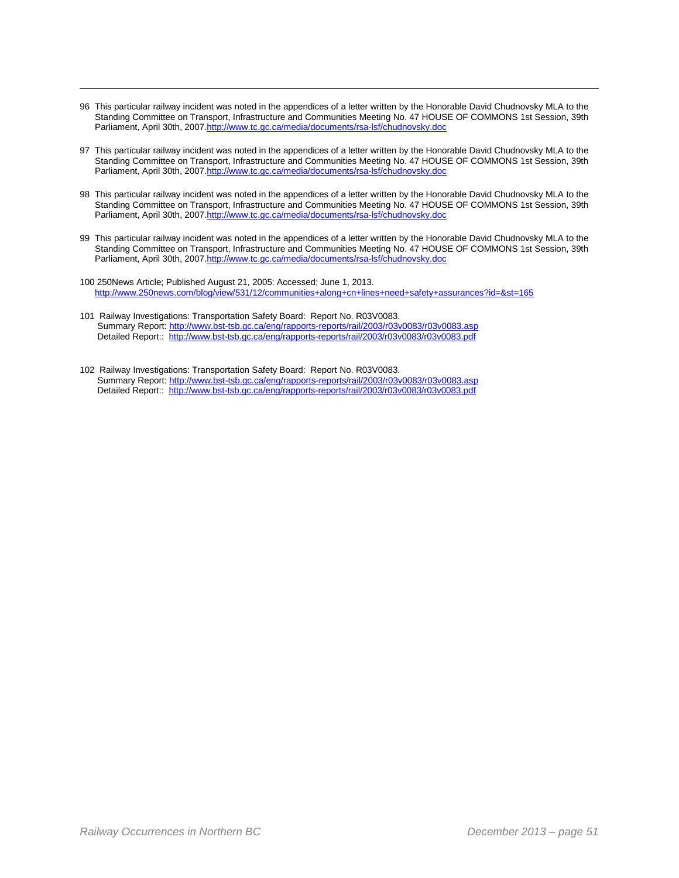96 This particular railway incident was noted in the appendices of a letter written by the Honorable David Chudnovsky MLA to the Standing Committee on Transport, Infrastructure and Communities Meeting No. 47 HOUSE OF COMMONS 1st Session, 39th Parliament, April 30th, 2007.http://www.tc.gc.ca/media/documents/rsa-lsf/chudnovsky.doc

97 This particular railway incident was noted in the appendices of a letter written by the Honorable David Chudnovsky MLA to the Standing Committee on Transport, Infrastructure and Communities Meeting No. 47 HOUSE OF COMMONS 1st Session, 39th Parliament, April 30th, 2007.http://www.tc.gc.ca/media/documents/rsa-lsf/chudnovsky.doc

98 This particular railway incident was noted in the appendices of a letter written by the Honorable David Chudnovsky MLA to the Standing Committee on Transport, Infrastructure and Communities Meeting No. 47 HOUSE OF COMMONS 1st Session, 39th Parliament, April 30th, 2007.http://www.tc.gc.ca/media/documents/rsa-lsf/chudnovsky.doc

99 This particular railway incident was noted in the appendices of a letter written by the Honorable David Chudnovsky MLA to the Standing Committee on Transport, Infrastructure and Communities Meeting No. 47 HOUSE OF COMMONS 1st Session, 39th Parliament, April 30th, 2007.http://www.tc.gc.ca/media/documents/rsa-lsf/chudnovsky.doc

100 250News Article; Published August 21, 2005: Accessed; June 1, 2013.
http://www.250news.com/blog/view/531/12/communities+along+cn+lines+need+safety+assurances?id=&st=165

101 Railway Investigations: Transportation Safety Board: Report No. R03V0083.
Summary Report: http://www.bst-tsb.gc.ca/eng/rapports-reports/rail/2003/r03v0083/r03v0083.asp
Detailed Report:: http://www.bst-tsb.gc.ca/eng/rapports-reports/rail/2003/r03v0083/r03v0083.pdf

102 Railway Investigations: Transportation Safety Board: Report No. R03V0083.
Summary Report: http://www.bst-tsb.gc.ca/eng/rapports-reports/rail/2003/r03v0083/r03v0083.asp
Detailed Report:: http://www.bst-tsb.gc.ca/eng/rapports-reports/rail/2003/r03v0083/r03v0083.pdf